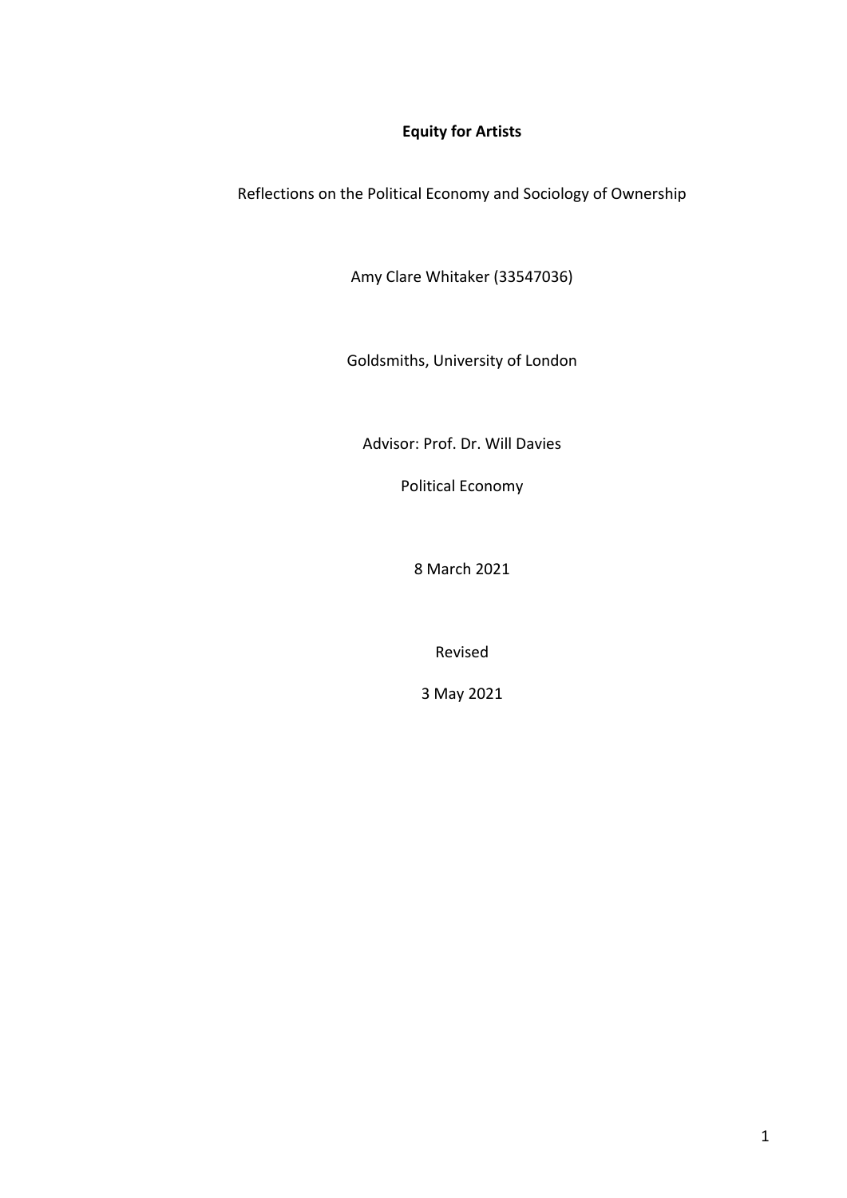**Equity for Artists**

Reflections on the Political Economy and Sociology of Ownership

Amy Clare Whitaker (33547036)

Goldsmiths, University of London

Advisor: Prof. Dr. Will Davies

Political Economy

8 March 2021

Revised

3 May 2021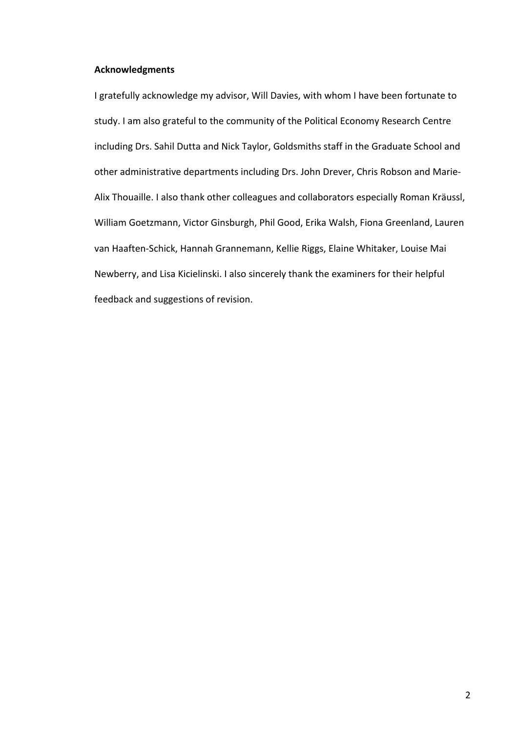**Acknowledgments**

I gratefully acknowledge my advisor, Will Davies, with whom I have been fortunate to study. I am also grateful to the community of the Political Economy Research Centre including Drs. Sahil Dutta and Nick Taylor, Goldsmiths staff in the Graduate School and other administrative departments including Drs. John Drever, Chris Robson and Marie-Alix Thouaille. I also thank other colleagues and collaborators especially Roman Kräussl, William Goetzmann, Victor Ginsburgh, Phil Good, Erika Walsh, Fiona Greenland, Lauren van Haaften-Schick, Hannah Grannemann, Kellie Riggs, Elaine Whitaker, Louise Mai Newberry, and Lisa Kicielinski. I also sincerely thank the examiners for their helpful feedback and suggestions of revision.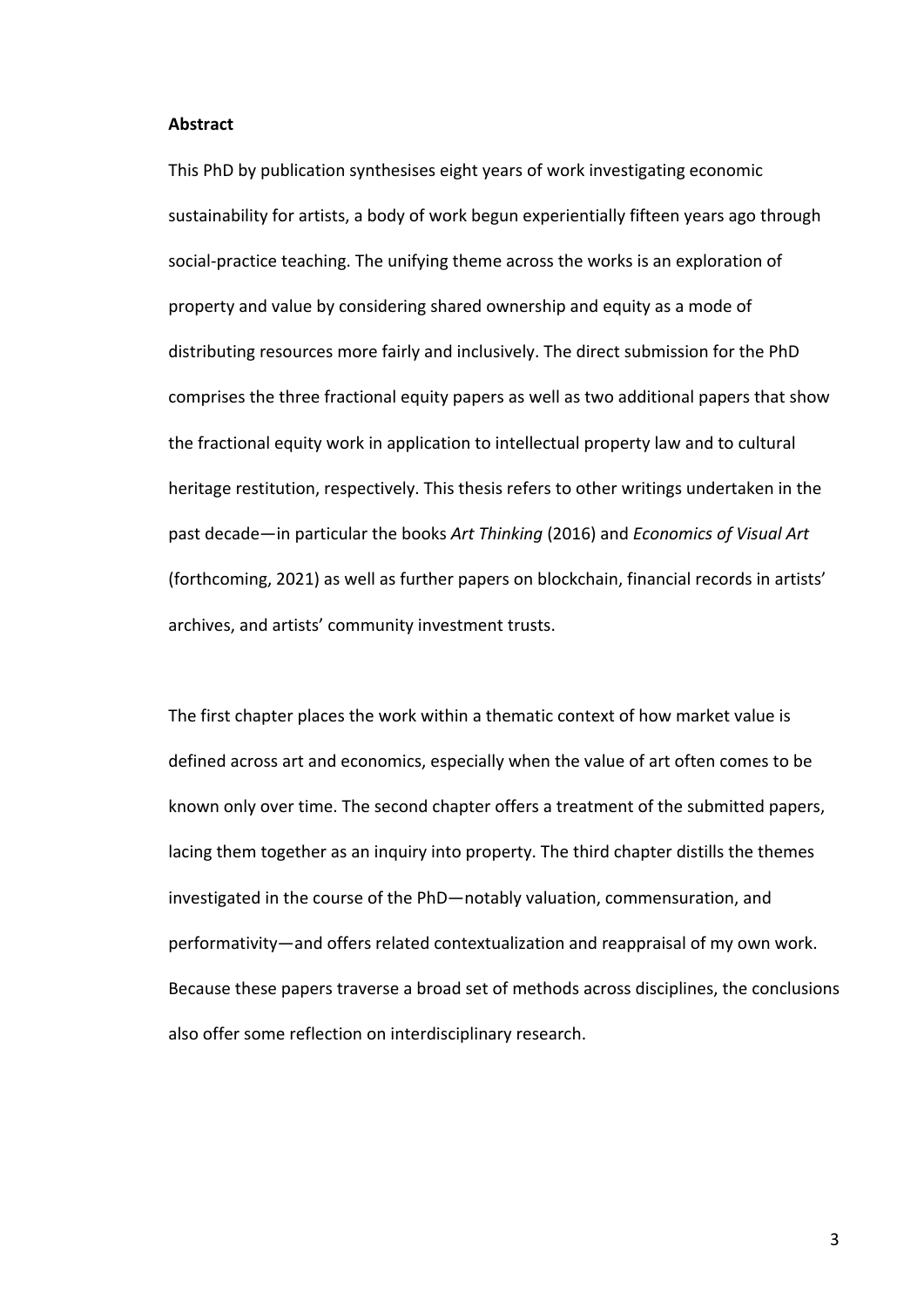**Abstract**

This PhD by publication synthesises eight years of work investigating economic sustainability for artists, a body of work begun experientially fifteen years ago through social-practice teaching. The unifying theme across the works is an exploration of property and value by considering shared ownership and equity as a mode of distributing resources more fairly and inclusively. The direct submission for the PhD comprises the three fractional equity papers as well as two additional papers that show the fractional equity work in application to intellectual property law and to cultural heritage restitution, respectively. This thesis refers to other writings undertaken in the past decade—in particular the books *Art Thinking* (2016) and *Economics of Visual Art* (forthcoming, 2021) as well as further papers on blockchain, financial records in artists' archives, and artists' community investment trusts.

The first chapter places the work within a thematic context of how market value is defined across art and economics, especially when the value of art often comes to be known only over time. The second chapter offers a treatment of the submitted papers, lacing them together as an inquiry into property. The third chapter distills the themes investigated in the course of the PhD—notably valuation, commensuration, and performativity—and offers related contextualization and reappraisal of my own work. Because these papers traverse a broad set of methods across disciplines, the conclusions also offer some reflection on interdisciplinary research.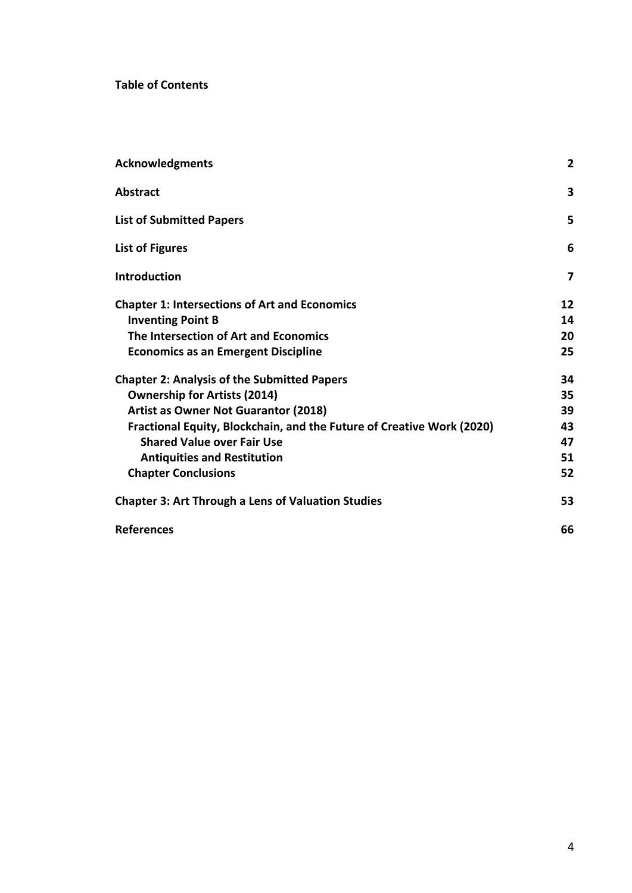**Table of Contents**

| | |
|---|---|
| **Acknowledgments** | **2** |
| **Abstract** | **3** |
| **List of Submitted Papers** | **5** |
| **List of Figures** | **6** |
| **Introduction** | **7** |
| **Chapter 1: Intersections of Art and Economics** | **12** |
| **Inventing Point B** | **14** |
| **The Intersection of Art and Economics** | **20** |
| **Economics as an Emergent Discipline** | **25** |
| **Chapter 2: Analysis of the Submitted Papers** | **34** |
| **Ownership for Artists (2014)** | **35** |
| **Artist as Owner Not Guarantor (2018)** | **39** |
| **Fractional Equity, Blockchain, and the Future of Creative Work (2020)** | **43** |
| **Shared Value over Fair Use** | **47** |
| **Antiquities and Restitution** | **51** |
| **Chapter Conclusions** | **52** |
| **Chapter 3: Art Through a Lens of Valuation Studies** | **53** |
| **References** | **66** |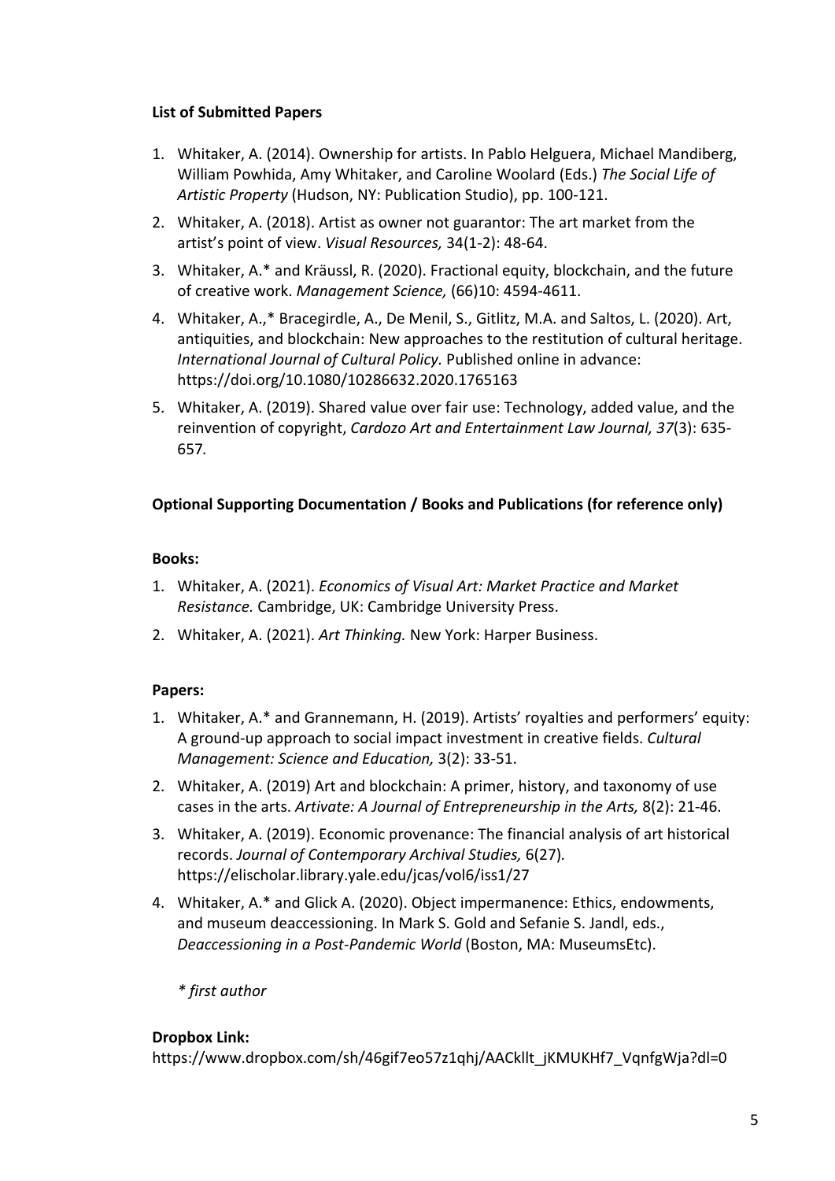**List of Submitted Papers**

1. Whitaker, A. (2014). Ownership for artists. In Pablo Helguera, Michael Mandiberg, William Powhida, Amy Whitaker, and Caroline Woolard (Eds.) *The Social Life of Artistic Property* (Hudson, NY: Publication Studio), pp. 100-121.
2. Whitaker, A. (2018). Artist as owner not guarantor: The art market from the artist's point of view. *Visual Resources,* 34(1-2): 48-64.
3. Whitaker, A.* and Kräussl, R. (2020). Fractional equity, blockchain, and the future of creative work. *Management Science,* (66)10: 4594-4611.
4. Whitaker, A.,* Bracegirdle, A., De Menil, S., Gitlitz, M.A. and Saltos, L. (2020). Art, antiquities, and blockchain: New approaches to the restitution of cultural heritage. *International Journal of Cultural Policy.* Published online in advance: https://doi.org/10.1080/10286632.2020.1765163
5. Whitaker, A. (2019). Shared value over fair use: Technology, added value, and the reinvention of copyright, *Cardozo Art and Entertainment Law Journal, 37*(3): 635-657.

**Optional Supporting Documentation / Books and Publications (for reference only)**

**Books:**

1. Whitaker, A. (2021). *Economics of Visual Art: Market Practice and Market Resistance.* Cambridge, UK: Cambridge University Press.
2. Whitaker, A. (2021). *Art Thinking.* New York: Harper Business.

**Papers:**

1. Whitaker, A.* and Grannemann, H. (2019). Artists' royalties and performers' equity: A ground-up approach to social impact investment in creative fields. *Cultural Management: Science and Education,* 3(2): 33-51.
2. Whitaker, A. (2019) Art and blockchain: A primer, history, and taxonomy of use cases in the arts. *Artivate: A Journal of Entrepreneurship in the Arts,* 8(2): 21-46.
3. Whitaker, A. (2019). Economic provenance: The financial analysis of art historical records. *Journal of Contemporary Archival Studies,* 6(27). https://elischolar.library.yale.edu/jcas/vol6/iss1/27
4. Whitaker, A.* and Glick A. (2020). Object impermanence: Ethics, endowments, and museum deaccessioning. In Mark S. Gold and Sefanie S. Jandl, eds., *Deaccessioning in a Post-Pandemic World* (Boston, MA: MuseumsEtc).

*\* first author*

**Dropbox Link:**
https://www.dropbox.com/sh/46gif7eo57z1qhj/AACkllt_jKMUKHf7_VqnfgWja?dl=0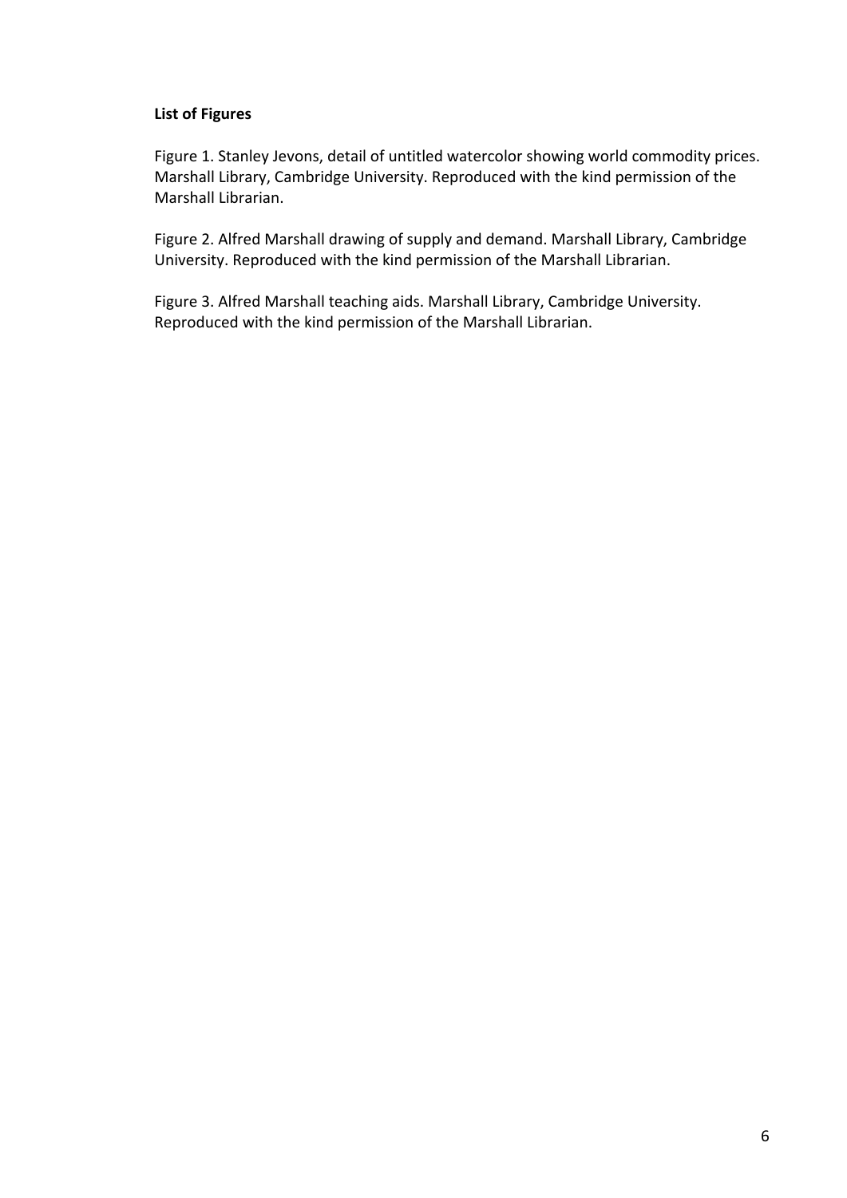**List of Figures**

Figure 1. Stanley Jevons, detail of untitled watercolor showing world commodity prices. Marshall Library, Cambridge University. Reproduced with the kind permission of the Marshall Librarian.

Figure 2. Alfred Marshall drawing of supply and demand. Marshall Library, Cambridge University. Reproduced with the kind permission of the Marshall Librarian.

Figure 3. Alfred Marshall teaching aids. Marshall Library, Cambridge University. Reproduced with the kind permission of the Marshall Librarian.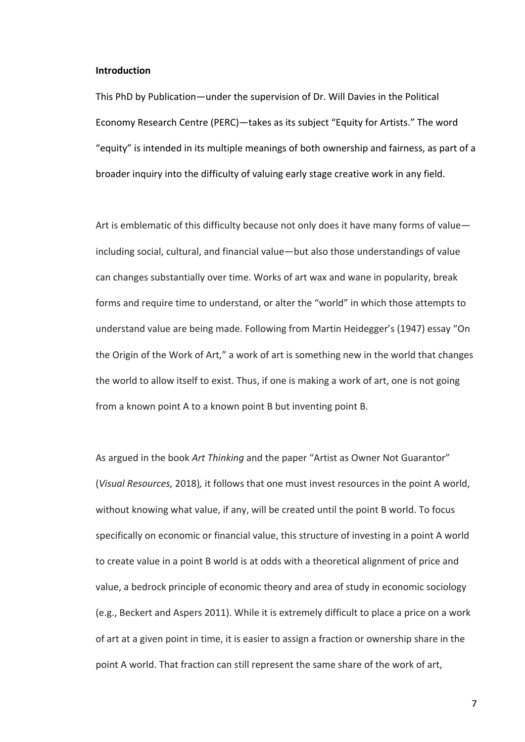**Introduction**

This PhD by Publication—under the supervision of Dr. Will Davies in the Political Economy Research Centre (PERC)—takes as its subject "Equity for Artists." The word "equity" is intended in its multiple meanings of both ownership and fairness, as part of a broader inquiry into the difficulty of valuing early stage creative work in any field.

Art is emblematic of this difficulty because not only does it have many forms of value—including social, cultural, and financial value—but also those understandings of value can changes substantially over time. Works of art wax and wane in popularity, break forms and require time to understand, or alter the "world" in which those attempts to understand value are being made. Following from Martin Heidegger's (1947) essay "On the Origin of the Work of Art," a work of art is something new in the world that changes the world to allow itself to exist. Thus, if one is making a work of art, one is not going from a known point A to a known point B but inventing point B.

As argued in the book *Art Thinking* and the paper "Artist as Owner Not Guarantor" (*Visual Resources,* 2018)*,* it follows that one must invest resources in the point A world, without knowing what value, if any, will be created until the point B world. To focus specifically on economic or financial value, this structure of investing in a point A world to create value in a point B world is at odds with a theoretical alignment of price and value, a bedrock principle of economic theory and area of study in economic sociology (e.g., Beckert and Aspers 2011). While it is extremely difficult to place a price on a work of art at a given point in time, it is easier to assign a fraction or ownership share in the point A world. That fraction can still represent the same share of the work of art,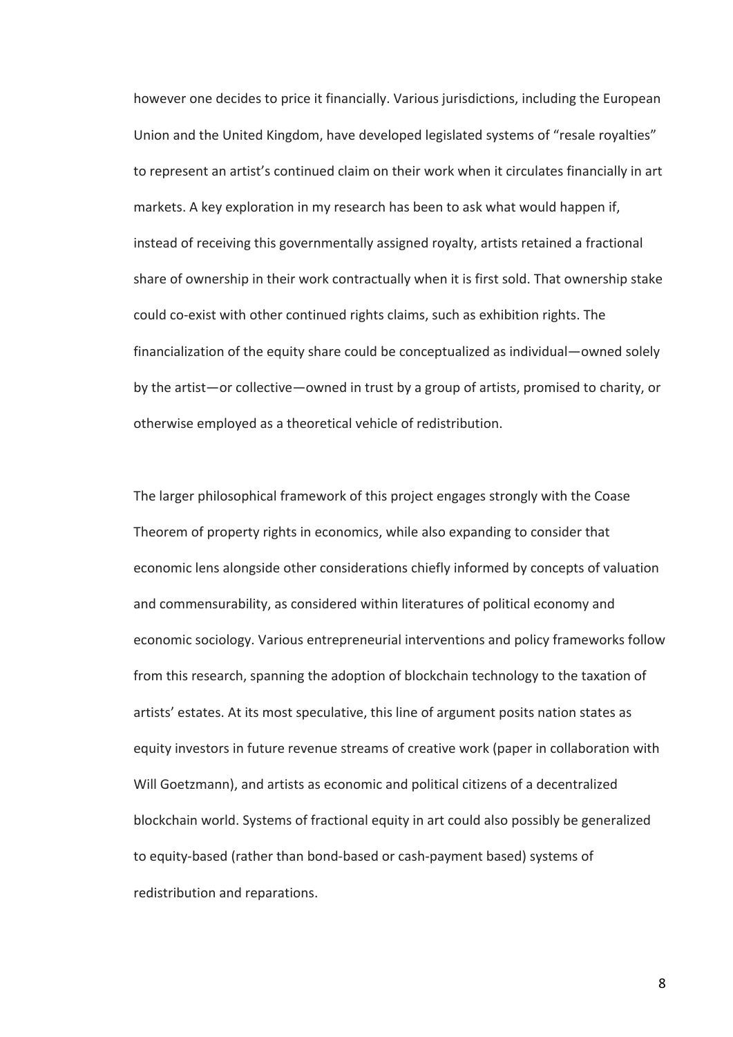however one decides to price it financially. Various jurisdictions, including the European Union and the United Kingdom, have developed legislated systems of "resale royalties" to represent an artist's continued claim on their work when it circulates financially in art markets. A key exploration in my research has been to ask what would happen if, instead of receiving this governmentally assigned royalty, artists retained a fractional share of ownership in their work contractually when it is first sold. That ownership stake could co-exist with other continued rights claims, such as exhibition rights. The financialization of the equity share could be conceptualized as individual—owned solely by the artist—or collective—owned in trust by a group of artists, promised to charity, or otherwise employed as a theoretical vehicle of redistribution.

The larger philosophical framework of this project engages strongly with the Coase Theorem of property rights in economics, while also expanding to consider that economic lens alongside other considerations chiefly informed by concepts of valuation and commensurability, as considered within literatures of political economy and economic sociology. Various entrepreneurial interventions and policy frameworks follow from this research, spanning the adoption of blockchain technology to the taxation of artists' estates. At its most speculative, this line of argument posits nation states as equity investors in future revenue streams of creative work (paper in collaboration with Will Goetzmann), and artists as economic and political citizens of a decentralized blockchain world. Systems of fractional equity in art could also possibly be generalized to equity-based (rather than bond-based or cash-payment based) systems of redistribution and reparations.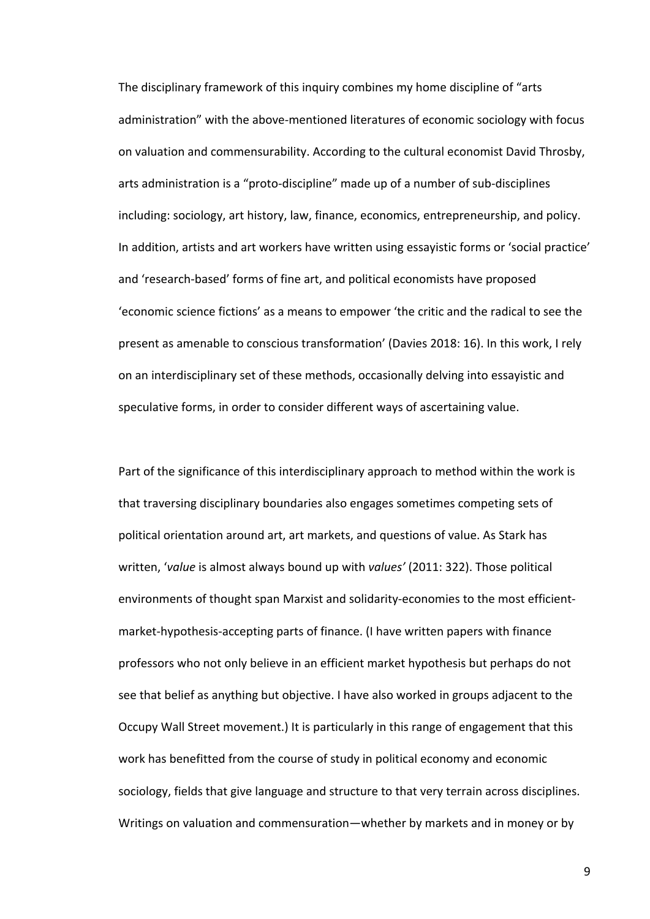The disciplinary framework of this inquiry combines my home discipline of "arts administration" with the above-mentioned literatures of economic sociology with focus on valuation and commensurability. According to the cultural economist David Throsby, arts administration is a "proto-discipline" made up of a number of sub-disciplines including: sociology, art history, law, finance, economics, entrepreneurship, and policy. In addition, artists and art workers have written using essayistic forms or 'social practice' and 'research-based' forms of fine art, and political economists have proposed 'economic science fictions' as a means to empower 'the critic and the radical to see the present as amenable to conscious transformation' (Davies 2018: 16). In this work, I rely on an interdisciplinary set of these methods, occasionally delving into essayistic and speculative forms, in order to consider different ways of ascertaining value.

Part of the significance of this interdisciplinary approach to method within the work is that traversing disciplinary boundaries also engages sometimes competing sets of political orientation around art, art markets, and questions of value. As Stark has written, '*value* is almost always bound up with *values'* (2011: 322). Those political environments of thought span Marxist and solidarity-economies to the most efficient-market-hypothesis-accepting parts of finance. (I have written papers with finance professors who not only believe in an efficient market hypothesis but perhaps do not see that belief as anything but objective. I have also worked in groups adjacent to the Occupy Wall Street movement.) It is particularly in this range of engagement that this work has benefitted from the course of study in political economy and economic sociology, fields that give language and structure to that very terrain across disciplines. Writings on valuation and commensuration—whether by markets and in money or by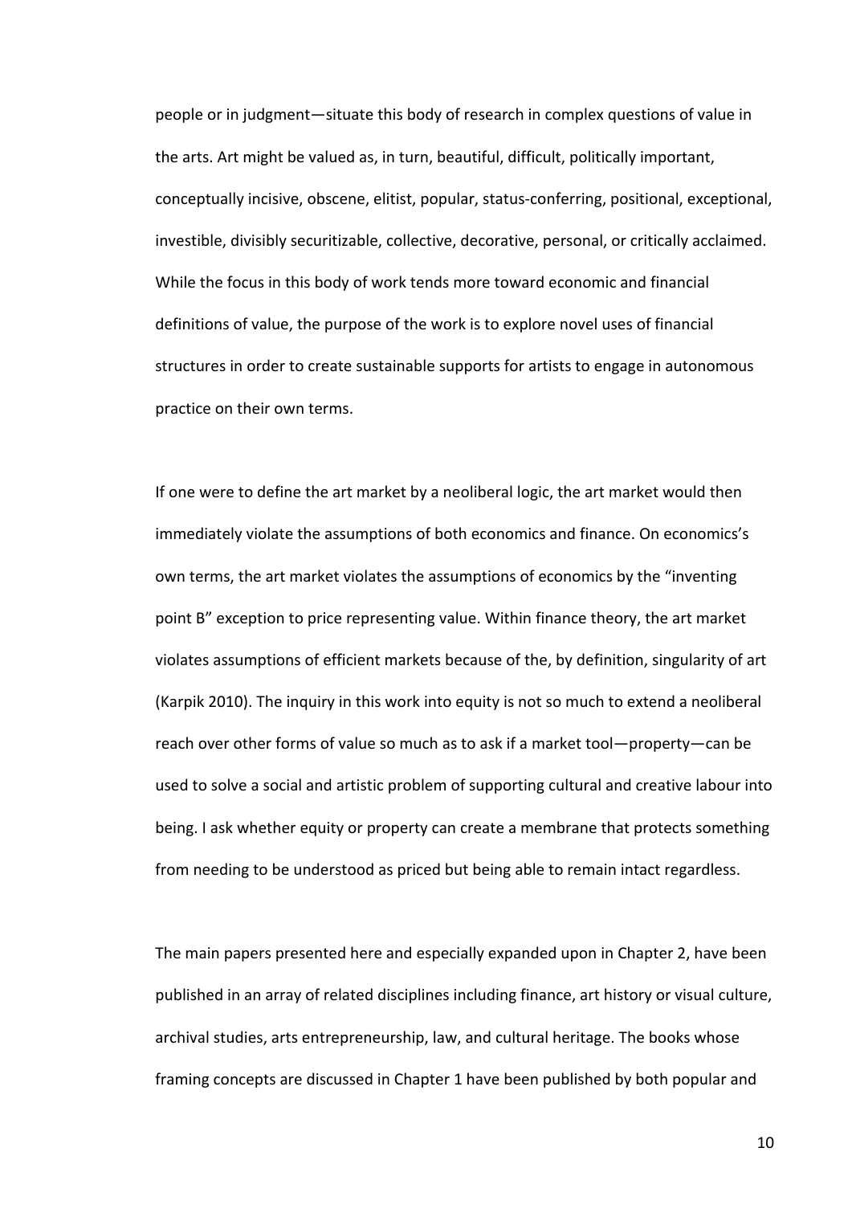people or in judgment—situate this body of research in complex questions of value in the arts. Art might be valued as, in turn, beautiful, difficult, politically important, conceptually incisive, obscene, elitist, popular, status-conferring, positional, exceptional, investible, divisibly securitizable, collective, decorative, personal, or critically acclaimed. While the focus in this body of work tends more toward economic and financial definitions of value, the purpose of the work is to explore novel uses of financial structures in order to create sustainable supports for artists to engage in autonomous practice on their own terms.

If one were to define the art market by a neoliberal logic, the art market would then immediately violate the assumptions of both economics and finance. On economics's own terms, the art market violates the assumptions of economics by the "inventing point B" exception to price representing value. Within finance theory, the art market violates assumptions of efficient markets because of the, by definition, singularity of art (Karpik 2010). The inquiry in this work into equity is not so much to extend a neoliberal reach over other forms of value so much as to ask if a market tool—property—can be used to solve a social and artistic problem of supporting cultural and creative labour into being. I ask whether equity or property can create a membrane that protects something from needing to be understood as priced but being able to remain intact regardless.

The main papers presented here and especially expanded upon in Chapter 2, have been published in an array of related disciplines including finance, art history or visual culture, archival studies, arts entrepreneurship, law, and cultural heritage. The books whose framing concepts are discussed in Chapter 1 have been published by both popular and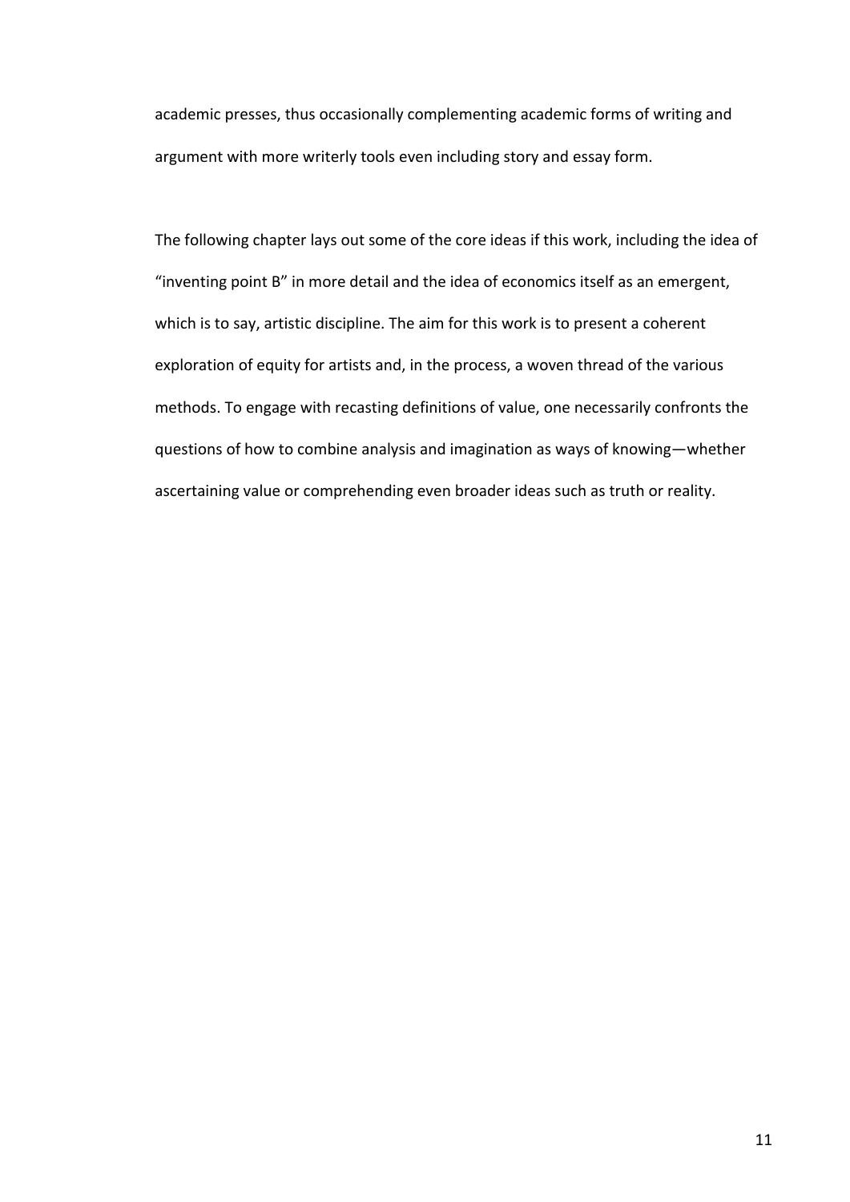academic presses, thus occasionally complementing academic forms of writing and argument with more writerly tools even including story and essay form.

The following chapter lays out some of the core ideas if this work, including the idea of "inventing point B" in more detail and the idea of economics itself as an emergent, which is to say, artistic discipline. The aim for this work is to present a coherent exploration of equity for artists and, in the process, a woven thread of the various methods. To engage with recasting definitions of value, one necessarily confronts the questions of how to combine analysis and imagination as ways of knowing—whether ascertaining value or comprehending even broader ideas such as truth or reality.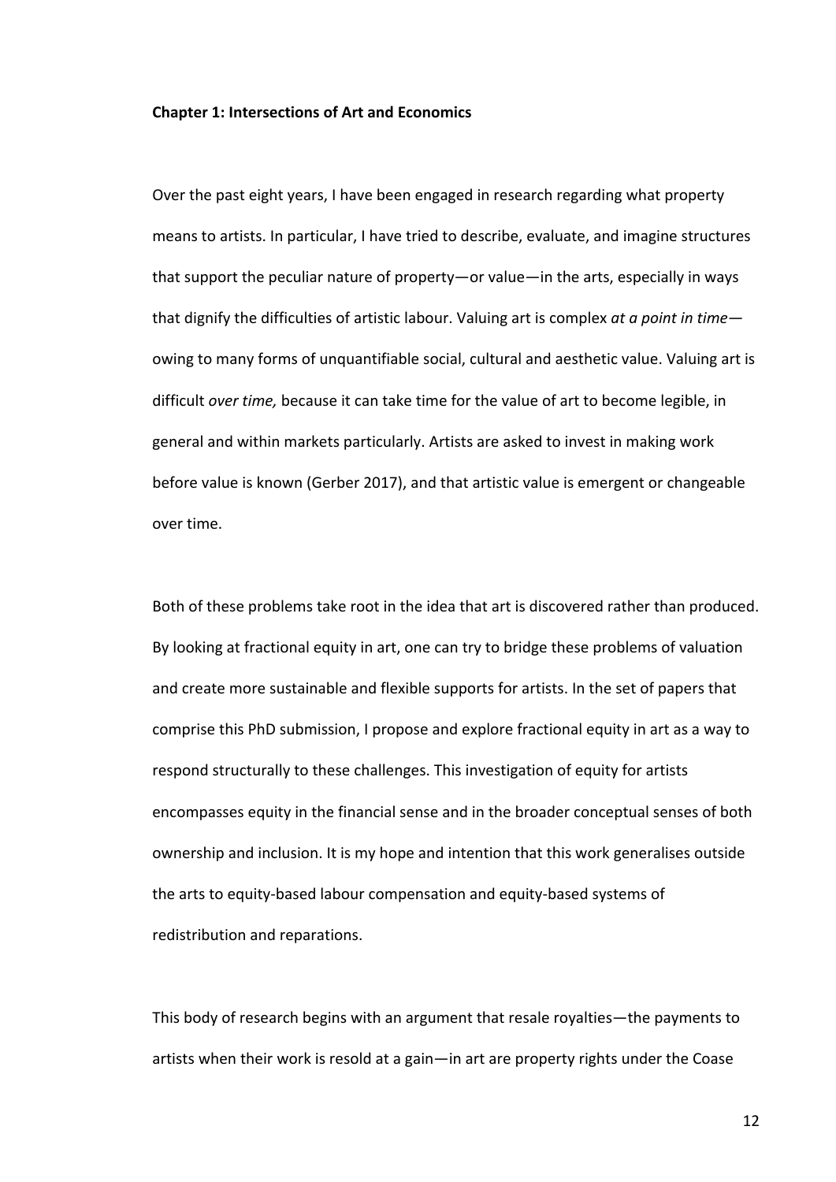**Chapter 1: Intersections of Art and Economics**

Over the past eight years, I have been engaged in research regarding what property means to artists. In particular, I have tried to describe, evaluate, and imagine structures that support the peculiar nature of property—or value—in the arts, especially in ways that dignify the difficulties of artistic labour. Valuing art is complex *at a point in time*—owing to many forms of unquantifiable social, cultural and aesthetic value. Valuing art is difficult *over time,* because it can take time for the value of art to become legible, in general and within markets particularly. Artists are asked to invest in making work before value is known (Gerber 2017), and that artistic value is emergent or changeable over time.

Both of these problems take root in the idea that art is discovered rather than produced. By looking at fractional equity in art, one can try to bridge these problems of valuation and create more sustainable and flexible supports for artists. In the set of papers that comprise this PhD submission, I propose and explore fractional equity in art as a way to respond structurally to these challenges. This investigation of equity for artists encompasses equity in the financial sense and in the broader conceptual senses of both ownership and inclusion. It is my hope and intention that this work generalises outside the arts to equity-based labour compensation and equity-based systems of redistribution and reparations.

This body of research begins with an argument that resale royalties—the payments to artists when their work is resold at a gain—in art are property rights under the Coase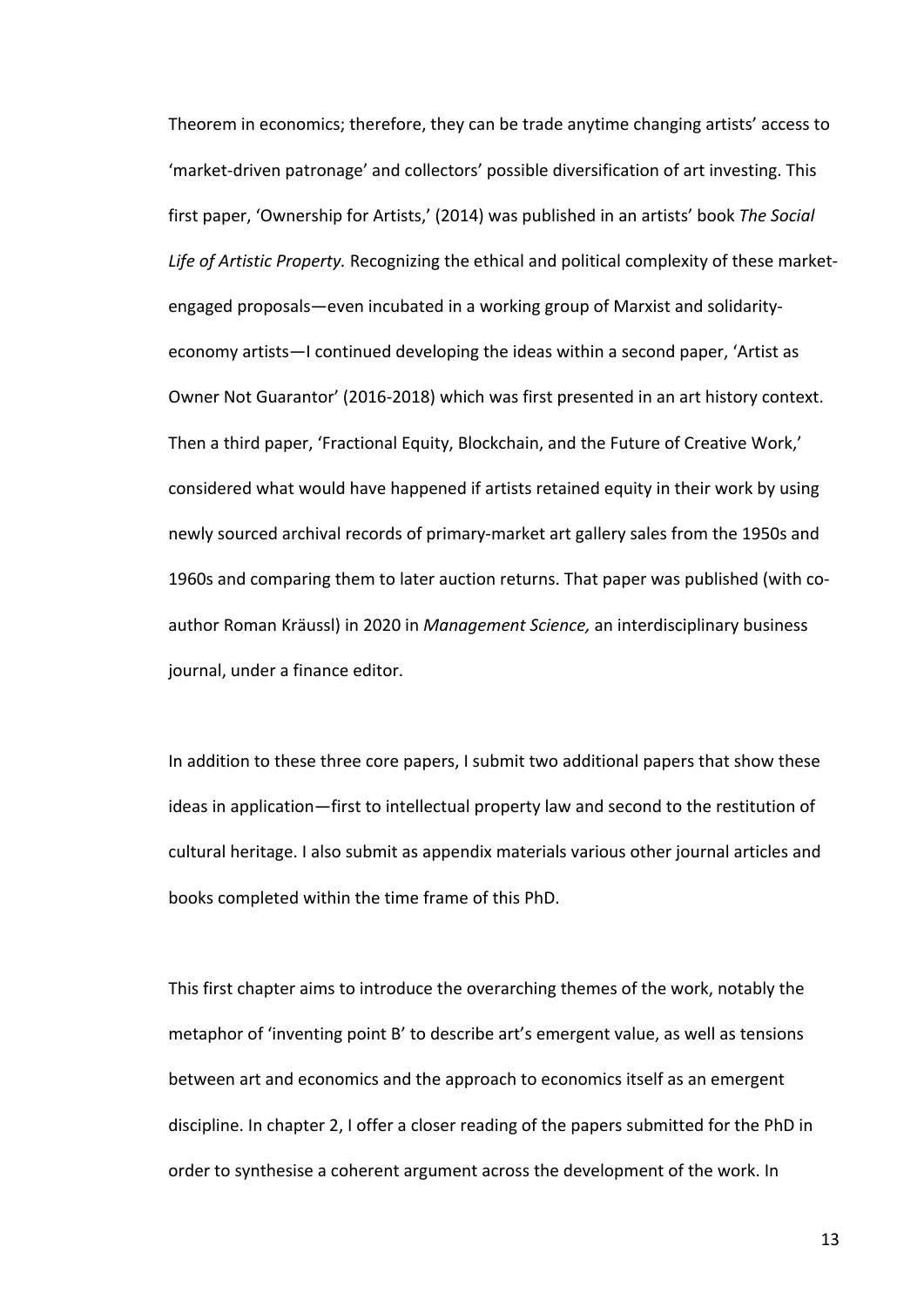Theorem in economics; therefore, they can be trade anytime changing artists' access to 'market-driven patronage' and collectors' possible diversification of art investing. This first paper, 'Ownership for Artists,' (2014) was published in an artists' book *The Social Life of Artistic Property.* Recognizing the ethical and political complexity of these market-engaged proposals—even incubated in a working group of Marxist and solidarity-economy artists—I continued developing the ideas within a second paper, 'Artist as Owner Not Guarantor' (2016-2018) which was first presented in an art history context. Then a third paper, 'Fractional Equity, Blockchain, and the Future of Creative Work,' considered what would have happened if artists retained equity in their work by using newly sourced archival records of primary-market art gallery sales from the 1950s and 1960s and comparing them to later auction returns. That paper was published (with co-author Roman Kräussl) in 2020 in *Management Science,* an interdisciplinary business journal, under a finance editor.

In addition to these three core papers, I submit two additional papers that show these ideas in application—first to intellectual property law and second to the restitution of cultural heritage. I also submit as appendix materials various other journal articles and books completed within the time frame of this PhD.

This first chapter aims to introduce the overarching themes of the work, notably the metaphor of 'inventing point B' to describe art's emergent value, as well as tensions between art and economics and the approach to economics itself as an emergent discipline. In chapter 2, I offer a closer reading of the papers submitted for the PhD in order to synthesise a coherent argument across the development of the work. In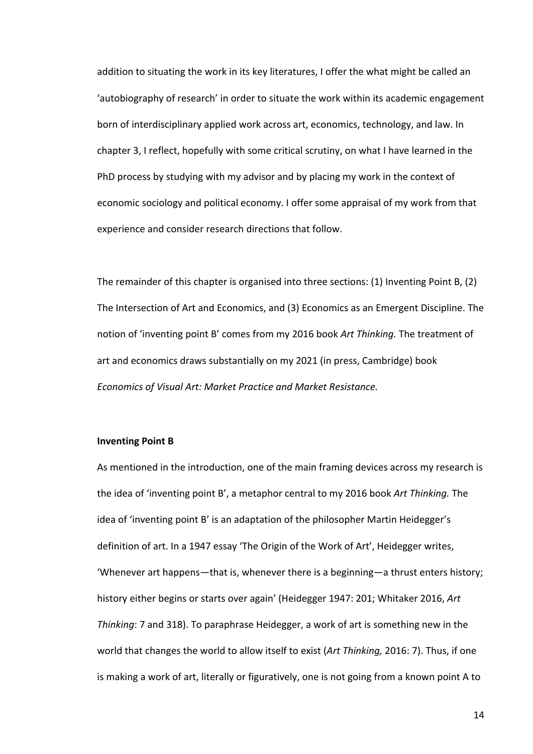addition to situating the work in its key literatures, I offer the what might be called an 'autobiography of research' in order to situate the work within its academic engagement born of interdisciplinary applied work across art, economics, technology, and law. In chapter 3, I reflect, hopefully with some critical scrutiny, on what I have learned in the PhD process by studying with my advisor and by placing my work in the context of economic sociology and political economy. I offer some appraisal of my work from that experience and consider research directions that follow.

The remainder of this chapter is organised into three sections: (1) Inventing Point B, (2) The Intersection of Art and Economics, and (3) Economics as an Emergent Discipline. The notion of 'inventing point B' comes from my 2016 book *Art Thinking.* The treatment of art and economics draws substantially on my 2021 (in press, Cambridge) book *Economics of Visual Art: Market Practice and Market Resistance.*

**Inventing Point B**

As mentioned in the introduction, one of the main framing devices across my research is the idea of 'inventing point B', a metaphor central to my 2016 book *Art Thinking.* The idea of 'inventing point B' is an adaptation of the philosopher Martin Heidegger's definition of art. In a 1947 essay 'The Origin of the Work of Art', Heidegger writes, 'Whenever art happens—that is, whenever there is a beginning—a thrust enters history; history either begins or starts over again' (Heidegger 1947: 201; Whitaker 2016, *Art Thinking*: 7 and 318). To paraphrase Heidegger, a work of art is something new in the world that changes the world to allow itself to exist (*Art Thinking,* 2016: 7). Thus, if one is making a work of art, literally or figuratively, one is not going from a known point A to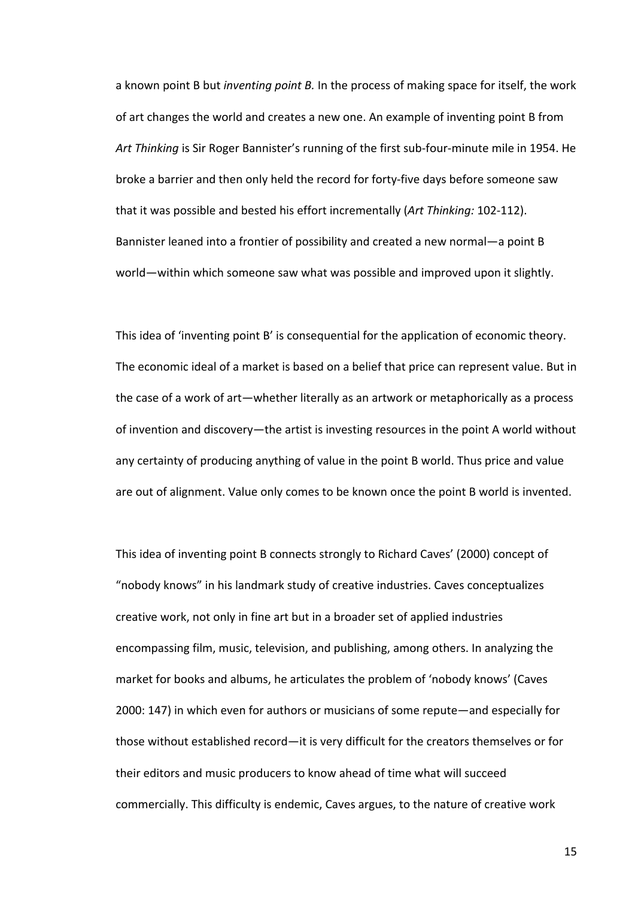a known point B but *inventing point B.* In the process of making space for itself, the work of art changes the world and creates a new one. An example of inventing point B from *Art Thinking* is Sir Roger Bannister's running of the first sub-four-minute mile in 1954. He broke a barrier and then only held the record for forty-five days before someone saw that it was possible and bested his effort incrementally (*Art Thinking:* 102-112). Bannister leaned into a frontier of possibility and created a new normal—a point B world—within which someone saw what was possible and improved upon it slightly.

This idea of 'inventing point B' is consequential for the application of economic theory. The economic ideal of a market is based on a belief that price can represent value. But in the case of a work of art—whether literally as an artwork or metaphorically as a process of invention and discovery—the artist is investing resources in the point A world without any certainty of producing anything of value in the point B world. Thus price and value are out of alignment. Value only comes to be known once the point B world is invented.

This idea of inventing point B connects strongly to Richard Caves' (2000) concept of "nobody knows" in his landmark study of creative industries. Caves conceptualizes creative work, not only in fine art but in a broader set of applied industries encompassing film, music, television, and publishing, among others. In analyzing the market for books and albums, he articulates the problem of 'nobody knows' (Caves 2000: 147) in which even for authors or musicians of some repute—and especially for those without established record—it is very difficult for the creators themselves or for their editors and music producers to know ahead of time what will succeed commercially. This difficulty is endemic, Caves argues, to the nature of creative work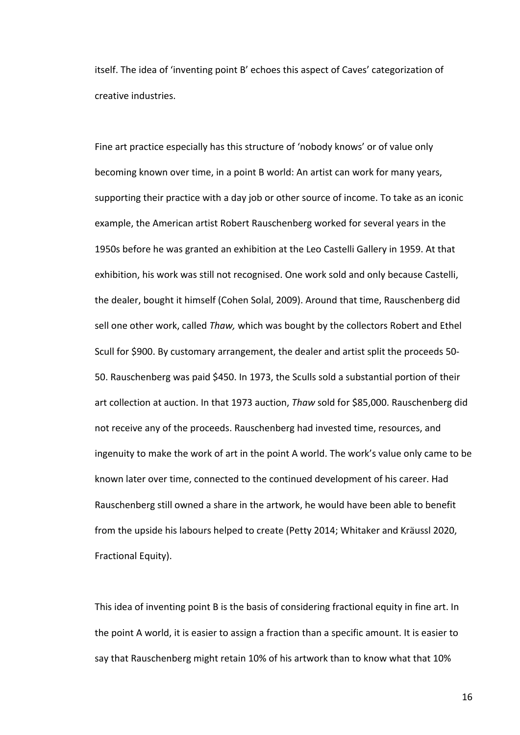itself. The idea of 'inventing point B' echoes this aspect of Caves' categorization of creative industries.

Fine art practice especially has this structure of 'nobody knows' or of value only becoming known over time, in a point B world: An artist can work for many years, supporting their practice with a day job or other source of income. To take as an iconic example, the American artist Robert Rauschenberg worked for several years in the 1950s before he was granted an exhibition at the Leo Castelli Gallery in 1959. At that exhibition, his work was still not recognised. One work sold and only because Castelli, the dealer, bought it himself (Cohen Solal, 2009). Around that time, Rauschenberg did sell one other work, called *Thaw,* which was bought by the collectors Robert and Ethel Scull for \$900. By customary arrangement, the dealer and artist split the proceeds 50-50. Rauschenberg was paid \$450. In 1973, the Sculls sold a substantial portion of their art collection at auction. In that 1973 auction, *Thaw* sold for \$85,000. Rauschenberg did not receive any of the proceeds. Rauschenberg had invested time, resources, and ingenuity to make the work of art in the point A world. The work's value only came to be known later over time, connected to the continued development of his career. Had Rauschenberg still owned a share in the artwork, he would have been able to benefit from the upside his labours helped to create (Petty 2014; Whitaker and Kräussl 2020, Fractional Equity).

This idea of inventing point B is the basis of considering fractional equity in fine art. In the point A world, it is easier to assign a fraction than a specific amount. It is easier to say that Rauschenberg might retain 10% of his artwork than to know what that 10%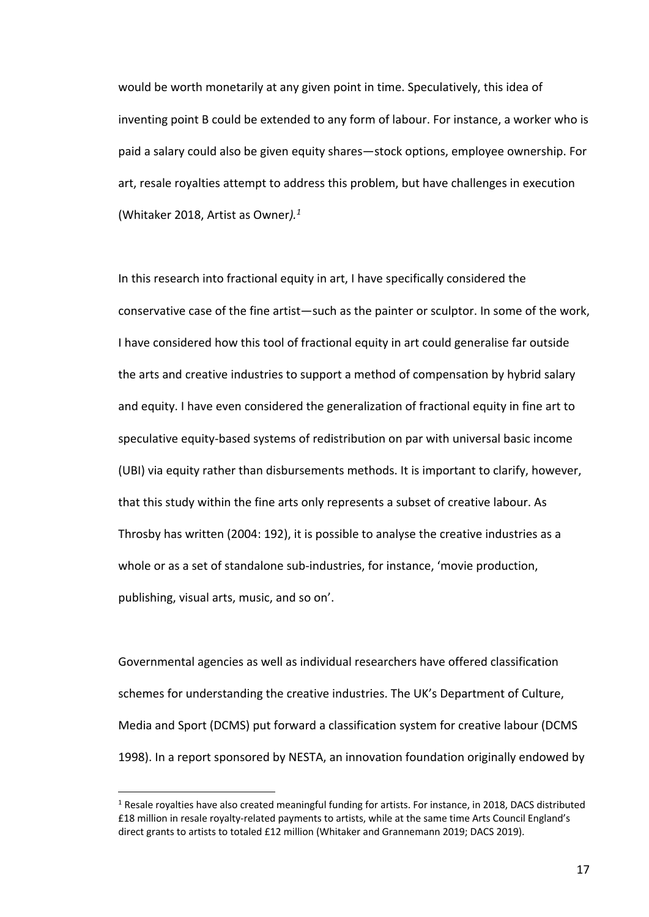would be worth monetarily at any given point in time. Speculatively, this idea of inventing point B could be extended to any form of labour. For instance, a worker who is paid a salary could also be given equity shares—stock options, employee ownership. For art, resale royalties attempt to address this problem, but have challenges in execution (Whitaker 2018, Artist as Owner*).*[1]

In this research into fractional equity in art, I have specifically considered the conservative case of the fine artist—such as the painter or sculptor. In some of the work, I have considered how this tool of fractional equity in art could generalise far outside the arts and creative industries to support a method of compensation by hybrid salary and equity. I have even considered the generalization of fractional equity in fine art to speculative equity-based systems of redistribution on par with universal basic income (UBI) via equity rather than disbursements methods. It is important to clarify, however, that this study within the fine arts only represents a subset of creative labour. As Throsby has written (2004: 192), it is possible to analyse the creative industries as a whole or as a set of standalone sub-industries, for instance, 'movie production, publishing, visual arts, music, and so on'.

Governmental agencies as well as individual researchers have offered classification schemes for understanding the creative industries. The UK's Department of Culture, Media and Sport (DCMS) put forward a classification system for creative labour (DCMS 1998). In a report sponsored by NESTA, an innovation foundation originally endowed by

[1] Resale royalties have also created meaningful funding for artists. For instance, in 2018, DACS distributed £18 million in resale royalty-related payments to artists, while at the same time Arts Council England's direct grants to artists to totaled £12 million (Whitaker and Grannemann 2019; DACS 2019).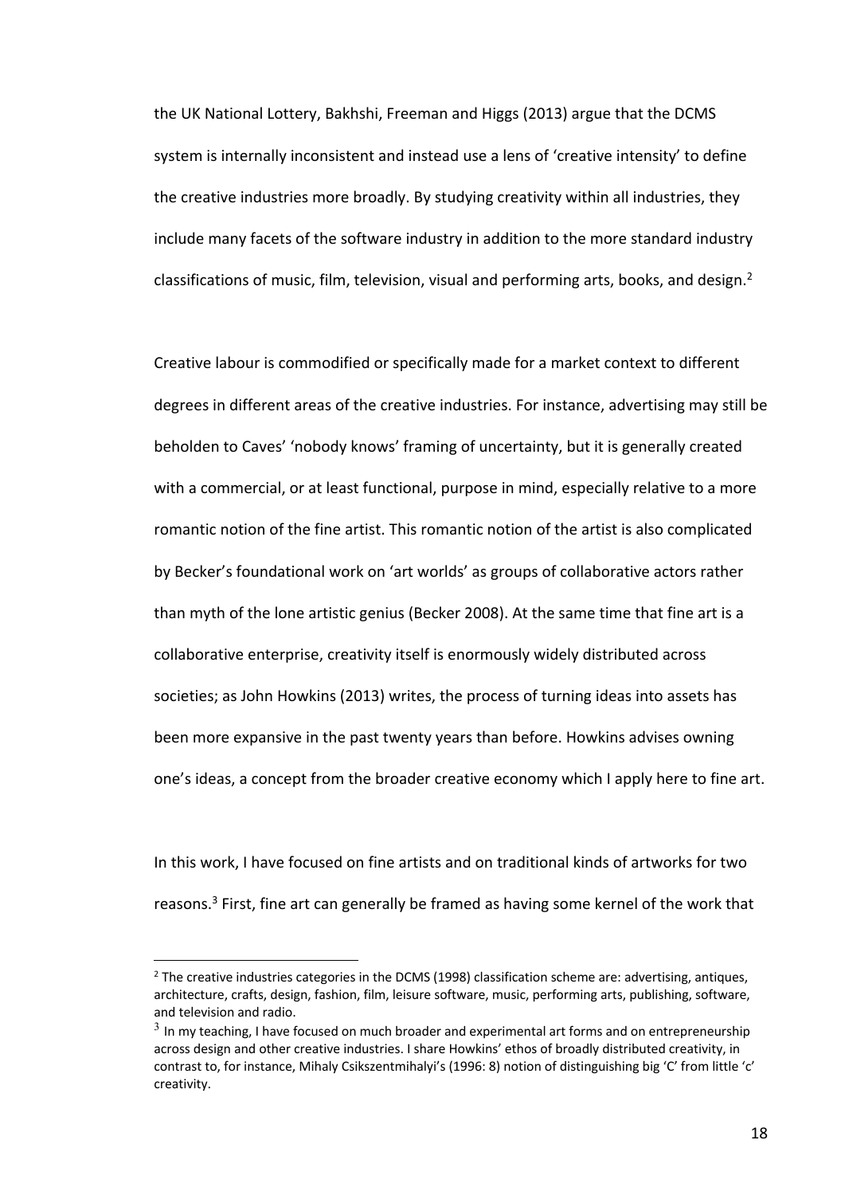the UK National Lottery, Bakhshi, Freeman and Higgs (2013) argue that the DCMS system is internally inconsistent and instead use a lens of 'creative intensity' to define the creative industries more broadly. By studying creativity within all industries, they include many facets of the software industry in addition to the more standard industry classifications of music, film, television, visual and performing arts, books, and design.[2]

Creative labour is commodified or specifically made for a market context to different degrees in different areas of the creative industries. For instance, advertising may still be beholden to Caves' 'nobody knows' framing of uncertainty, but it is generally created with a commercial, or at least functional, purpose in mind, especially relative to a more romantic notion of the fine artist. This romantic notion of the artist is also complicated by Becker's foundational work on 'art worlds' as groups of collaborative actors rather than myth of the lone artistic genius (Becker 2008). At the same time that fine art is a collaborative enterprise, creativity itself is enormously widely distributed across societies; as John Howkins (2013) writes, the process of turning ideas into assets has been more expansive in the past twenty years than before. Howkins advises owning one's ideas, a concept from the broader creative economy which I apply here to fine art.

In this work, I have focused on fine artists and on traditional kinds of artworks for two reasons.[3] First, fine art can generally be framed as having some kernel of the work that

[2] The creative industries categories in the DCMS (1998) classification scheme are: advertising, antiques, architecture, crafts, design, fashion, film, leisure software, music, performing arts, publishing, software, and television and radio.

[3] In my teaching, I have focused on much broader and experimental art forms and on entrepreneurship across design and other creative industries. I share Howkins' ethos of broadly distributed creativity, in contrast to, for instance, Mihaly Csikszentmihalyi's (1996: 8) notion of distinguishing big 'C' from little 'c' creativity.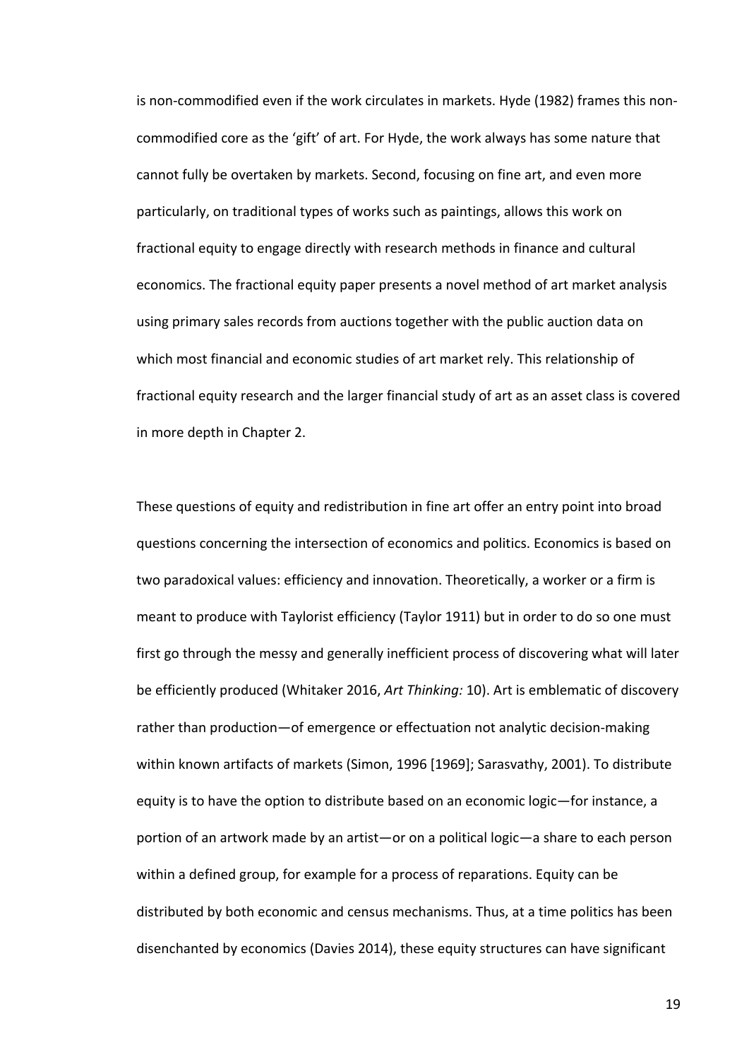is non-commodified even if the work circulates in markets. Hyde (1982) frames this non-commodified core as the 'gift' of art. For Hyde, the work always has some nature that cannot fully be overtaken by markets. Second, focusing on fine art, and even more particularly, on traditional types of works such as paintings, allows this work on fractional equity to engage directly with research methods in finance and cultural economics. The fractional equity paper presents a novel method of art market analysis using primary sales records from auctions together with the public auction data on which most financial and economic studies of art market rely. This relationship of fractional equity research and the larger financial study of art as an asset class is covered in more depth in Chapter 2.

These questions of equity and redistribution in fine art offer an entry point into broad questions concerning the intersection of economics and politics. Economics is based on two paradoxical values: efficiency and innovation. Theoretically, a worker or a firm is meant to produce with Taylorist efficiency (Taylor 1911) but in order to do so one must first go through the messy and generally inefficient process of discovering what will later be efficiently produced (Whitaker 2016, *Art Thinking:* 10). Art is emblematic of discovery rather than production—of emergence or effectuation not analytic decision-making within known artifacts of markets (Simon, 1996 [1969]; Sarasvathy, 2001). To distribute equity is to have the option to distribute based on an economic logic—for instance, a portion of an artwork made by an artist—or on a political logic—a share to each person within a defined group, for example for a process of reparations. Equity can be distributed by both economic and census mechanisms. Thus, at a time politics has been disenchanted by economics (Davies 2014), these equity structures can have significant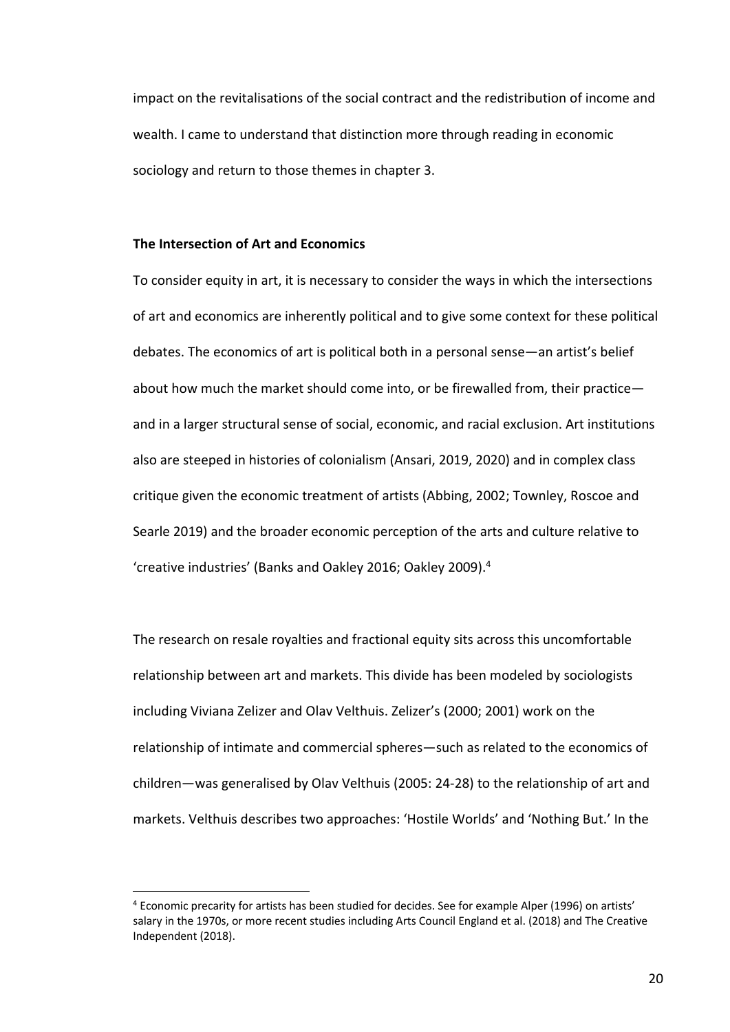impact on the revitalisations of the social contract and the redistribution of income and wealth. I came to understand that distinction more through reading in economic sociology and return to those themes in chapter 3.

**The Intersection of Art and Economics**

To consider equity in art, it is necessary to consider the ways in which the intersections of art and economics are inherently political and to give some context for these political debates. The economics of art is political both in a personal sense—an artist's belief about how much the market should come into, or be firewalled from, their practice—and in a larger structural sense of social, economic, and racial exclusion. Art institutions also are steeped in histories of colonialism (Ansari, 2019, 2020) and in complex class critique given the economic treatment of artists (Abbing, 2002; Townley, Roscoe and Searle 2019) and the broader economic perception of the arts and culture relative to 'creative industries' (Banks and Oakley 2016; Oakley 2009).[4]

The research on resale royalties and fractional equity sits across this uncomfortable relationship between art and markets. This divide has been modeled by sociologists including Viviana Zelizer and Olav Velthuis. Zelizer's (2000; 2001) work on the relationship of intimate and commercial spheres—such as related to the economics of children—was generalised by Olav Velthuis (2005: 24-28) to the relationship of art and markets. Velthuis describes two approaches: 'Hostile Worlds' and 'Nothing But.' In the

[4] Economic precarity for artists has been studied for decides. See for example Alper (1996) on artists' salary in the 1970s, or more recent studies including Arts Council England et al. (2018) and The Creative Independent (2018).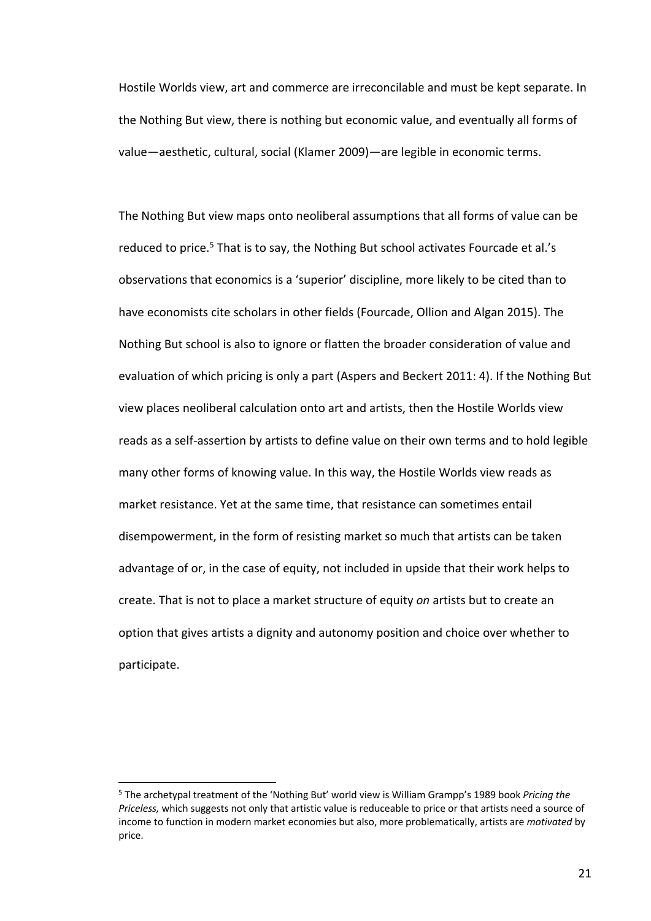Hostile Worlds view, art and commerce are irreconcilable and must be kept separate. In the Nothing But view, there is nothing but economic value, and eventually all forms of value—aesthetic, cultural, social (Klamer 2009)—are legible in economic terms.

The Nothing But view maps onto neoliberal assumptions that all forms of value can be reduced to price.[5] That is to say, the Nothing But school activates Fourcade et al.'s observations that economics is a 'superior' discipline, more likely to be cited than to have economists cite scholars in other fields (Fourcade, Ollion and Algan 2015). The Nothing But school is also to ignore or flatten the broader consideration of value and evaluation of which pricing is only a part (Aspers and Beckert 2011: 4). If the Nothing But view places neoliberal calculation onto art and artists, then the Hostile Worlds view reads as a self-assertion by artists to define value on their own terms and to hold legible many other forms of knowing value. In this way, the Hostile Worlds view reads as market resistance. Yet at the same time, that resistance can sometimes entail disempowerment, in the form of resisting market so much that artists can be taken advantage of or, in the case of equity, not included in upside that their work helps to create. That is not to place a market structure of equity *on* artists but to create an option that gives artists a dignity and autonomy position and choice over whether to participate.

[5] The archetypal treatment of the 'Nothing But' world view is William Grampp's 1989 book *Pricing the Priceless,* which suggests not only that artistic value is reduceable to price or that artists need a source of income to function in modern market economies but also, more problematically, artists are *motivated* by price.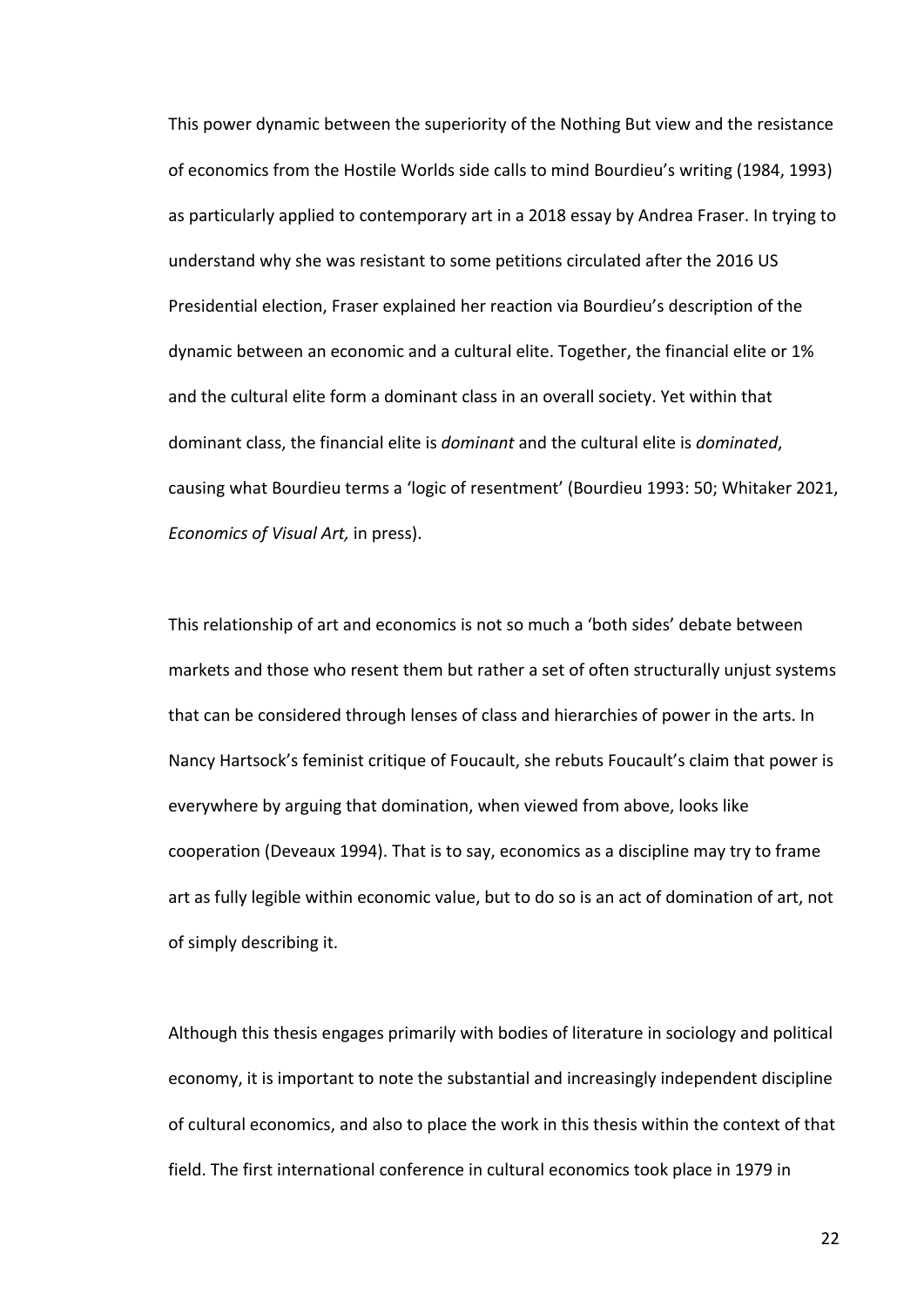This power dynamic between the superiority of the Nothing But view and the resistance of economics from the Hostile Worlds side calls to mind Bourdieu's writing (1984, 1993) as particularly applied to contemporary art in a 2018 essay by Andrea Fraser. In trying to understand why she was resistant to some petitions circulated after the 2016 US Presidential election, Fraser explained her reaction via Bourdieu's description of the dynamic between an economic and a cultural elite. Together, the financial elite or 1% and the cultural elite form a dominant class in an overall society. Yet within that dominant class, the financial elite is *dominant* and the cultural elite is *dominated*, causing what Bourdieu terms a 'logic of resentment' (Bourdieu 1993: 50; Whitaker 2021, *Economics of Visual Art,* in press).

This relationship of art and economics is not so much a 'both sides' debate between markets and those who resent them but rather a set of often structurally unjust systems that can be considered through lenses of class and hierarchies of power in the arts. In Nancy Hartsock's feminist critique of Foucault, she rebuts Foucault's claim that power is everywhere by arguing that domination, when viewed from above, looks like cooperation (Deveaux 1994). That is to say, economics as a discipline may try to frame art as fully legible within economic value, but to do so is an act of domination of art, not of simply describing it.

Although this thesis engages primarily with bodies of literature in sociology and political economy, it is important to note the substantial and increasingly independent discipline of cultural economics, and also to place the work in this thesis within the context of that field. The first international conference in cultural economics took place in 1979 in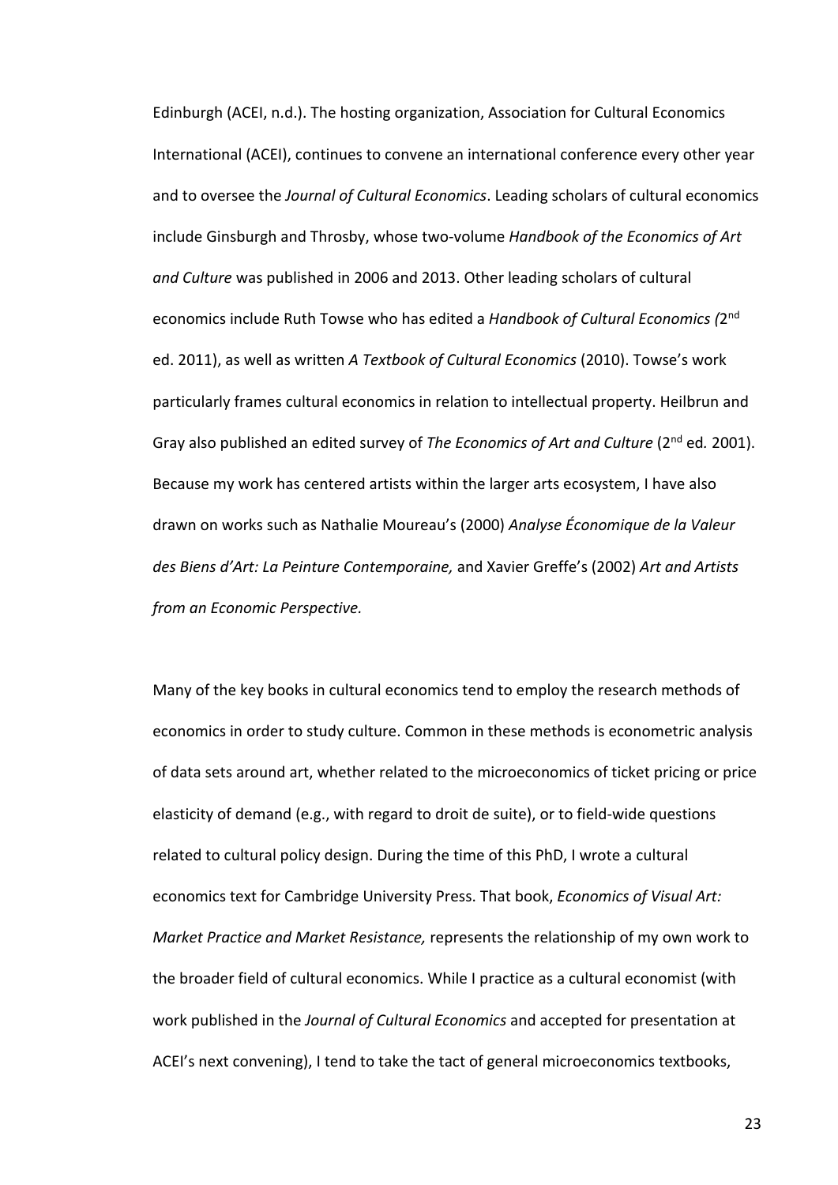Edinburgh (ACEI, n.d.). The hosting organization, Association for Cultural Economics International (ACEI), continues to convene an international conference every other year and to oversee the *Journal of Cultural Economics*. Leading scholars of cultural economics include Ginsburgh and Throsby, whose two-volume *Handbook of the Economics of Art and Culture* was published in 2006 and 2013. Other leading scholars of cultural economics include Ruth Towse who has edited a *Handbook of Cultural Economics (*2nd ed. 2011), as well as written *A Textbook of Cultural Economics* (2010). Towse's work particularly frames cultural economics in relation to intellectual property. Heilbrun and Gray also published an edited survey of *The Economics of Art and Culture* (2nd ed*.* 2001). Because my work has centered artists within the larger arts ecosystem, I have also drawn on works such as Nathalie Moureau's (2000) *Analyse Économique de la Valeur des Biens d'Art: La Peinture Contemporaine,* and Xavier Greffe's (2002) *Art and Artists from an Economic Perspective.*

Many of the key books in cultural economics tend to employ the research methods of economics in order to study culture. Common in these methods is econometric analysis of data sets around art, whether related to the microeconomics of ticket pricing or price elasticity of demand (e.g., with regard to droit de suite), or to field-wide questions related to cultural policy design. During the time of this PhD, I wrote a cultural economics text for Cambridge University Press. That book, *Economics of Visual Art: Market Practice and Market Resistance,* represents the relationship of my own work to the broader field of cultural economics. While I practice as a cultural economist (with work published in the *Journal of Cultural Economics* and accepted for presentation at ACEI's next convening), I tend to take the tact of general microeconomics textbooks,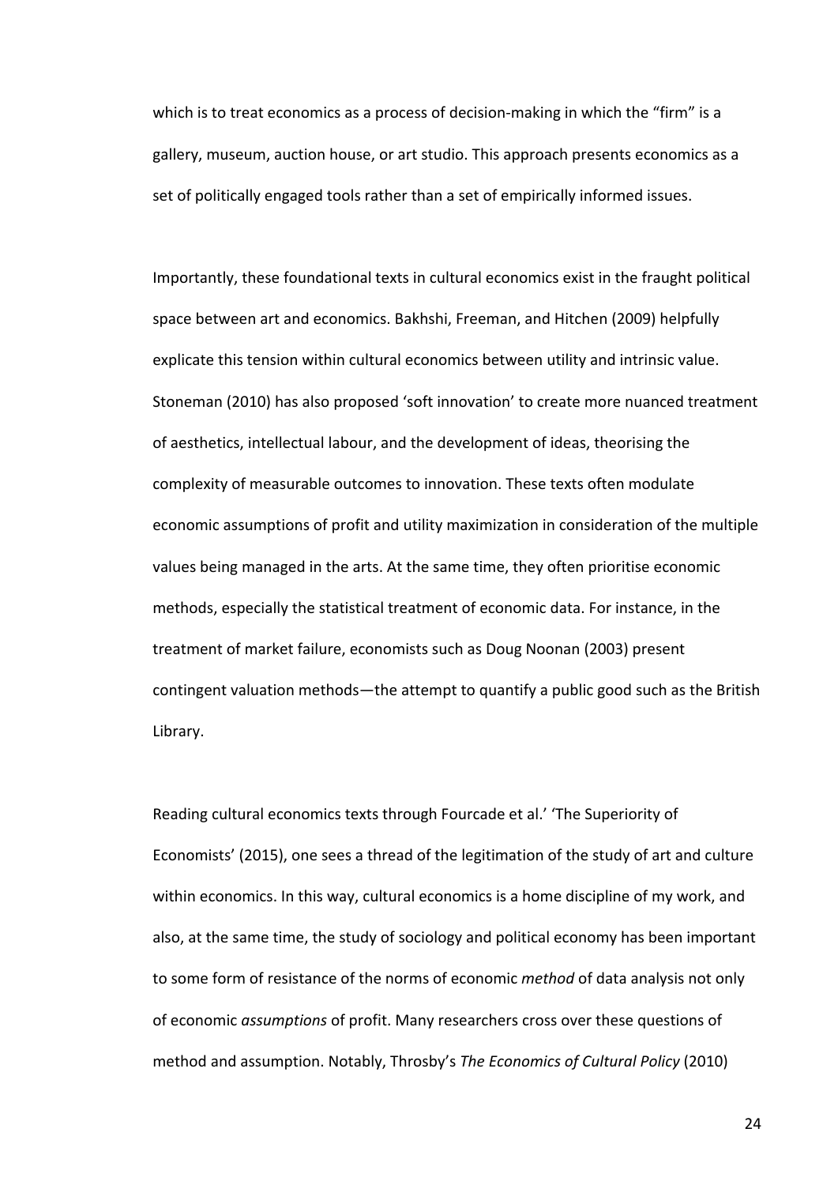which is to treat economics as a process of decision-making in which the "firm" is a gallery, museum, auction house, or art studio. This approach presents economics as a set of politically engaged tools rather than a set of empirically informed issues.

Importantly, these foundational texts in cultural economics exist in the fraught political space between art and economics. Bakhshi, Freeman, and Hitchen (2009) helpfully explicate this tension within cultural economics between utility and intrinsic value. Stoneman (2010) has also proposed 'soft innovation' to create more nuanced treatment of aesthetics, intellectual labour, and the development of ideas, theorising the complexity of measurable outcomes to innovation. These texts often modulate economic assumptions of profit and utility maximization in consideration of the multiple values being managed in the arts. At the same time, they often prioritise economic methods, especially the statistical treatment of economic data. For instance, in the treatment of market failure, economists such as Doug Noonan (2003) present contingent valuation methods—the attempt to quantify a public good such as the British Library.

Reading cultural economics texts through Fourcade et al.' 'The Superiority of Economists' (2015), one sees a thread of the legitimation of the study of art and culture within economics. In this way, cultural economics is a home discipline of my work, and also, at the same time, the study of sociology and political economy has been important to some form of resistance of the norms of economic *method* of data analysis not only of economic *assumptions* of profit. Many researchers cross over these questions of method and assumption. Notably, Throsby's *The Economics of Cultural Policy* (2010)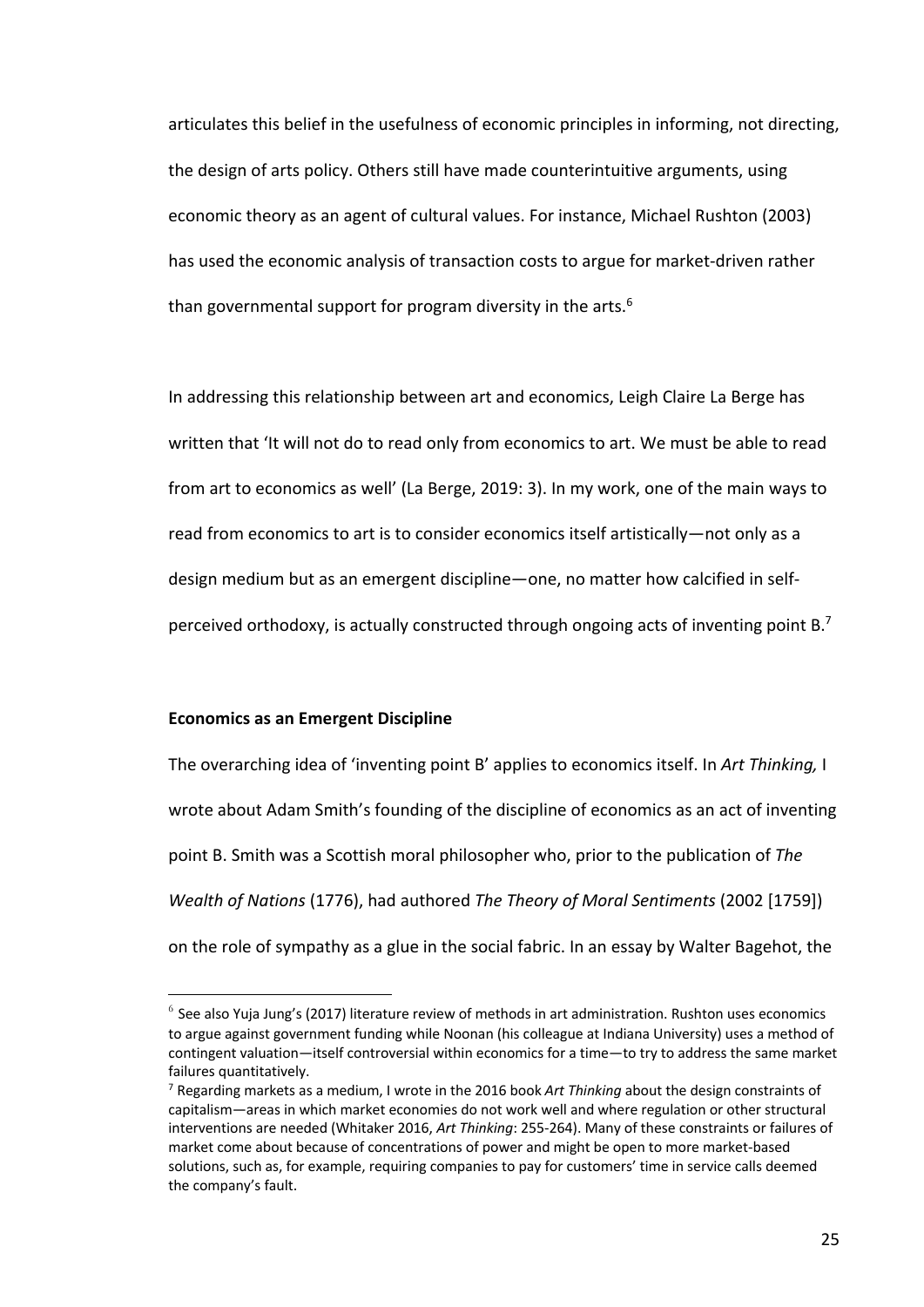articulates this belief in the usefulness of economic principles in informing, not directing, the design of arts policy. Others still have made counterintuitive arguments, using economic theory as an agent of cultural values. For instance, Michael Rushton (2003) has used the economic analysis of transaction costs to argue for market-driven rather than governmental support for program diversity in the arts.[6]

In addressing this relationship between art and economics, Leigh Claire La Berge has written that 'It will not do to read only from economics to art. We must be able to read from art to economics as well' (La Berge, 2019: 3). In my work, one of the main ways to read from economics to art is to consider economics itself artistically—not only as a design medium but as an emergent discipline—one, no matter how calcified in self-perceived orthodoxy, is actually constructed through ongoing acts of inventing point B.[7]

**Economics as an Emergent Discipline**

The overarching idea of 'inventing point B' applies to economics itself. In *Art Thinking,* I wrote about Adam Smith's founding of the discipline of economics as an act of inventing point B. Smith was a Scottish moral philosopher who, prior to the publication of *The Wealth of Nations* (1776), had authored *The Theory of Moral Sentiments* (2002 [1759]) on the role of sympathy as a glue in the social fabric. In an essay by Walter Bagehot, the

---

[6] See also Yuja Jung's (2017) literature review of methods in art administration. Rushton uses economics to argue against government funding while Noonan (his colleague at Indiana University) uses a method of contingent valuation—itself controversial within economics for a time—to try to address the same market failures quantitatively.

[7] Regarding markets as a medium, I wrote in the 2016 book *Art Thinking* about the design constraints of capitalism—areas in which market economies do not work well and where regulation or other structural interventions are needed (Whitaker 2016, *Art Thinking*: 255-264). Many of these constraints or failures of market come about because of concentrations of power and might be open to more market-based solutions, such as, for example, requiring companies to pay for customers' time in service calls deemed the company's fault.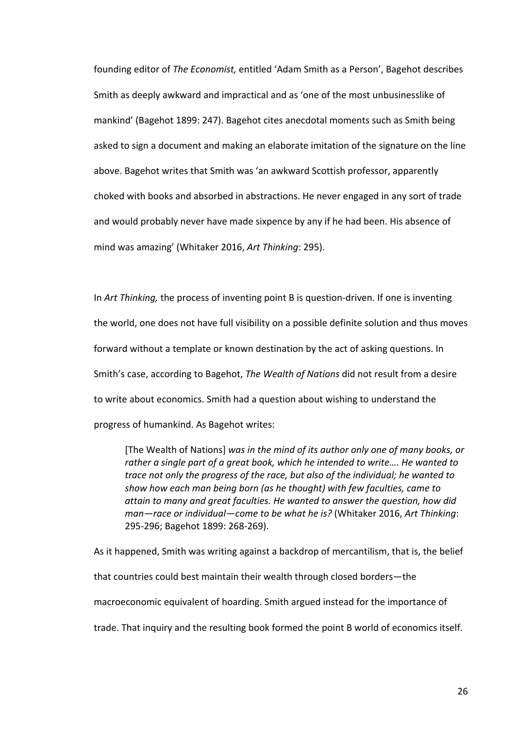founding editor of *The Economist,* entitled 'Adam Smith as a Person', Bagehot describes Smith as deeply awkward and impractical and as 'one of the most unbusinesslike of mankind' (Bagehot 1899: 247). Bagehot cites anecdotal moments such as Smith being asked to sign a document and making an elaborate imitation of the signature on the line above. Bagehot writes that Smith was 'an awkward Scottish professor, apparently choked with books and absorbed in abstractions. He never engaged in any sort of trade and would probably never have made sixpence by any if he had been. His absence of mind was amazing' (Whitaker 2016, *Art Thinking*: 295).

In *Art Thinking,* the process of inventing point B is question-driven. If one is inventing the world, one does not have full visibility on a possible definite solution and thus moves forward without a template or known destination by the act of asking questions. In Smith's case, according to Bagehot, *The Wealth of Nations* did not result from a desire to write about economics. Smith had a question about wishing to understand the progress of humankind. As Bagehot writes:

> [The Wealth of Nations] *was in the mind of its author only one of many books, or rather a single part of a great book, which he intended to write…. He wanted to trace not only the progress of the race, but also of the individual; he wanted to show how each man being born (as he thought) with few faculties, came to attain to many and great faculties. He wanted to answer the question, how did man—race or individual—come to be what he is?* (Whitaker 2016, *Art Thinking*: 295-296; Bagehot 1899: 268-269).

As it happened, Smith was writing against a backdrop of mercantilism, that is, the belief that countries could best maintain their wealth through closed borders—the macroeconomic equivalent of hoarding. Smith argued instead for the importance of trade. That inquiry and the resulting book formed the point B world of economics itself.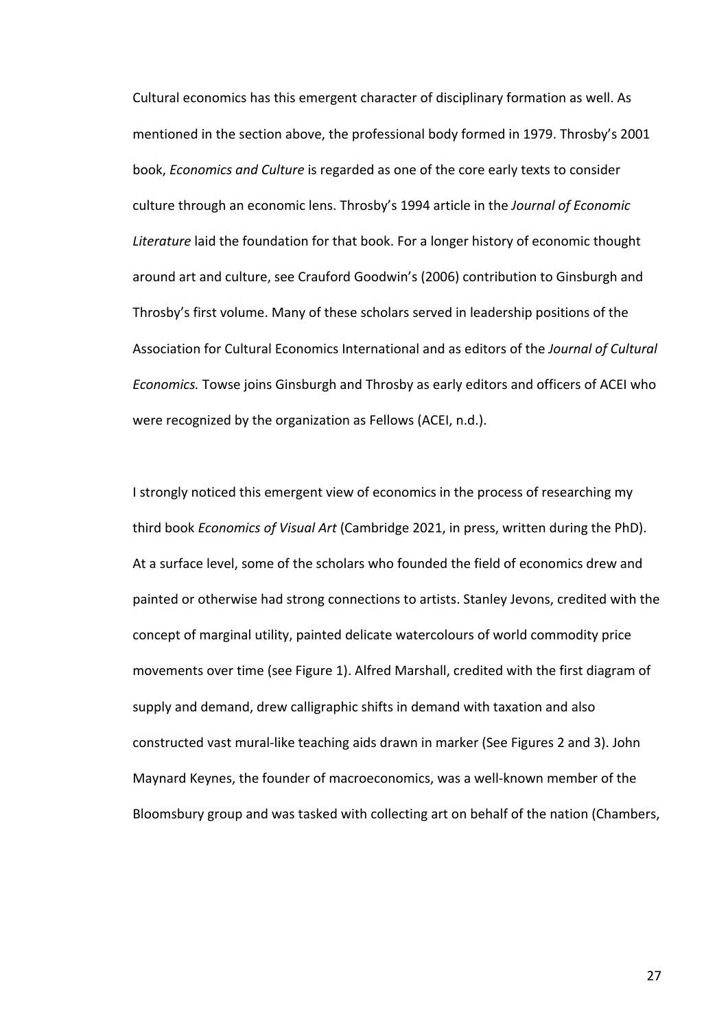Cultural economics has this emergent character of disciplinary formation as well. As mentioned in the section above, the professional body formed in 1979. Throsby's 2001 book, *Economics and Culture* is regarded as one of the core early texts to consider culture through an economic lens. Throsby's 1994 article in the *Journal of Economic Literature* laid the foundation for that book. For a longer history of economic thought around art and culture, see Crauford Goodwin's (2006) contribution to Ginsburgh and Throsby's first volume. Many of these scholars served in leadership positions of the Association for Cultural Economics International and as editors of the *Journal of Cultural Economics.* Towse joins Ginsburgh and Throsby as early editors and officers of ACEI who were recognized by the organization as Fellows (ACEI, n.d.).

I strongly noticed this emergent view of economics in the process of researching my third book *Economics of Visual Art* (Cambridge 2021, in press, written during the PhD). At a surface level, some of the scholars who founded the field of economics drew and painted or otherwise had strong connections to artists. Stanley Jevons, credited with the concept of marginal utility, painted delicate watercolours of world commodity price movements over time (see Figure 1). Alfred Marshall, credited with the first diagram of supply and demand, drew calligraphic shifts in demand with taxation and also constructed vast mural-like teaching aids drawn in marker (See Figures 2 and 3). John Maynard Keynes, the founder of macroeconomics, was a well-known member of the Bloomsbury group and was tasked with collecting art on behalf of the nation (Chambers,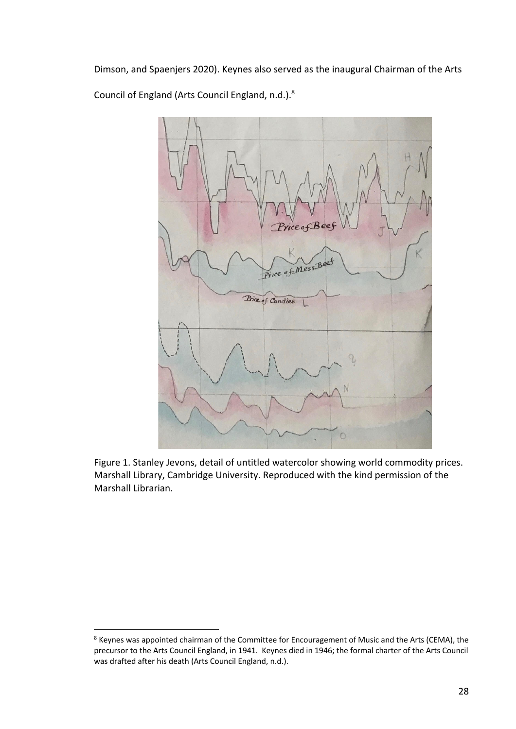Dimson, and Spaenjers 2020). Keynes also served as the inaugural Chairman of the Arts Council of England (Arts Council England, n.d.).[8]

Figure 1. Stanley Jevons, detail of untitled watercolor showing world commodity prices. Marshall Library, Cambridge University. Reproduced with the kind permission of the Marshall Librarian.

[8] Keynes was appointed chairman of the Committee for Encouragement of Music and the Arts (CEMA), the precursor to the Arts Council England, in 1941. Keynes died in 1946; the formal charter of the Arts Council was drafted after his death (Arts Council England, n.d.).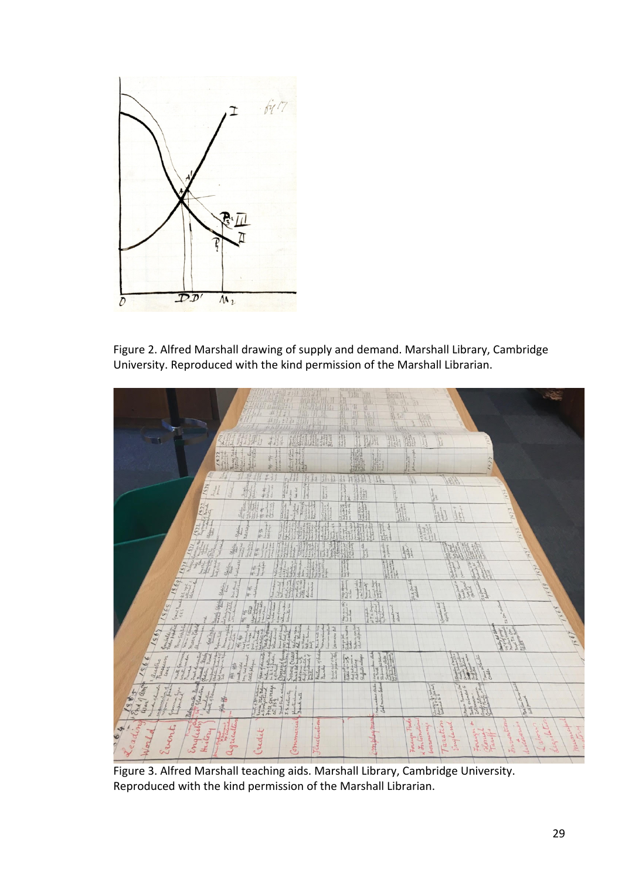Figure 2. Alfred Marshall drawing of supply and demand. Marshall Library, Cambridge University. Reproduced with the kind permission of the Marshall Librarian.

Figure 3. Alfred Marshall teaching aids. Marshall Library, Cambridge University. Reproduced with the kind permission of the Marshall Librarian.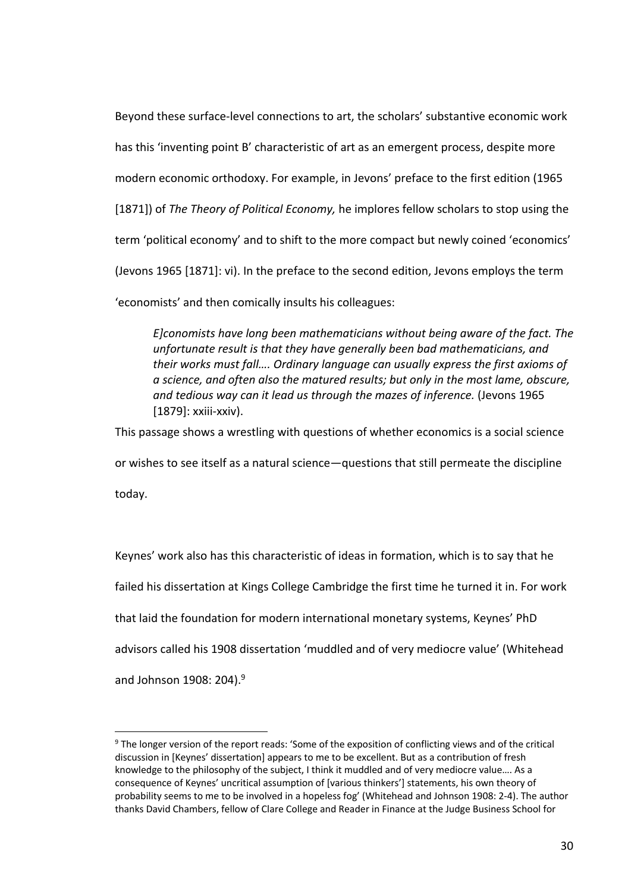Beyond these surface-level connections to art, the scholars' substantive economic work has this 'inventing point B' characteristic of art as an emergent process, despite more modern economic orthodoxy. For example, in Jevons' preface to the first edition (1965 [1871]) of *The Theory of Political Economy,* he implores fellow scholars to stop using the term 'political economy' and to shift to the more compact but newly coined 'economics' (Jevons 1965 [1871]: vi). In the preface to the second edition, Jevons employs the term 'economists' and then comically insults his colleagues:

> *E]conomists have long been mathematicians without being aware of the fact. The unfortunate result is that they have generally been bad mathematicians, and their works must fall…. Ordinary language can usually express the first axioms of a science, and often also the matured results; but only in the most lame, obscure, and tedious way can it lead us through the mazes of inference.* (Jevons 1965 [1879]: xxiii-xxiv).

This passage shows a wrestling with questions of whether economics is a social science or wishes to see itself as a natural science—questions that still permeate the discipline today.

Keynes' work also has this characteristic of ideas in formation, which is to say that he failed his dissertation at Kings College Cambridge the first time he turned it in. For work that laid the foundation for modern international monetary systems, Keynes' PhD advisors called his 1908 dissertation 'muddled and of very mediocre value' (Whitehead and Johnson 1908: 204).[9]

[9] The longer version of the report reads: 'Some of the exposition of conflicting views and of the critical discussion in [Keynes' dissertation] appears to me to be excellent. But as a contribution of fresh knowledge to the philosophy of the subject, I think it muddled and of very mediocre value…. As a consequence of Keynes' uncritical assumption of [various thinkers'] statements, his own theory of probability seems to me to be involved in a hopeless fog' (Whitehead and Johnson 1908: 2-4). The author thanks David Chambers, fellow of Clare College and Reader in Finance at the Judge Business School for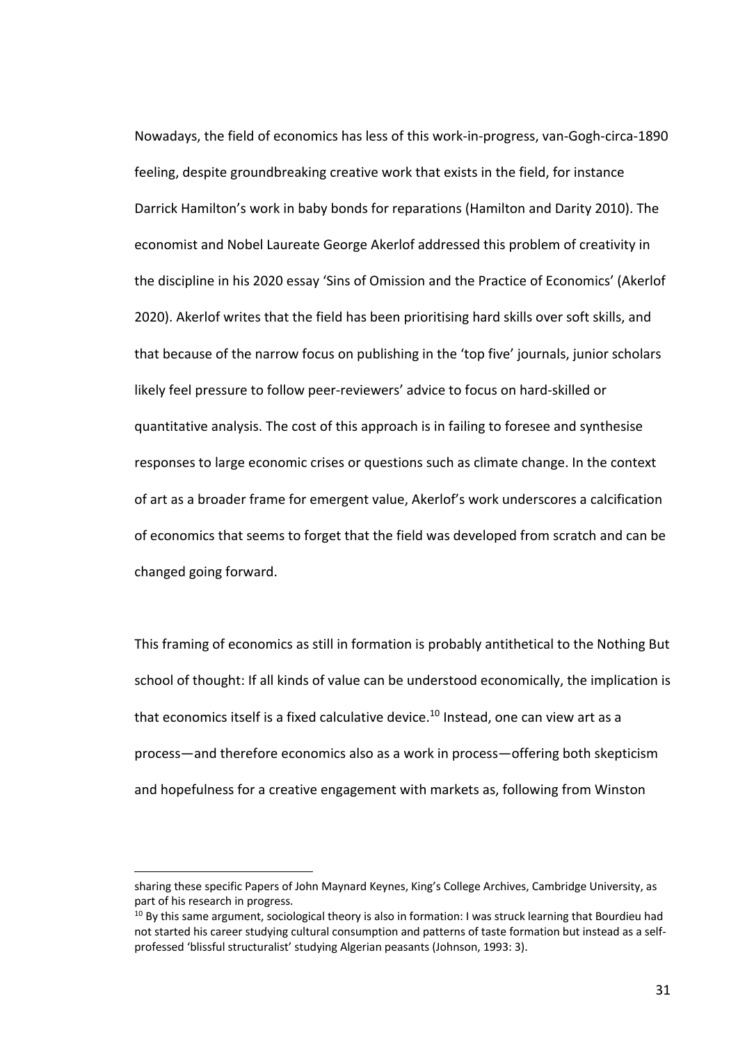Nowadays, the field of economics has less of this work-in-progress, van-Gogh-circa-1890 feeling, despite groundbreaking creative work that exists in the field, for instance Darrick Hamilton's work in baby bonds for reparations (Hamilton and Darity 2010). The economist and Nobel Laureate George Akerlof addressed this problem of creativity in the discipline in his 2020 essay 'Sins of Omission and the Practice of Economics' (Akerlof 2020). Akerlof writes that the field has been prioritising hard skills over soft skills, and that because of the narrow focus on publishing in the 'top five' journals, junior scholars likely feel pressure to follow peer-reviewers' advice to focus on hard-skilled or quantitative analysis. The cost of this approach is in failing to foresee and synthesise responses to large economic crises or questions such as climate change. In the context of art as a broader frame for emergent value, Akerlof's work underscores a calcification of economics that seems to forget that the field was developed from scratch and can be changed going forward.

This framing of economics as still in formation is probably antithetical to the Nothing But school of thought: If all kinds of value can be understood economically, the implication is that economics itself is a fixed calculative device.[10] Instead, one can view art as a process—and therefore economics also as a work in process—offering both skepticism and hopefulness for a creative engagement with markets as, following from Winston

---

sharing these specific Papers of John Maynard Keynes, King's College Archives, Cambridge University, as part of his research in progress.

[10] By this same argument, sociological theory is also in formation: I was struck learning that Bourdieu had not started his career studying cultural consumption and patterns of taste formation but instead as a self-professed 'blissful structuralist' studying Algerian peasants (Johnson, 1993: 3).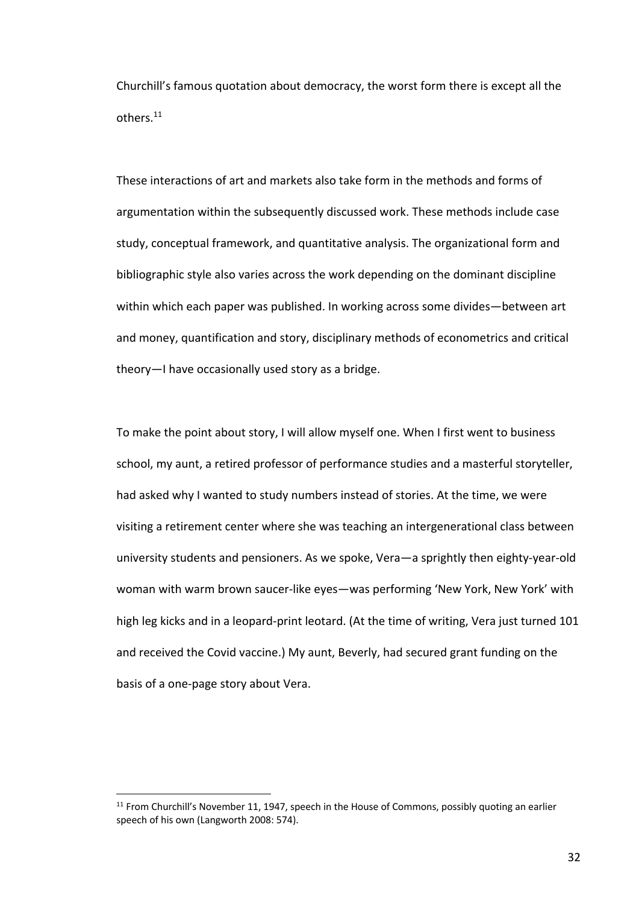Churchill's famous quotation about democracy, the worst form there is except all the others.[11]

These interactions of art and markets also take form in the methods and forms of argumentation within the subsequently discussed work. These methods include case study, conceptual framework, and quantitative analysis. The organizational form and bibliographic style also varies across the work depending on the dominant discipline within which each paper was published. In working across some divides—between art and money, quantification and story, disciplinary methods of econometrics and critical theory—I have occasionally used story as a bridge.

To make the point about story, I will allow myself one. When I first went to business school, my aunt, a retired professor of performance studies and a masterful storyteller, had asked why I wanted to study numbers instead of stories. At the time, we were visiting a retirement center where she was teaching an intergenerational class between university students and pensioners. As we spoke, Vera—a sprightly then eighty-year-old woman with warm brown saucer-like eyes—was performing 'New York, New York' with high leg kicks and in a leopard-print leotard. (At the time of writing, Vera just turned 101 and received the Covid vaccine.) My aunt, Beverly, had secured grant funding on the basis of a one-page story about Vera.

[11] From Churchill's November 11, 1947, speech in the House of Commons, possibly quoting an earlier speech of his own (Langworth 2008: 574).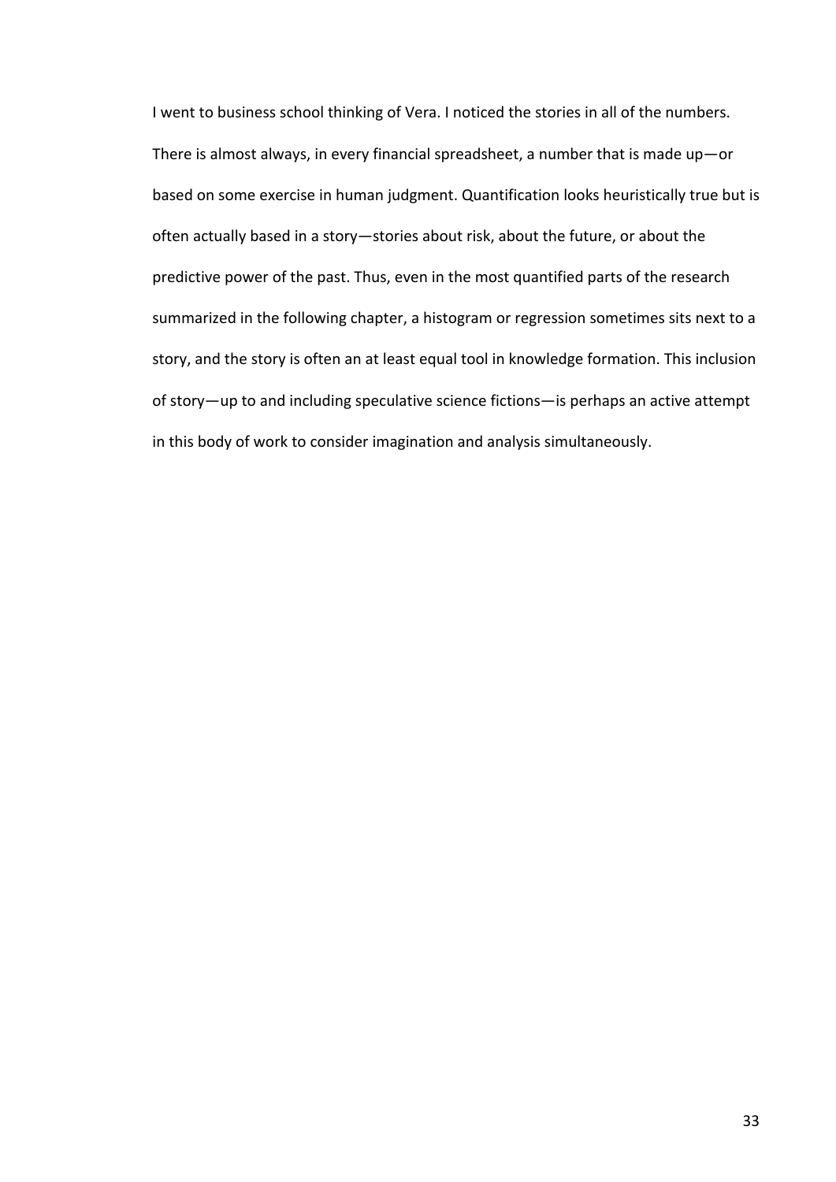I went to business school thinking of Vera. I noticed the stories in all of the numbers. There is almost always, in every financial spreadsheet, a number that is made up—or based on some exercise in human judgment. Quantification looks heuristically true but is often actually based in a story—stories about risk, about the future, or about the predictive power of the past. Thus, even in the most quantified parts of the research summarized in the following chapter, a histogram or regression sometimes sits next to a story, and the story is often an at least equal tool in knowledge formation. This inclusion of story—up to and including speculative science fictions—is perhaps an active attempt in this body of work to consider imagination and analysis simultaneously.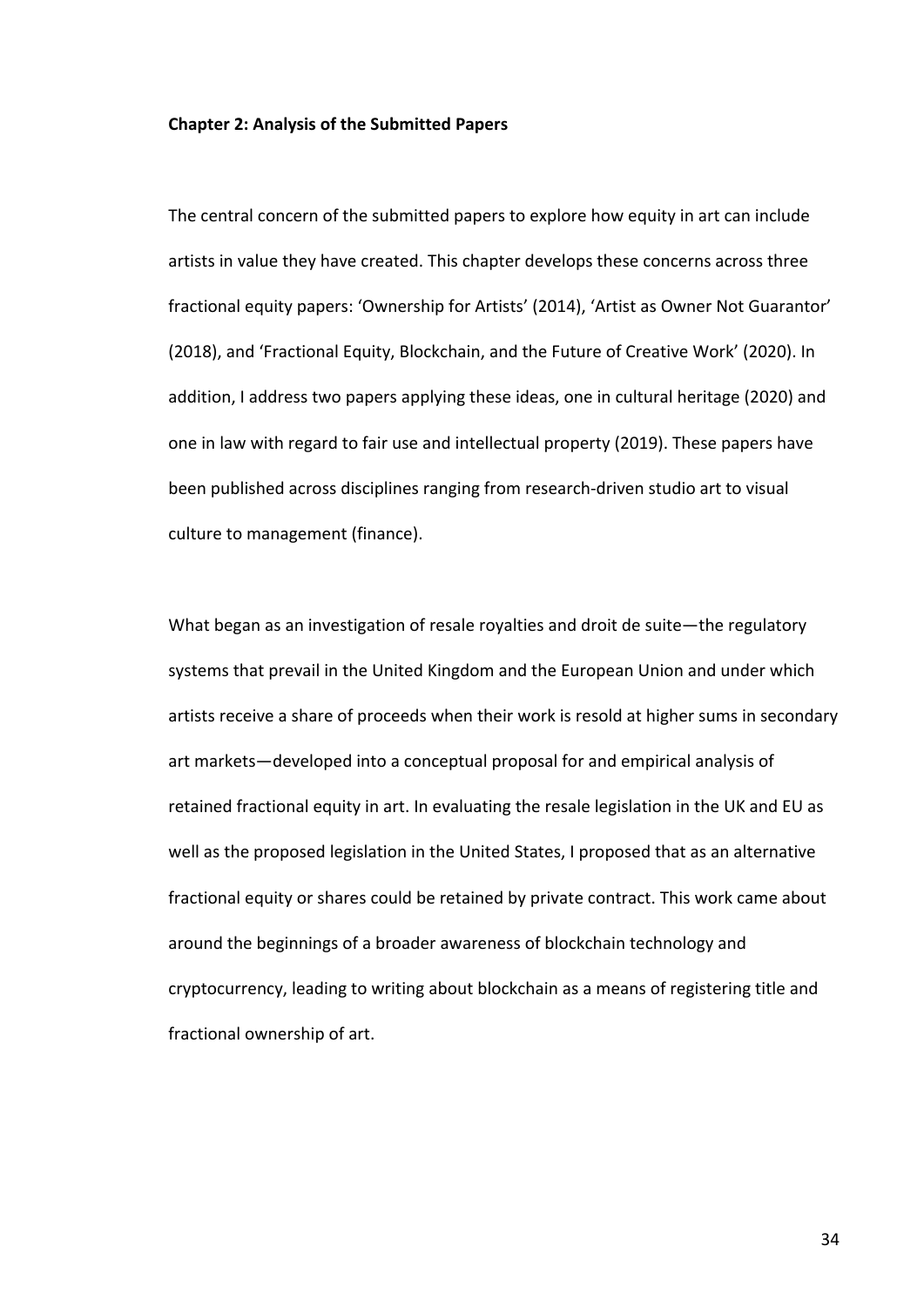**Chapter 2: Analysis of the Submitted Papers**

The central concern of the submitted papers to explore how equity in art can include artists in value they have created. This chapter develops these concerns across three fractional equity papers: 'Ownership for Artists' (2014), 'Artist as Owner Not Guarantor' (2018), and 'Fractional Equity, Blockchain, and the Future of Creative Work' (2020). In addition, I address two papers applying these ideas, one in cultural heritage (2020) and one in law with regard to fair use and intellectual property (2019). These papers have been published across disciplines ranging from research-driven studio art to visual culture to management (finance).

What began as an investigation of resale royalties and droit de suite—the regulatory systems that prevail in the United Kingdom and the European Union and under which artists receive a share of proceeds when their work is resold at higher sums in secondary art markets—developed into a conceptual proposal for and empirical analysis of retained fractional equity in art. In evaluating the resale legislation in the UK and EU as well as the proposed legislation in the United States, I proposed that as an alternative fractional equity or shares could be retained by private contract. This work came about around the beginnings of a broader awareness of blockchain technology and cryptocurrency, leading to writing about blockchain as a means of registering title and fractional ownership of art.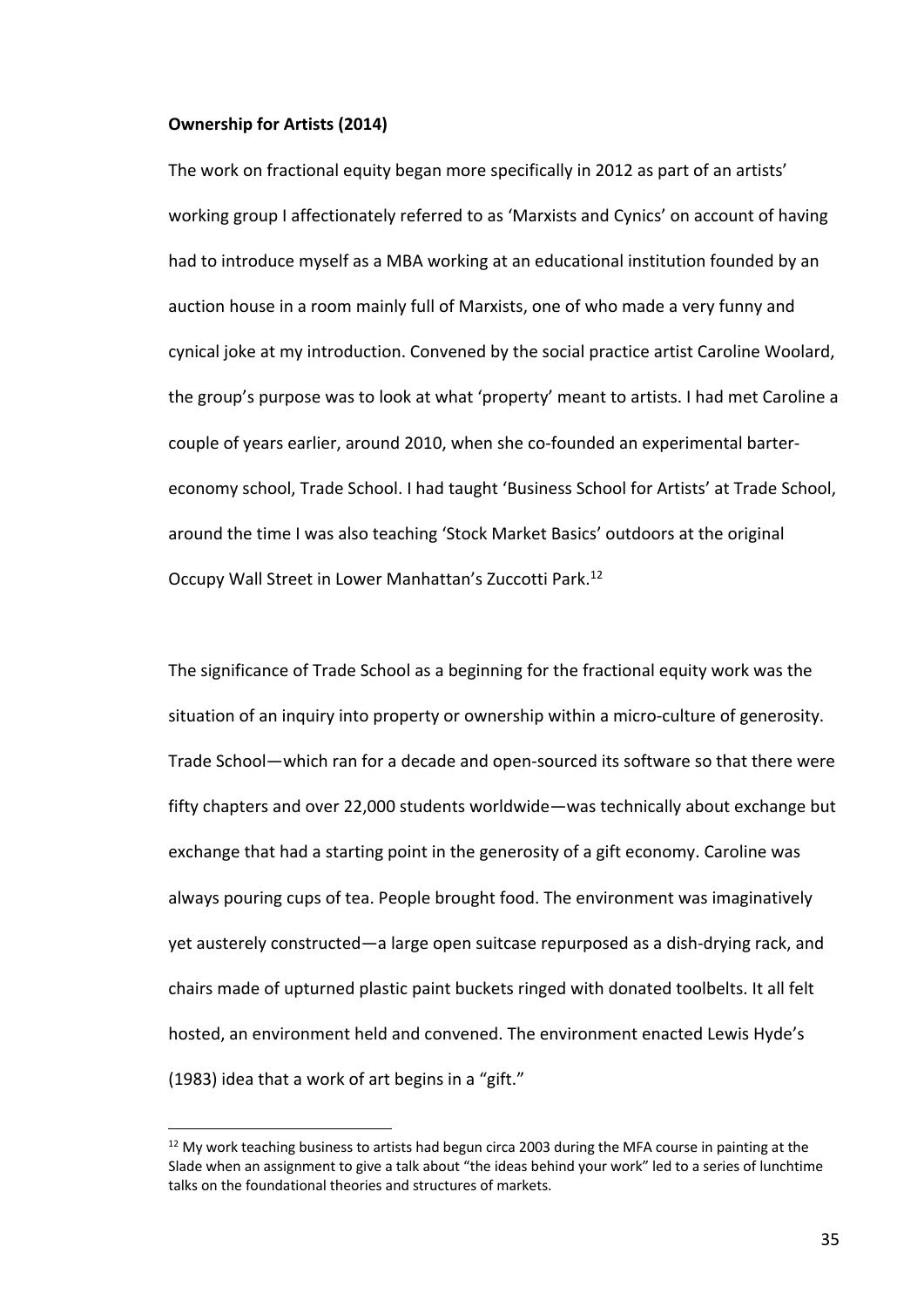**Ownership for Artists (2014)**

The work on fractional equity began more specifically in 2012 as part of an artists' working group I affectionately referred to as 'Marxists and Cynics' on account of having had to introduce myself as a MBA working at an educational institution founded by an auction house in a room mainly full of Marxists, one of who made a very funny and cynical joke at my introduction. Convened by the social practice artist Caroline Woolard, the group's purpose was to look at what 'property' meant to artists. I had met Caroline a couple of years earlier, around 2010, when she co-founded an experimental barter-economy school, Trade School. I had taught 'Business School for Artists' at Trade School, around the time I was also teaching 'Stock Market Basics' outdoors at the original Occupy Wall Street in Lower Manhattan's Zuccotti Park.[12]

The significance of Trade School as a beginning for the fractional equity work was the situation of an inquiry into property or ownership within a micro-culture of generosity. Trade School—which ran for a decade and open-sourced its software so that there were fifty chapters and over 22,000 students worldwide—was technically about exchange but exchange that had a starting point in the generosity of a gift economy. Caroline was always pouring cups of tea. People brought food. The environment was imaginatively yet austerely constructed—a large open suitcase repurposed as a dish-drying rack, and chairs made of upturned plastic paint buckets ringed with donated toolbelts. It all felt hosted, an environment held and convened. The environment enacted Lewis Hyde's (1983) idea that a work of art begins in a "gift."

[12] My work teaching business to artists had begun circa 2003 during the MFA course in painting at the Slade when an assignment to give a talk about "the ideas behind your work" led to a series of lunchtime talks on the foundational theories and structures of markets.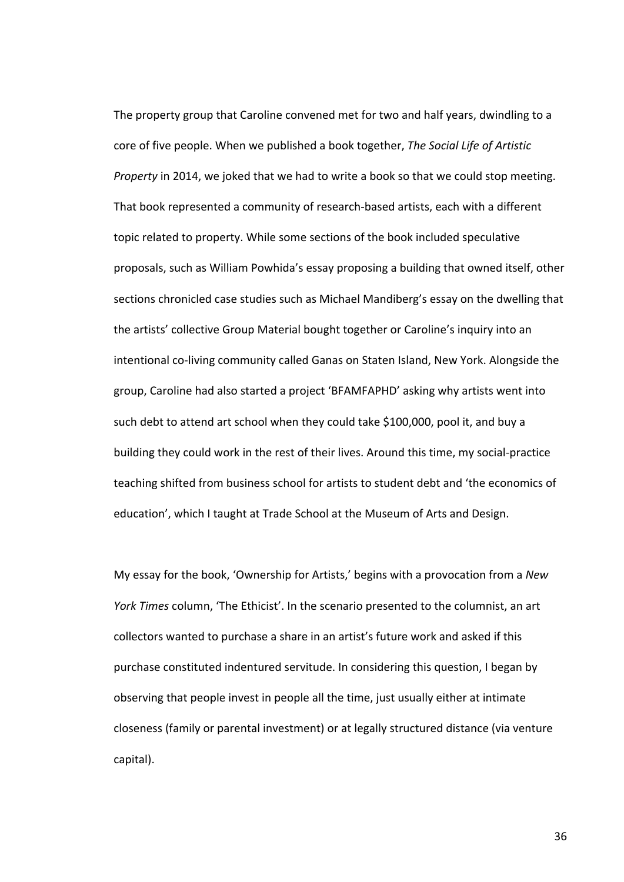The property group that Caroline convened met for two and half years, dwindling to a core of five people. When we published a book together, *The Social Life of Artistic Property* in 2014, we joked that we had to write a book so that we could stop meeting. That book represented a community of research-based artists, each with a different topic related to property. While some sections of the book included speculative proposals, such as William Powhida's essay proposing a building that owned itself, other sections chronicled case studies such as Michael Mandiberg's essay on the dwelling that the artists' collective Group Material bought together or Caroline's inquiry into an intentional co-living community called Ganas on Staten Island, New York. Alongside the group, Caroline had also started a project 'BFAMFAPHD' asking why artists went into such debt to attend art school when they could take $100,000, pool it, and buy a building they could work in the rest of their lives. Around this time, my social-practice teaching shifted from business school for artists to student debt and 'the economics of education', which I taught at Trade School at the Museum of Arts and Design.

My essay for the book, 'Ownership for Artists,' begins with a provocation from a *New York Times* column, 'The Ethicist'. In the scenario presented to the columnist, an art collectors wanted to purchase a share in an artist's future work and asked if this purchase constituted indentured servitude. In considering this question, I began by observing that people invest in people all the time, just usually either at intimate closeness (family or parental investment) or at legally structured distance (via venture capital).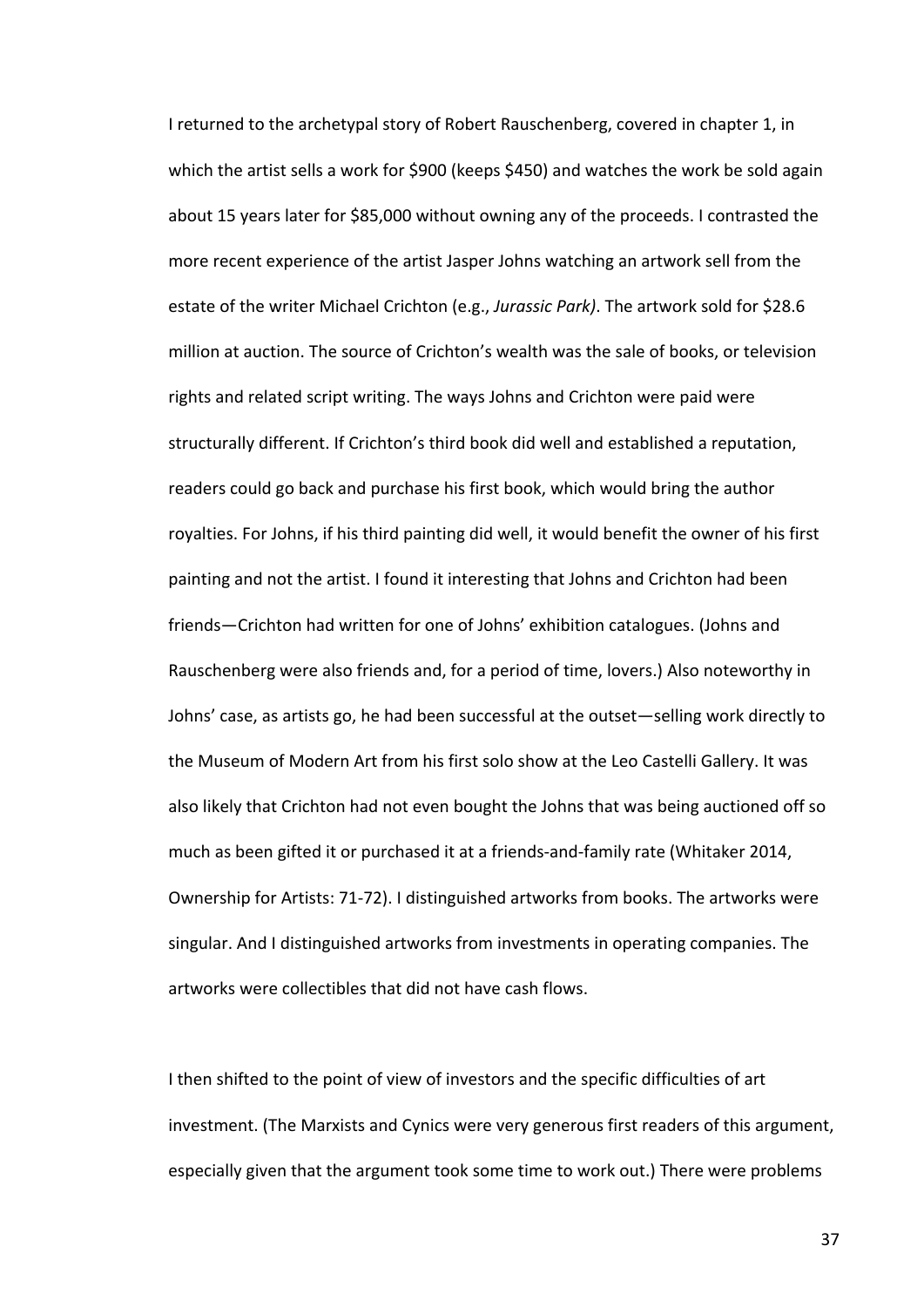I returned to the archetypal story of Robert Rauschenberg, covered in chapter 1, in which the artist sells a work for $900 (keeps $450) and watches the work be sold again about 15 years later for $85,000 without owning any of the proceeds. I contrasted the more recent experience of the artist Jasper Johns watching an artwork sell from the estate of the writer Michael Crichton (e.g., *Jurassic Park)*. The artwork sold for $28.6 million at auction. The source of Crichton's wealth was the sale of books, or television rights and related script writing. The ways Johns and Crichton were paid were structurally different. If Crichton's third book did well and established a reputation, readers could go back and purchase his first book, which would bring the author royalties. For Johns, if his third painting did well, it would benefit the owner of his first painting and not the artist. I found it interesting that Johns and Crichton had been friends—Crichton had written for one of Johns' exhibition catalogues. (Johns and Rauschenberg were also friends and, for a period of time, lovers.) Also noteworthy in Johns' case, as artists go, he had been successful at the outset—selling work directly to the Museum of Modern Art from his first solo show at the Leo Castelli Gallery. It was also likely that Crichton had not even bought the Johns that was being auctioned off so much as been gifted it or purchased it at a friends-and-family rate (Whitaker 2014, Ownership for Artists: 71-72). I distinguished artworks from books. The artworks were singular. And I distinguished artworks from investments in operating companies. The artworks were collectibles that did not have cash flows.

I then shifted to the point of view of investors and the specific difficulties of art investment. (The Marxists and Cynics were very generous first readers of this argument, especially given that the argument took some time to work out.) There were problems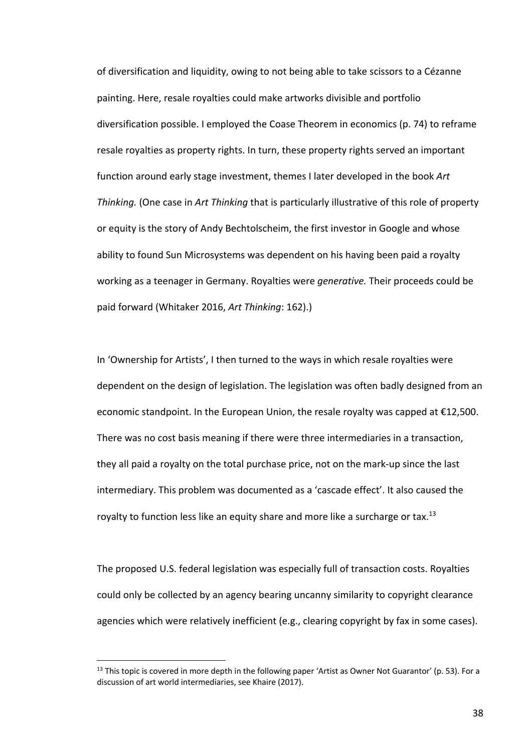of diversification and liquidity, owing to not being able to take scissors to a Cézanne painting. Here, resale royalties could make artworks divisible and portfolio diversification possible. I employed the Coase Theorem in economics (p. 74) to reframe resale royalties as property rights. In turn, these property rights served an important function around early stage investment, themes I later developed in the book *Art Thinking.* (One case in *Art Thinking* that is particularly illustrative of this role of property or equity is the story of Andy Bechtolscheim, the first investor in Google and whose ability to found Sun Microsystems was dependent on his having been paid a royalty working as a teenager in Germany. Royalties were *generative.* Their proceeds could be paid forward (Whitaker 2016, *Art Thinking*: 162).)

In 'Ownership for Artists', I then turned to the ways in which resale royalties were dependent on the design of legislation. The legislation was often badly designed from an economic standpoint. In the European Union, the resale royalty was capped at €12,500. There was no cost basis meaning if there were three intermediaries in a transaction, they all paid a royalty on the total purchase price, not on the mark-up since the last intermediary. This problem was documented as a 'cascade effect'. It also caused the royalty to function less like an equity share and more like a surcharge or tax.[13]

The proposed U.S. federal legislation was especially full of transaction costs. Royalties could only be collected by an agency bearing uncanny similarity to copyright clearance agencies which were relatively inefficient (e.g., clearing copyright by fax in some cases).

[13] This topic is covered in more depth in the following paper 'Artist as Owner Not Guarantor' (p. 53). For a discussion of art world intermediaries, see Khaire (2017).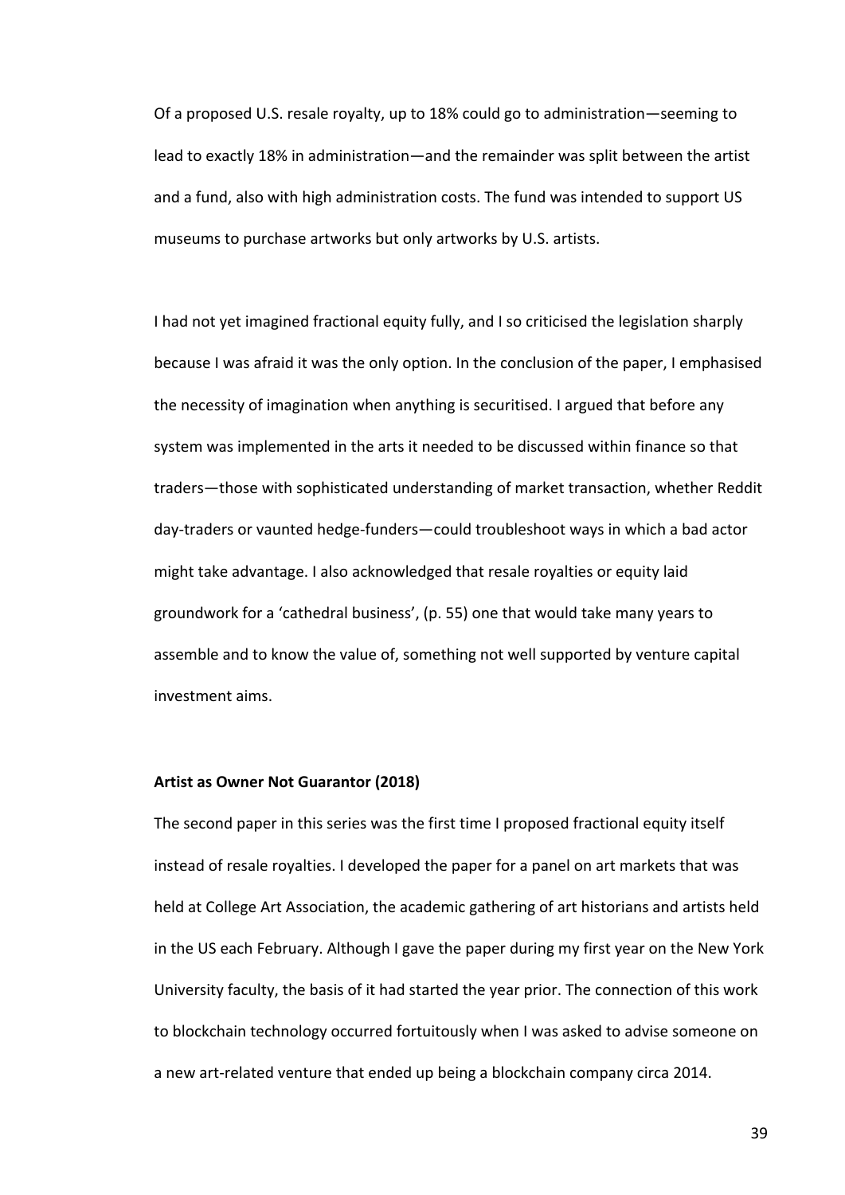Of a proposed U.S. resale royalty, up to 18% could go to administration—seeming to lead to exactly 18% in administration—and the remainder was split between the artist and a fund, also with high administration costs. The fund was intended to support US museums to purchase artworks but only artworks by U.S. artists.

I had not yet imagined fractional equity fully, and I so criticised the legislation sharply because I was afraid it was the only option. In the conclusion of the paper, I emphasised the necessity of imagination when anything is securitised. I argued that before any system was implemented in the arts it needed to be discussed within finance so that traders—those with sophisticated understanding of market transaction, whether Reddit day-traders or vaunted hedge-funders—could troubleshoot ways in which a bad actor might take advantage. I also acknowledged that resale royalties or equity laid groundwork for a 'cathedral business', (p. 55) one that would take many years to assemble and to know the value of, something not well supported by venture capital investment aims.

**Artist as Owner Not Guarantor (2018)**

The second paper in this series was the first time I proposed fractional equity itself instead of resale royalties. I developed the paper for a panel on art markets that was held at College Art Association, the academic gathering of art historians and artists held in the US each February. Although I gave the paper during my first year on the New York University faculty, the basis of it had started the year prior. The connection of this work to blockchain technology occurred fortuitously when I was asked to advise someone on a new art-related venture that ended up being a blockchain company circa 2014.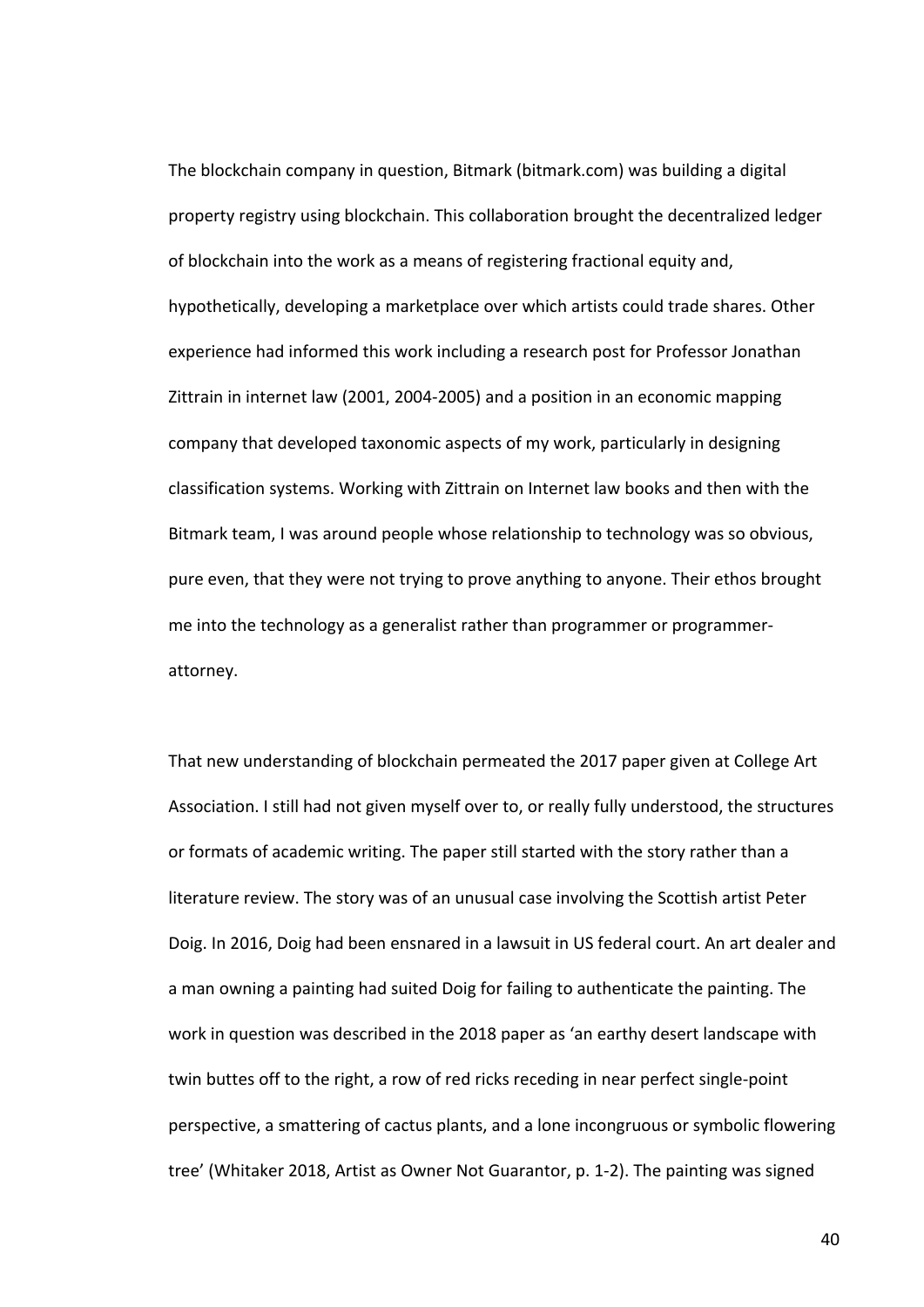The blockchain company in question, Bitmark (bitmark.com) was building a digital property registry using blockchain. This collaboration brought the decentralized ledger of blockchain into the work as a means of registering fractional equity and, hypothetically, developing a marketplace over which artists could trade shares. Other experience had informed this work including a research post for Professor Jonathan Zittrain in internet law (2001, 2004-2005) and a position in an economic mapping company that developed taxonomic aspects of my work, particularly in designing classification systems. Working with Zittrain on Internet law books and then with the Bitmark team, I was around people whose relationship to technology was so obvious, pure even, that they were not trying to prove anything to anyone. Their ethos brought me into the technology as a generalist rather than programmer or programmer-attorney.

That new understanding of blockchain permeated the 2017 paper given at College Art Association. I still had not given myself over to, or really fully understood, the structures or formats of academic writing. The paper still started with the story rather than a literature review. The story was of an unusual case involving the Scottish artist Peter Doig. In 2016, Doig had been ensnared in a lawsuit in US federal court. An art dealer and a man owning a painting had suited Doig for failing to authenticate the painting. The work in question was described in the 2018 paper as 'an earthy desert landscape with twin buttes off to the right, a row of red ricks receding in near perfect single-point perspective, a smattering of cactus plants, and a lone incongruous or symbolic flowering tree' (Whitaker 2018, Artist as Owner Not Guarantor, p. 1-2). The painting was signed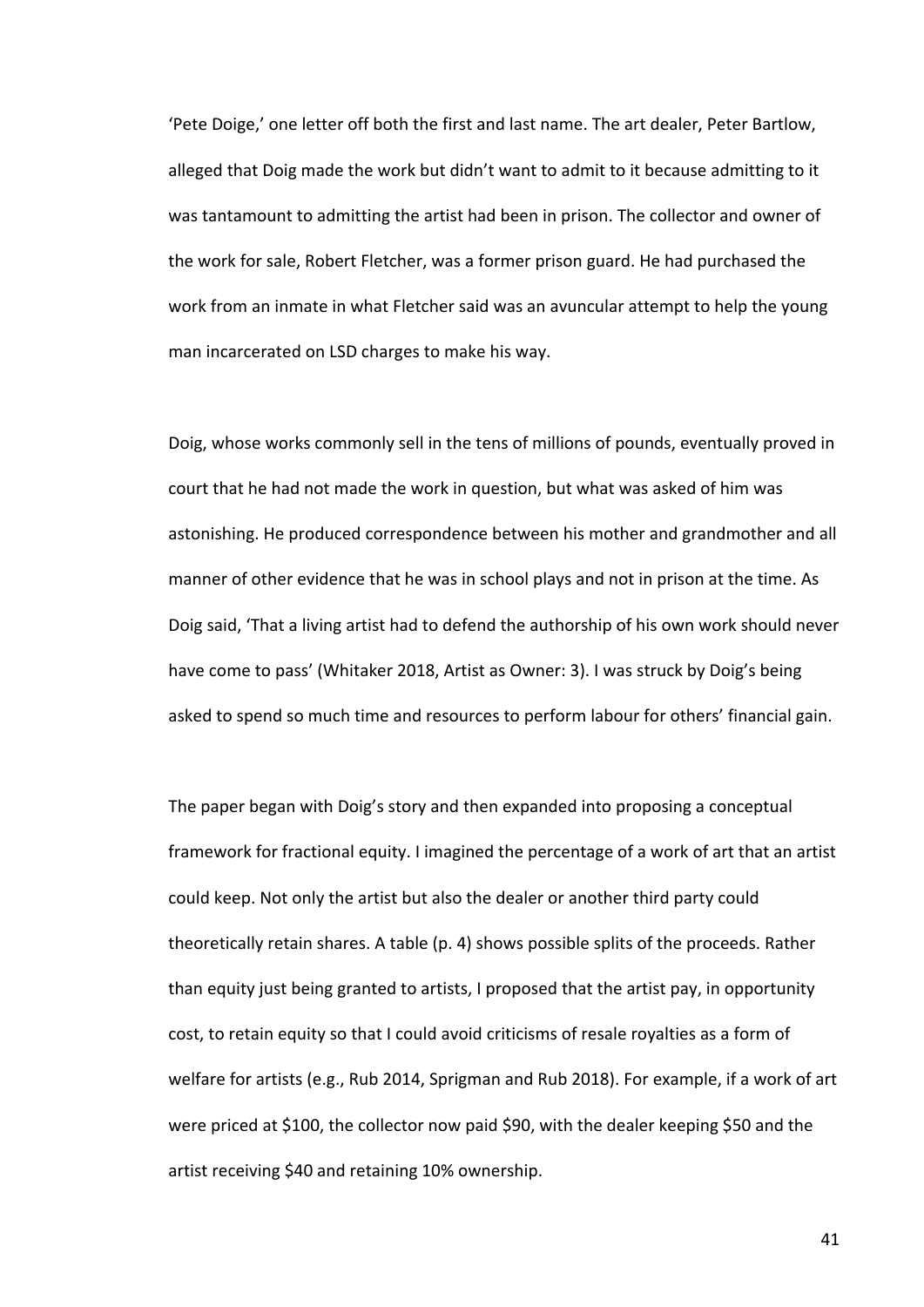'Pete Doige,' one letter off both the first and last name. The art dealer, Peter Bartlow, alleged that Doig made the work but didn't want to admit to it because admitting to it was tantamount to admitting the artist had been in prison. The collector and owner of the work for sale, Robert Fletcher, was a former prison guard. He had purchased the work from an inmate in what Fletcher said was an avuncular attempt to help the young man incarcerated on LSD charges to make his way.

Doig, whose works commonly sell in the tens of millions of pounds, eventually proved in court that he had not made the work in question, but what was asked of him was astonishing. He produced correspondence between his mother and grandmother and all manner of other evidence that he was in school plays and not in prison at the time. As Doig said, 'That a living artist had to defend the authorship of his own work should never have come to pass' (Whitaker 2018, Artist as Owner: 3). I was struck by Doig's being asked to spend so much time and resources to perform labour for others' financial gain.

The paper began with Doig's story and then expanded into proposing a conceptual framework for fractional equity. I imagined the percentage of a work of art that an artist could keep. Not only the artist but also the dealer or another third party could theoretically retain shares. A table (p. 4) shows possible splits of the proceeds. Rather than equity just being granted to artists, I proposed that the artist pay, in opportunity cost, to retain equity so that I could avoid criticisms of resale royalties as a form of welfare for artists (e.g., Rub 2014, Sprigman and Rub 2018). For example, if a work of art were priced at $100, the collector now paid $90, with the dealer keeping $50 and the artist receiving $40 and retaining 10% ownership.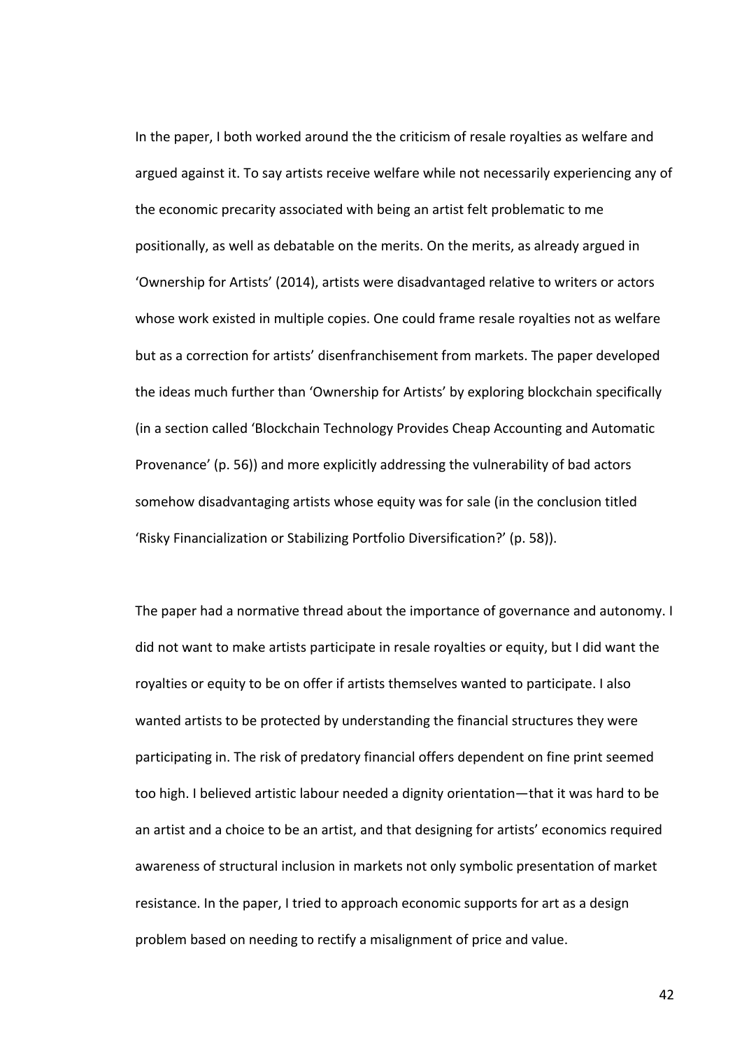In the paper, I both worked around the the criticism of resale royalties as welfare and argued against it. To say artists receive welfare while not necessarily experiencing any of the economic precarity associated with being an artist felt problematic to me positionally, as well as debatable on the merits. On the merits, as already argued in 'Ownership for Artists' (2014), artists were disadvantaged relative to writers or actors whose work existed in multiple copies. One could frame resale royalties not as welfare but as a correction for artists' disenfranchisement from markets. The paper developed the ideas much further than 'Ownership for Artists' by exploring blockchain specifically (in a section called 'Blockchain Technology Provides Cheap Accounting and Automatic Provenance' (p. 56)) and more explicitly addressing the vulnerability of bad actors somehow disadvantaging artists whose equity was for sale (in the conclusion titled 'Risky Financialization or Stabilizing Portfolio Diversification?' (p. 58)).

The paper had a normative thread about the importance of governance and autonomy. I did not want to make artists participate in resale royalties or equity, but I did want the royalties or equity to be on offer if artists themselves wanted to participate. I also wanted artists to be protected by understanding the financial structures they were participating in. The risk of predatory financial offers dependent on fine print seemed too high. I believed artistic labour needed a dignity orientation—that it was hard to be an artist and a choice to be an artist, and that designing for artists' economics required awareness of structural inclusion in markets not only symbolic presentation of market resistance. In the paper, I tried to approach economic supports for art as a design problem based on needing to rectify a misalignment of price and value.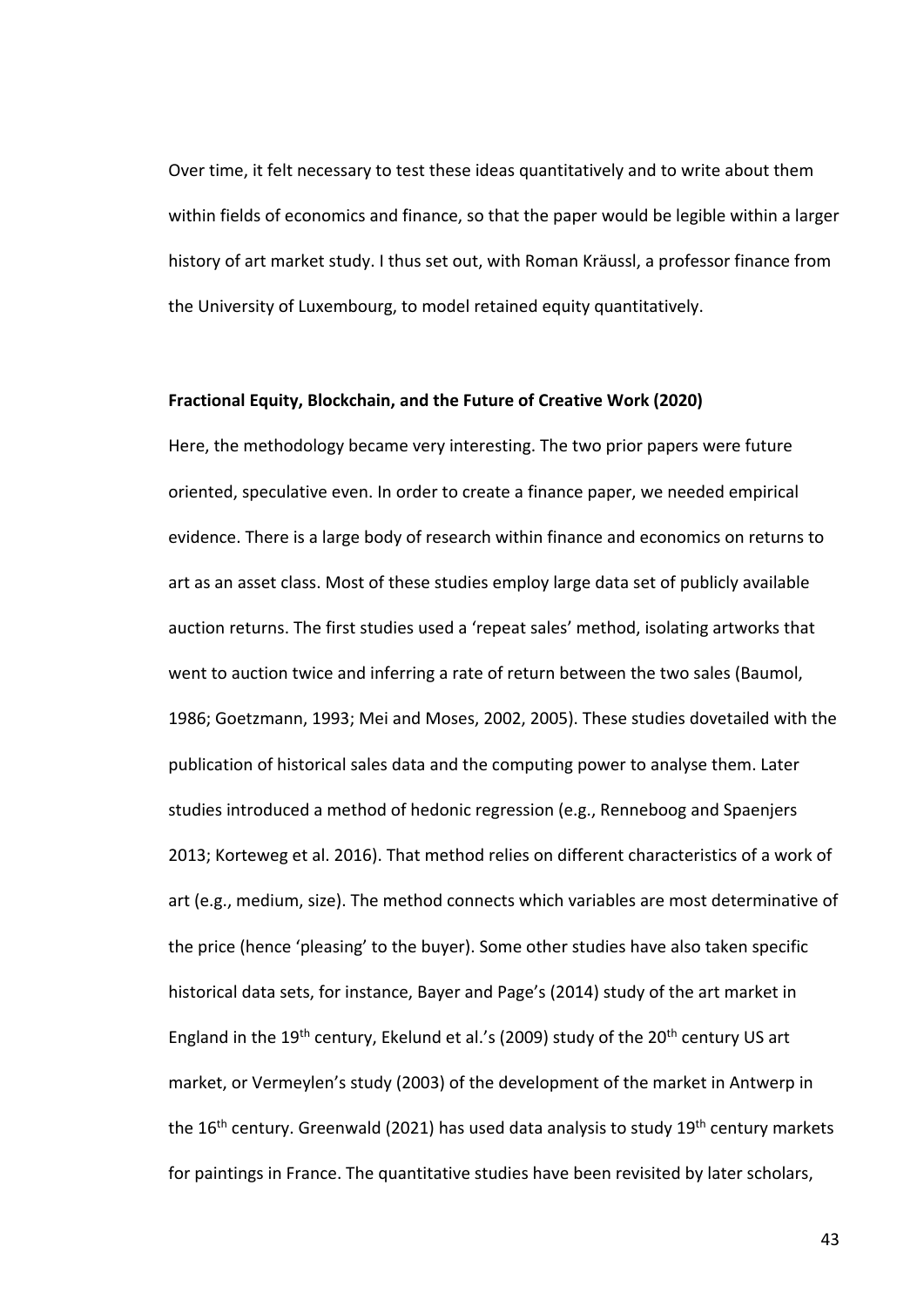Over time, it felt necessary to test these ideas quantitatively and to write about them within fields of economics and finance, so that the paper would be legible within a larger history of art market study. I thus set out, with Roman Kräussl, a professor finance from the University of Luxembourg, to model retained equity quantitatively.

**Fractional Equity, Blockchain, and the Future of Creative Work (2020)**

Here, the methodology became very interesting. The two prior papers were future oriented, speculative even. In order to create a finance paper, we needed empirical evidence. There is a large body of research within finance and economics on returns to art as an asset class. Most of these studies employ large data set of publicly available auction returns. The first studies used a 'repeat sales' method, isolating artworks that went to auction twice and inferring a rate of return between the two sales (Baumol, 1986; Goetzmann, 1993; Mei and Moses, 2002, 2005). These studies dovetailed with the publication of historical sales data and the computing power to analyse them. Later studies introduced a method of hedonic regression (e.g., Renneboog and Spaenjers 2013; Korteweg et al. 2016). That method relies on different characteristics of a work of art (e.g., medium, size). The method connects which variables are most determinative of the price (hence 'pleasing' to the buyer). Some other studies have also taken specific historical data sets, for instance, Bayer and Page's (2014) study of the art market in England in the 19th century, Ekelund et al.'s (2009) study of the 20th century US art market, or Vermeylen's study (2003) of the development of the market in Antwerp in the 16th century. Greenwald (2021) has used data analysis to study 19th century markets for paintings in France. The quantitative studies have been revisited by later scholars,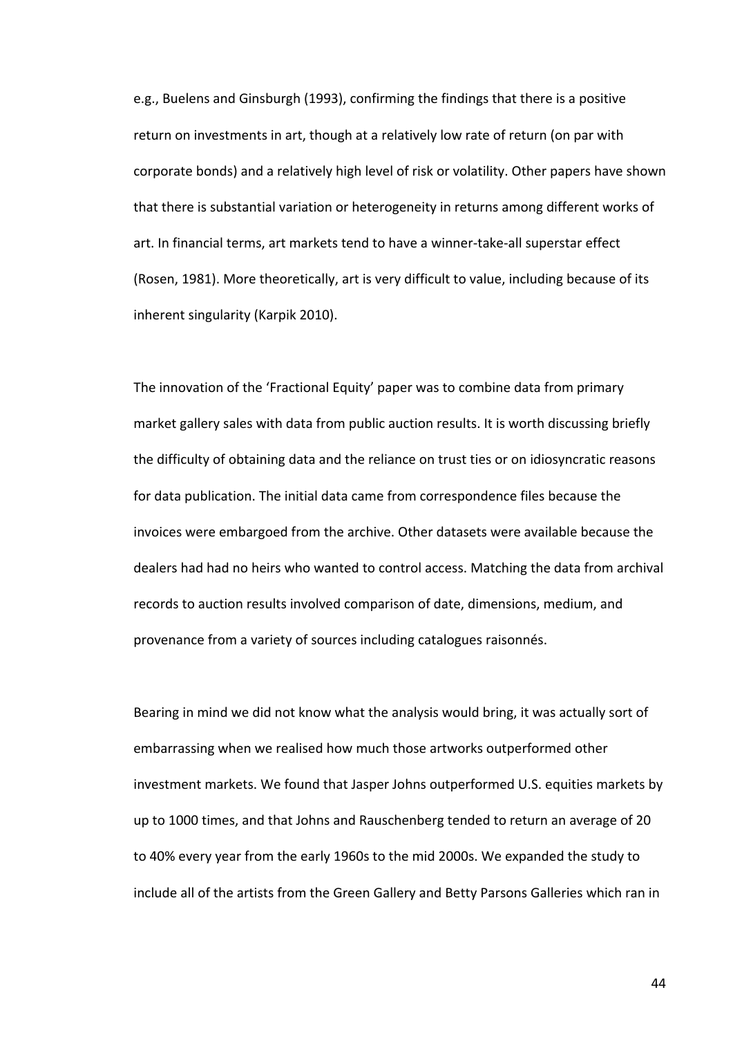e.g., Buelens and Ginsburgh (1993), confirming the findings that there is a positive return on investments in art, though at a relatively low rate of return (on par with corporate bonds) and a relatively high level of risk or volatility. Other papers have shown that there is substantial variation or heterogeneity in returns among different works of art. In financial terms, art markets tend to have a winner-take-all superstar effect (Rosen, 1981). More theoretically, art is very difficult to value, including because of its inherent singularity (Karpik 2010).

The innovation of the 'Fractional Equity' paper was to combine data from primary market gallery sales with data from public auction results. It is worth discussing briefly the difficulty of obtaining data and the reliance on trust ties or on idiosyncratic reasons for data publication. The initial data came from correspondence files because the invoices were embargoed from the archive. Other datasets were available because the dealers had had no heirs who wanted to control access. Matching the data from archival records to auction results involved comparison of date, dimensions, medium, and provenance from a variety of sources including catalogues raisonnés.

Bearing in mind we did not know what the analysis would bring, it was actually sort of embarrassing when we realised how much those artworks outperformed other investment markets. We found that Jasper Johns outperformed U.S. equities markets by up to 1000 times, and that Johns and Rauschenberg tended to return an average of 20 to 40% every year from the early 1960s to the mid 2000s. We expanded the study to include all of the artists from the Green Gallery and Betty Parsons Galleries which ran in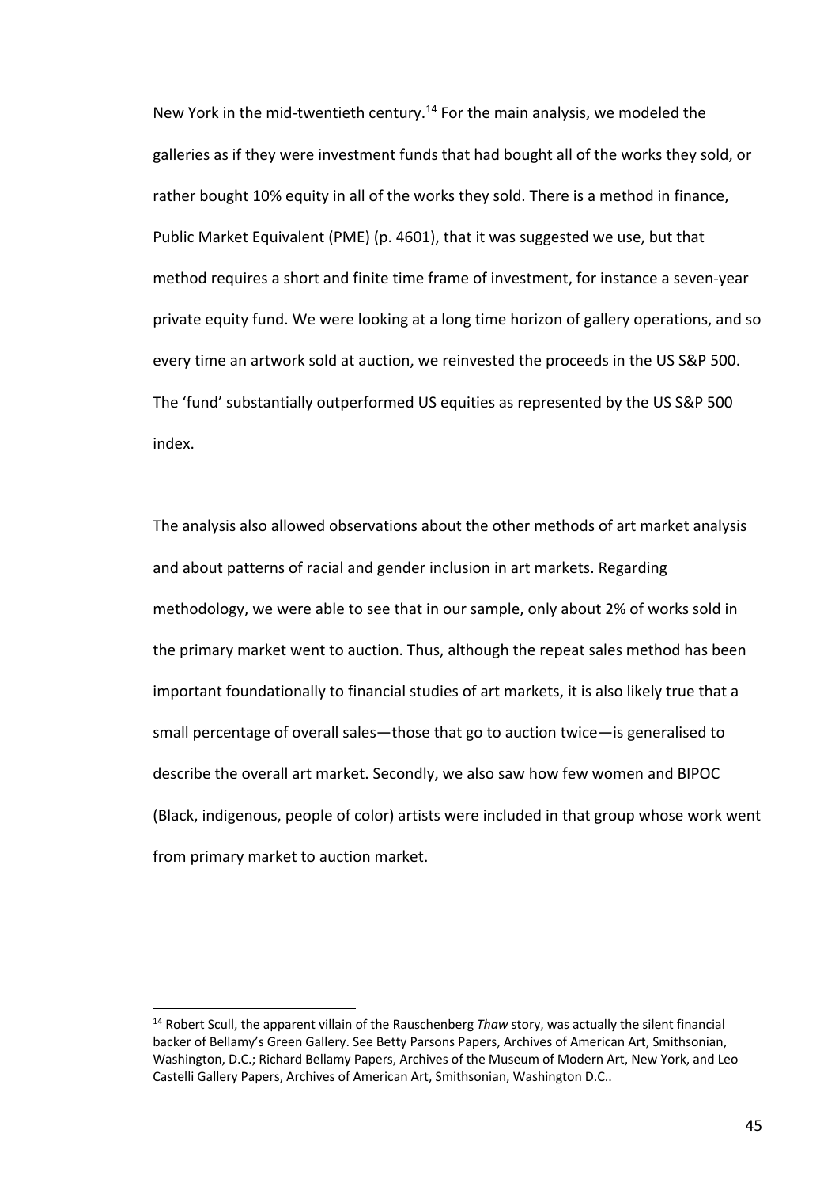New York in the mid-twentieth century.[14] For the main analysis, we modeled the galleries as if they were investment funds that had bought all of the works they sold, or rather bought 10% equity in all of the works they sold. There is a method in finance, Public Market Equivalent (PME) (p. 4601), that it was suggested we use, but that method requires a short and finite time frame of investment, for instance a seven-year private equity fund. We were looking at a long time horizon of gallery operations, and so every time an artwork sold at auction, we reinvested the proceeds in the US S&P 500. The 'fund' substantially outperformed US equities as represented by the US S&P 500 index.

The analysis also allowed observations about the other methods of art market analysis and about patterns of racial and gender inclusion in art markets. Regarding methodology, we were able to see that in our sample, only about 2% of works sold in the primary market went to auction. Thus, although the repeat sales method has been important foundationally to financial studies of art markets, it is also likely true that a small percentage of overall sales—those that go to auction twice—is generalised to describe the overall art market. Secondly, we also saw how few women and BIPOC (Black, indigenous, people of color) artists were included in that group whose work went from primary market to auction market.

[14] Robert Scull, the apparent villain of the Rauschenberg *Thaw* story, was actually the silent financial backer of Bellamy's Green Gallery. See Betty Parsons Papers, Archives of American Art, Smithsonian, Washington, D.C.; Richard Bellamy Papers, Archives of the Museum of Modern Art, New York, and Leo Castelli Gallery Papers, Archives of American Art, Smithsonian, Washington D.C..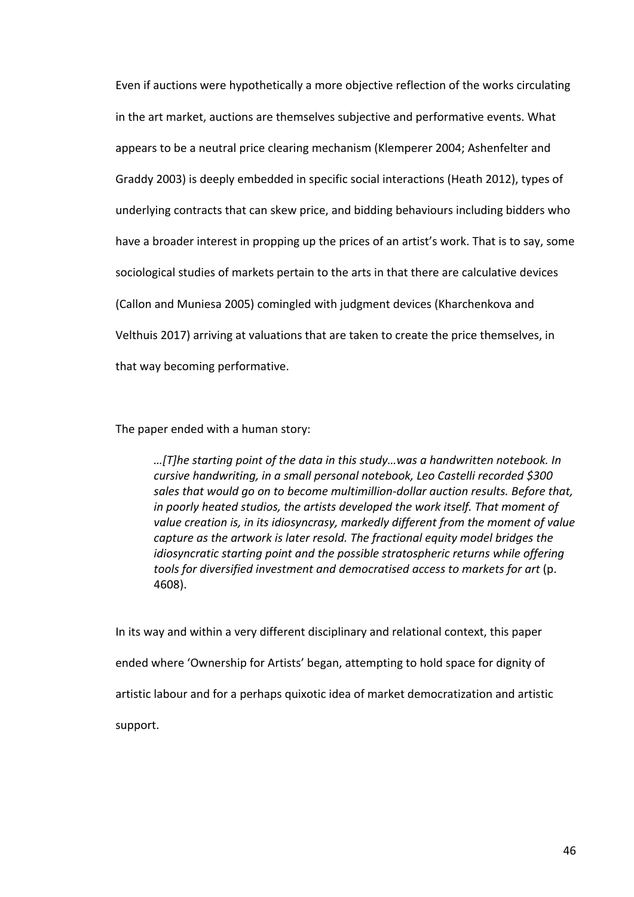Even if auctions were hypothetically a more objective reflection of the works circulating in the art market, auctions are themselves subjective and performative events. What appears to be a neutral price clearing mechanism (Klemperer 2004; Ashenfelter and Graddy 2003) is deeply embedded in specific social interactions (Heath 2012), types of underlying contracts that can skew price, and bidding behaviours including bidders who have a broader interest in propping up the prices of an artist's work. That is to say, some sociological studies of markets pertain to the arts in that there are calculative devices (Callon and Muniesa 2005) comingled with judgment devices (Kharchenkova and Velthuis 2017) arriving at valuations that are taken to create the price themselves, in that way becoming performative.

The paper ended with a human story:

> *…[T]he starting point of the data in this study…was a handwritten notebook. In cursive handwriting, in a small personal notebook, Leo Castelli recorded $300 sales that would go on to become multimillion-dollar auction results. Before that, in poorly heated studios, the artists developed the work itself. That moment of value creation is, in its idiosyncrasy, markedly different from the moment of value capture as the artwork is later resold. The fractional equity model bridges the idiosyncratic starting point and the possible stratospheric returns while offering tools for diversified investment and democratised access to markets for art* (p. 4608).

In its way and within a very different disciplinary and relational context, this paper ended where 'Ownership for Artists' began, attempting to hold space for dignity of artistic labour and for a perhaps quixotic idea of market democratization and artistic support.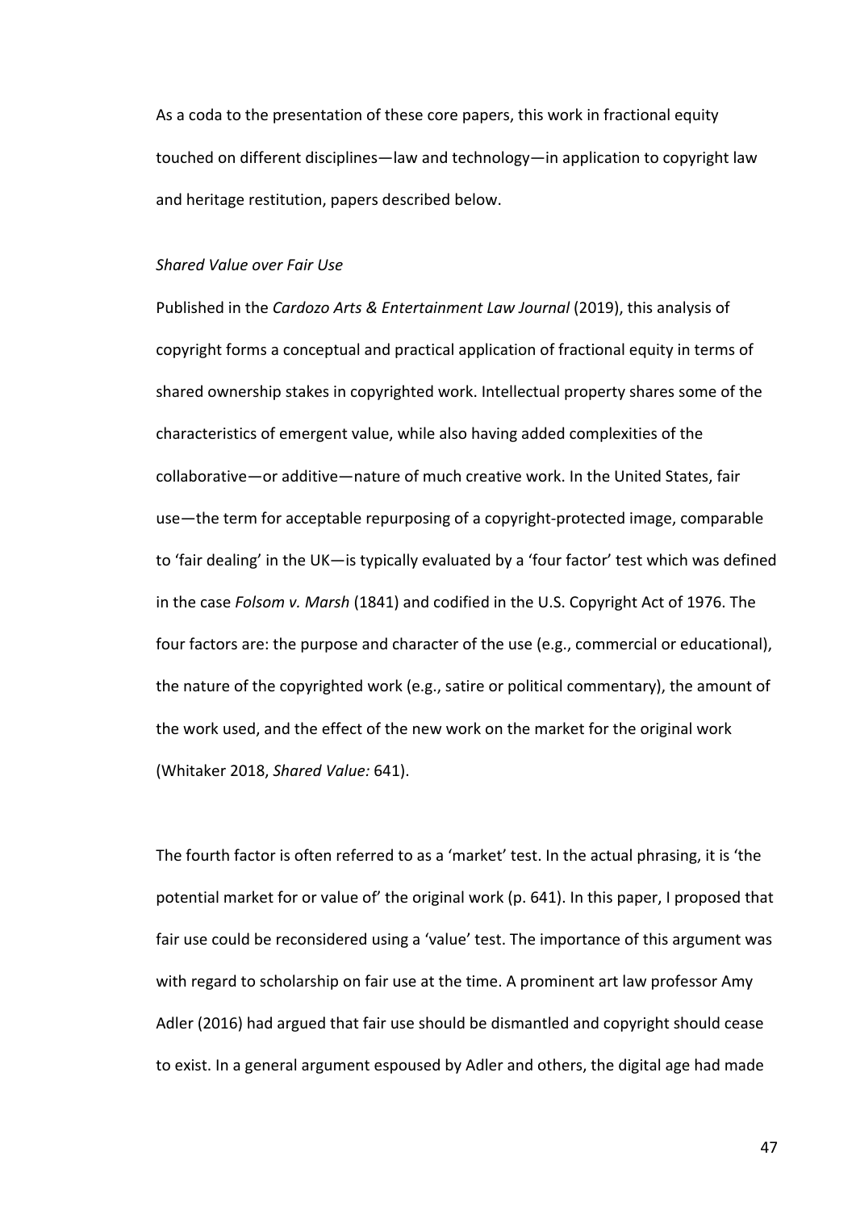As a coda to the presentation of these core papers, this work in fractional equity touched on different disciplines—law and technology—in application to copyright law and heritage restitution, papers described below.

*Shared Value over Fair Use*

Published in the *Cardozo Arts & Entertainment Law Journal* (2019), this analysis of copyright forms a conceptual and practical application of fractional equity in terms of shared ownership stakes in copyrighted work. Intellectual property shares some of the characteristics of emergent value, while also having added complexities of the collaborative—or additive—nature of much creative work. In the United States, fair use—the term for acceptable repurposing of a copyright-protected image, comparable to 'fair dealing' in the UK—is typically evaluated by a 'four factor' test which was defined in the case *Folsom v. Marsh* (1841) and codified in the U.S. Copyright Act of 1976. The four factors are: the purpose and character of the use (e.g., commercial or educational), the nature of the copyrighted work (e.g., satire or political commentary), the amount of the work used, and the effect of the new work on the market for the original work (Whitaker 2018, *Shared Value:* 641).

The fourth factor is often referred to as a 'market' test. In the actual phrasing, it is 'the potential market for or value of' the original work (p. 641). In this paper, I proposed that fair use could be reconsidered using a 'value' test. The importance of this argument was with regard to scholarship on fair use at the time. A prominent art law professor Amy Adler (2016) had argued that fair use should be dismantled and copyright should cease to exist. In a general argument espoused by Adler and others, the digital age had made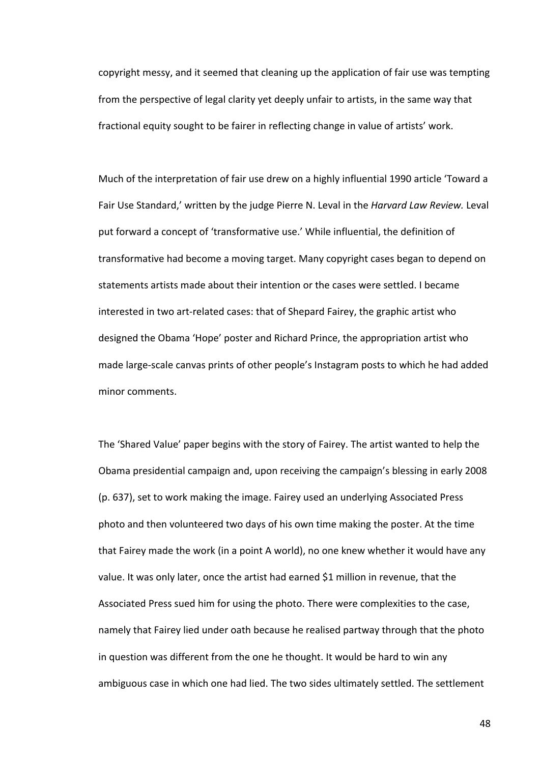copyright messy, and it seemed that cleaning up the application of fair use was tempting from the perspective of legal clarity yet deeply unfair to artists, in the same way that fractional equity sought to be fairer in reflecting change in value of artists' work.

Much of the interpretation of fair use drew on a highly influential 1990 article 'Toward a Fair Use Standard,' written by the judge Pierre N. Leval in the *Harvard Law Review.* Leval put forward a concept of 'transformative use.' While influential, the definition of transformative had become a moving target. Many copyright cases began to depend on statements artists made about their intention or the cases were settled. I became interested in two art-related cases: that of Shepard Fairey, the graphic artist who designed the Obama 'Hope' poster and Richard Prince, the appropriation artist who made large-scale canvas prints of other people's Instagram posts to which he had added minor comments.

The 'Shared Value' paper begins with the story of Fairey. The artist wanted to help the Obama presidential campaign and, upon receiving the campaign's blessing in early 2008 (p. 637), set to work making the image. Fairey used an underlying Associated Press photo and then volunteered two days of his own time making the poster. At the time that Fairey made the work (in a point A world), no one knew whether it would have any value. It was only later, once the artist had earned $1 million in revenue, that the Associated Press sued him for using the photo. There were complexities to the case, namely that Fairey lied under oath because he realised partway through that the photo in question was different from the one he thought. It would be hard to win any ambiguous case in which one had lied. The two sides ultimately settled. The settlement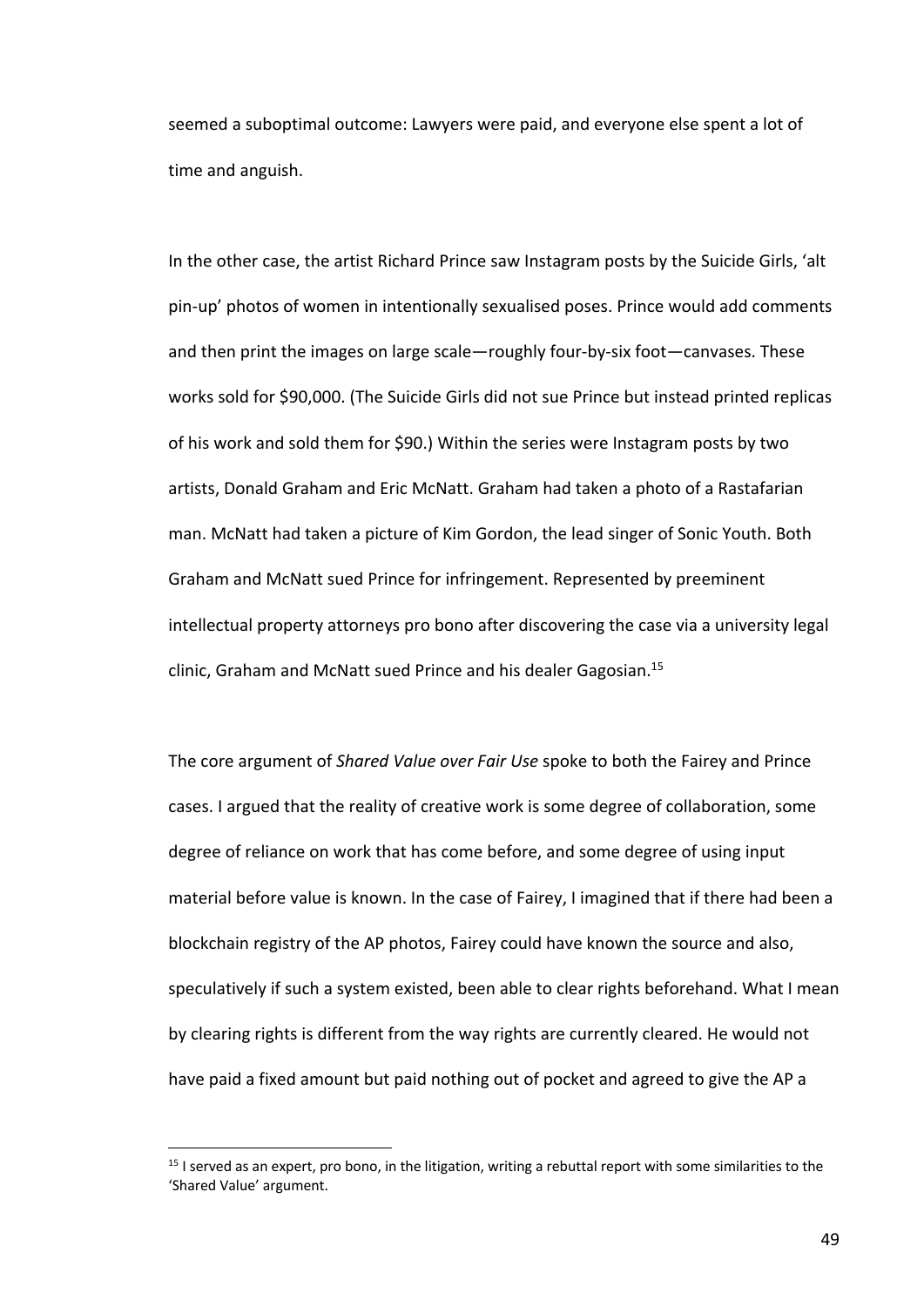seemed a suboptimal outcome: Lawyers were paid, and everyone else spent a lot of time and anguish.

In the other case, the artist Richard Prince saw Instagram posts by the Suicide Girls, 'alt pin-up' photos of women in intentionally sexualised poses. Prince would add comments and then print the images on large scale—roughly four-by-six foot—canvases. These works sold for $90,000. (The Suicide Girls did not sue Prince but instead printed replicas of his work and sold them for $90.) Within the series were Instagram posts by two artists, Donald Graham and Eric McNatt. Graham had taken a photo of a Rastafarian man. McNatt had taken a picture of Kim Gordon, the lead singer of Sonic Youth. Both Graham and McNatt sued Prince for infringement. Represented by preeminent intellectual property attorneys pro bono after discovering the case via a university legal clinic, Graham and McNatt sued Prince and his dealer Gagosian.[15]

The core argument of *Shared Value over Fair Use* spoke to both the Fairey and Prince cases. I argued that the reality of creative work is some degree of collaboration, some degree of reliance on work that has come before, and some degree of using input material before value is known. In the case of Fairey, I imagined that if there had been a blockchain registry of the AP photos, Fairey could have known the source and also, speculatively if such a system existed, been able to clear rights beforehand. What I mean by clearing rights is different from the way rights are currently cleared. He would not have paid a fixed amount but paid nothing out of pocket and agreed to give the AP a

[15] I served as an expert, pro bono, in the litigation, writing a rebuttal report with some similarities to the 'Shared Value' argument.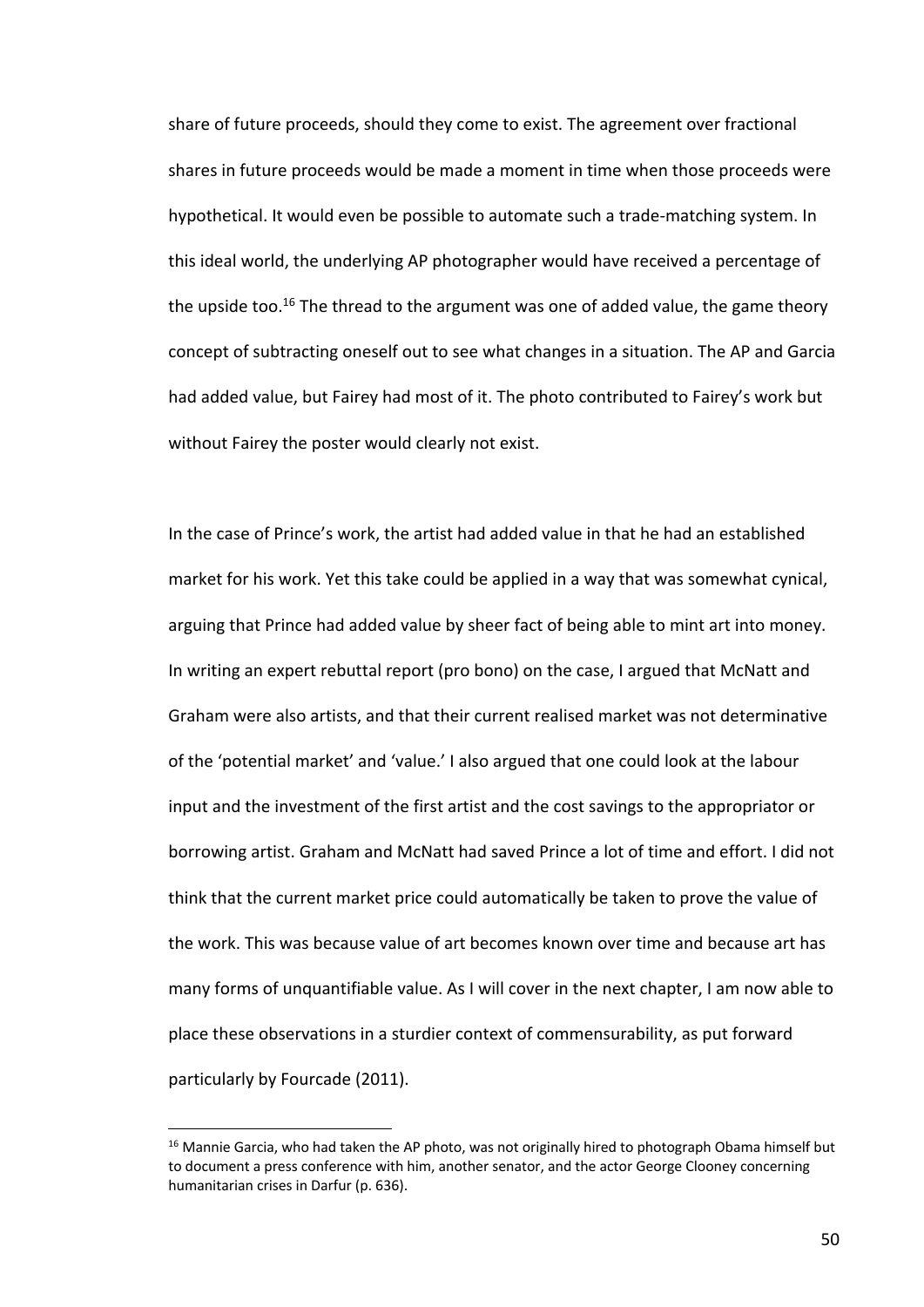share of future proceeds, should they come to exist. The agreement over fractional shares in future proceeds would be made a moment in time when those proceeds were hypothetical. It would even be possible to automate such a trade-matching system. In this ideal world, the underlying AP photographer would have received a percentage of the upside too.[16] The thread to the argument was one of added value, the game theory concept of subtracting oneself out to see what changes in a situation. The AP and Garcia had added value, but Fairey had most of it. The photo contributed to Fairey's work but without Fairey the poster would clearly not exist.

In the case of Prince's work, the artist had added value in that he had an established market for his work. Yet this take could be applied in a way that was somewhat cynical, arguing that Prince had added value by sheer fact of being able to mint art into money. In writing an expert rebuttal report (pro bono) on the case, I argued that McNatt and Graham were also artists, and that their current realised market was not determinative of the 'potential market' and 'value.' I also argued that one could look at the labour input and the investment of the first artist and the cost savings to the appropriator or borrowing artist. Graham and McNatt had saved Prince a lot of time and effort. I did not think that the current market price could automatically be taken to prove the value of the work. This was because value of art becomes known over time and because art has many forms of unquantifiable value. As I will cover in the next chapter, I am now able to place these observations in a sturdier context of commensurability, as put forward particularly by Fourcade (2011).

---

[16] Mannie Garcia, who had taken the AP photo, was not originally hired to photograph Obama himself but to document a press conference with him, another senator, and the actor George Clooney concerning humanitarian crises in Darfur (p. 636).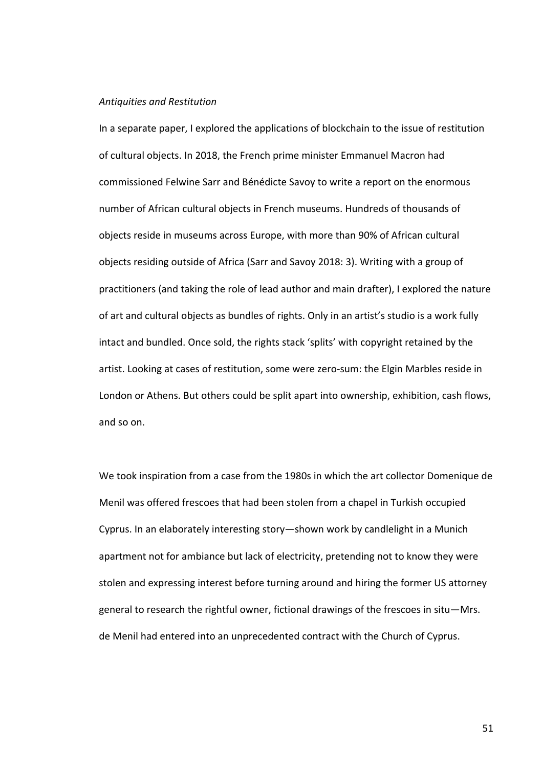*Antiquities and Restitution*

In a separate paper, I explored the applications of blockchain to the issue of restitution of cultural objects. In 2018, the French prime minister Emmanuel Macron had commissioned Felwine Sarr and Bénédicte Savoy to write a report on the enormous number of African cultural objects in French museums. Hundreds of thousands of objects reside in museums across Europe, with more than 90% of African cultural objects residing outside of Africa (Sarr and Savoy 2018: 3). Writing with a group of practitioners (and taking the role of lead author and main drafter), I explored the nature of art and cultural objects as bundles of rights. Only in an artist's studio is a work fully intact and bundled. Once sold, the rights stack 'splits' with copyright retained by the artist. Looking at cases of restitution, some were zero-sum: the Elgin Marbles reside in London or Athens. But others could be split apart into ownership, exhibition, cash flows, and so on.

We took inspiration from a case from the 1980s in which the art collector Domenique de Menil was offered frescoes that had been stolen from a chapel in Turkish occupied Cyprus. In an elaborately interesting story—shown work by candlelight in a Munich apartment not for ambiance but lack of electricity, pretending not to know they were stolen and expressing interest before turning around and hiring the former US attorney general to research the rightful owner, fictional drawings of the frescoes in situ—Mrs. de Menil had entered into an unprecedented contract with the Church of Cyprus.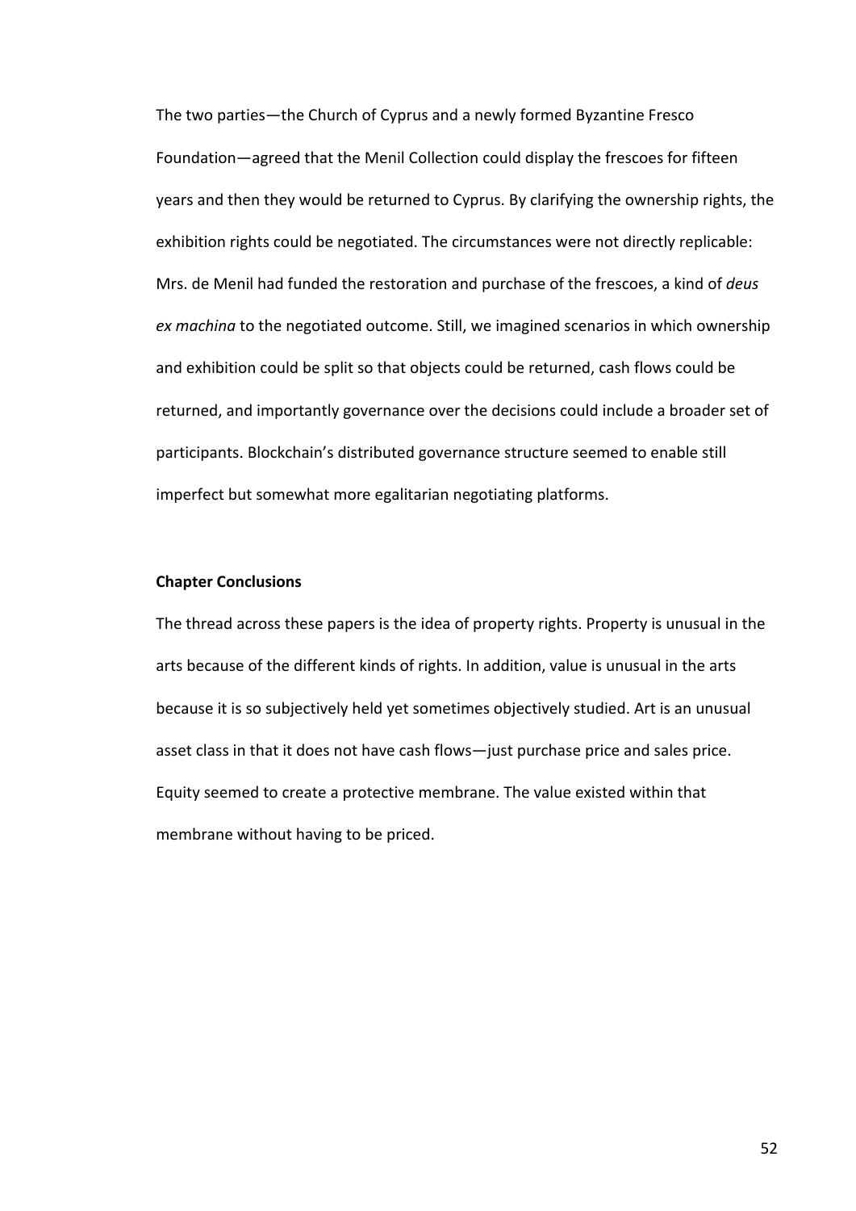The two parties—the Church of Cyprus and a newly formed Byzantine Fresco Foundation—agreed that the Menil Collection could display the frescoes for fifteen years and then they would be returned to Cyprus. By clarifying the ownership rights, the exhibition rights could be negotiated. The circumstances were not directly replicable: Mrs. de Menil had funded the restoration and purchase of the frescoes, a kind of *deus ex machina* to the negotiated outcome. Still, we imagined scenarios in which ownership and exhibition could be split so that objects could be returned, cash flows could be returned, and importantly governance over the decisions could include a broader set of participants. Blockchain's distributed governance structure seemed to enable still imperfect but somewhat more egalitarian negotiating platforms.

**Chapter Conclusions**

The thread across these papers is the idea of property rights. Property is unusual in the arts because of the different kinds of rights. In addition, value is unusual in the arts because it is so subjectively held yet sometimes objectively studied. Art is an unusual asset class in that it does not have cash flows—just purchase price and sales price. Equity seemed to create a protective membrane. The value existed within that membrane without having to be priced.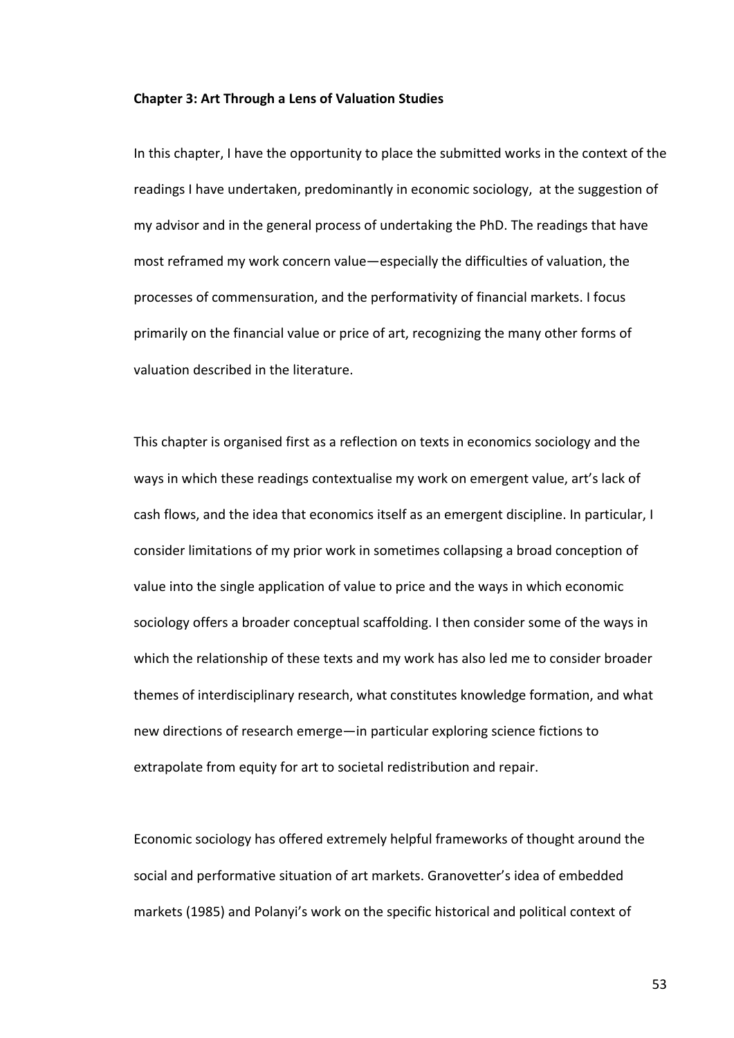**Chapter 3: Art Through a Lens of Valuation Studies**

In this chapter, I have the opportunity to place the submitted works in the context of the readings I have undertaken, predominantly in economic sociology, at the suggestion of my advisor and in the general process of undertaking the PhD. The readings that have most reframed my work concern value—especially the difficulties of valuation, the processes of commensuration, and the performativity of financial markets. I focus primarily on the financial value or price of art, recognizing the many other forms of valuation described in the literature.

This chapter is organised first as a reflection on texts in economics sociology and the ways in which these readings contextualise my work on emergent value, art's lack of cash flows, and the idea that economics itself as an emergent discipline. In particular, I consider limitations of my prior work in sometimes collapsing a broad conception of value into the single application of value to price and the ways in which economic sociology offers a broader conceptual scaffolding. I then consider some of the ways in which the relationship of these texts and my work has also led me to consider broader themes of interdisciplinary research, what constitutes knowledge formation, and what new directions of research emerge—in particular exploring science fictions to extrapolate from equity for art to societal redistribution and repair.

Economic sociology has offered extremely helpful frameworks of thought around the social and performative situation of art markets. Granovetter's idea of embedded markets (1985) and Polanyi's work on the specific historical and political context of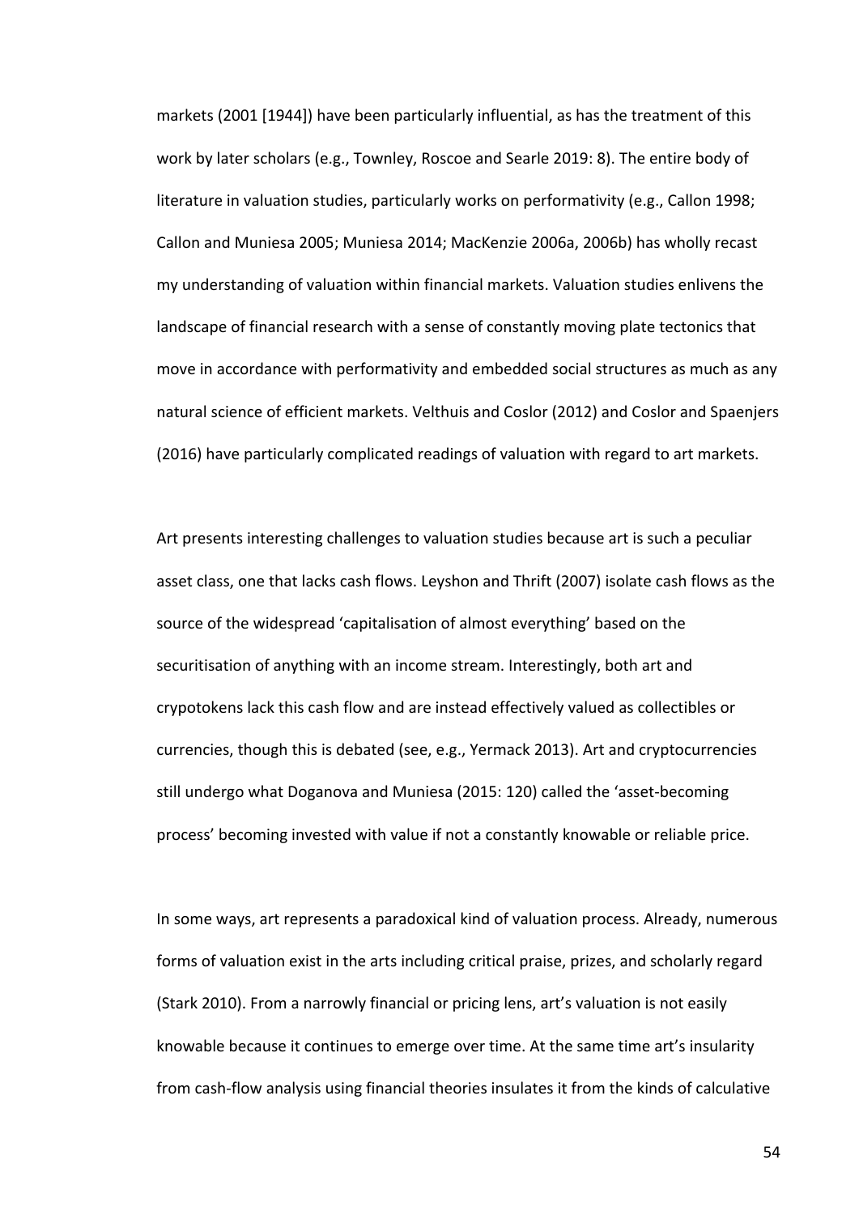markets (2001 [1944]) have been particularly influential, as has the treatment of this work by later scholars (e.g., Townley, Roscoe and Searle 2019: 8). The entire body of literature in valuation studies, particularly works on performativity (e.g., Callon 1998; Callon and Muniesa 2005; Muniesa 2014; MacKenzie 2006a, 2006b) has wholly recast my understanding of valuation within financial markets. Valuation studies enlivens the landscape of financial research with a sense of constantly moving plate tectonics that move in accordance with performativity and embedded social structures as much as any natural science of efficient markets. Velthuis and Coslor (2012) and Coslor and Spaenjers (2016) have particularly complicated readings of valuation with regard to art markets.

Art presents interesting challenges to valuation studies because art is such a peculiar asset class, one that lacks cash flows. Leyshon and Thrift (2007) isolate cash flows as the source of the widespread 'capitalisation of almost everything' based on the securitisation of anything with an income stream. Interestingly, both art and crypotokens lack this cash flow and are instead effectively valued as collectibles or currencies, though this is debated (see, e.g., Yermack 2013). Art and cryptocurrencies still undergo what Doganova and Muniesa (2015: 120) called the 'asset-becoming process' becoming invested with value if not a constantly knowable or reliable price.

In some ways, art represents a paradoxical kind of valuation process. Already, numerous forms of valuation exist in the arts including critical praise, prizes, and scholarly regard (Stark 2010). From a narrowly financial or pricing lens, art's valuation is not easily knowable because it continues to emerge over time. At the same time art's insularity from cash-flow analysis using financial theories insulates it from the kinds of calculative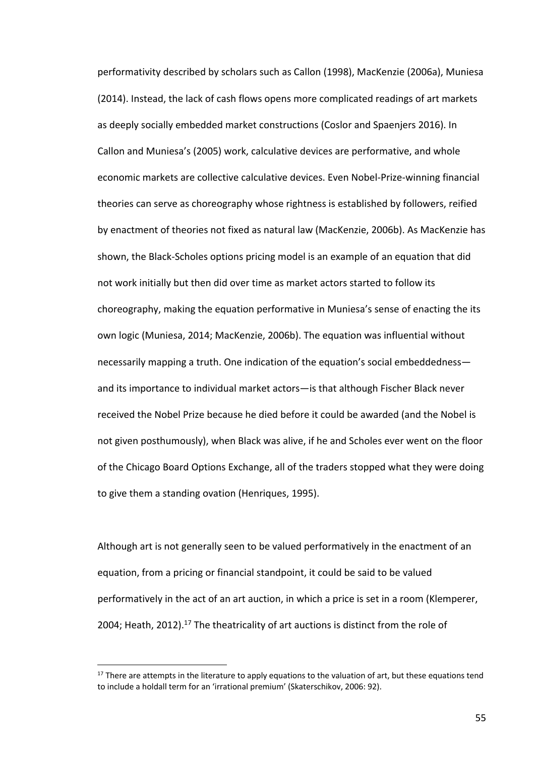performativity described by scholars such as Callon (1998), MacKenzie (2006a), Muniesa (2014). Instead, the lack of cash flows opens more complicated readings of art markets as deeply socially embedded market constructions (Coslor and Spaenjers 2016). In Callon and Muniesa's (2005) work, calculative devices are performative, and whole economic markets are collective calculative devices. Even Nobel-Prize-winning financial theories can serve as choreography whose rightness is established by followers, reified by enactment of theories not fixed as natural law (MacKenzie, 2006b). As MacKenzie has shown, the Black-Scholes options pricing model is an example of an equation that did not work initially but then did over time as market actors started to follow its choreography, making the equation performative in Muniesa's sense of enacting the its own logic (Muniesa, 2014; MacKenzie, 2006b). The equation was influential without necessarily mapping a truth. One indication of the equation's social embeddedness—and its importance to individual market actors—is that although Fischer Black never received the Nobel Prize because he died before it could be awarded (and the Nobel is not given posthumously), when Black was alive, if he and Scholes ever went on the floor of the Chicago Board Options Exchange, all of the traders stopped what they were doing to give them a standing ovation (Henriques, 1995).

Although art is not generally seen to be valued performatively in the enactment of an equation, from a pricing or financial standpoint, it could be said to be valued performatively in the act of an art auction, in which a price is set in a room (Klemperer, 2004; Heath, 2012).[17] The theatricality of art auctions is distinct from the role of

[17] There are attempts in the literature to apply equations to the valuation of art, but these equations tend to include a holdall term for an 'irrational premium' (Skaterschikov, 2006: 92).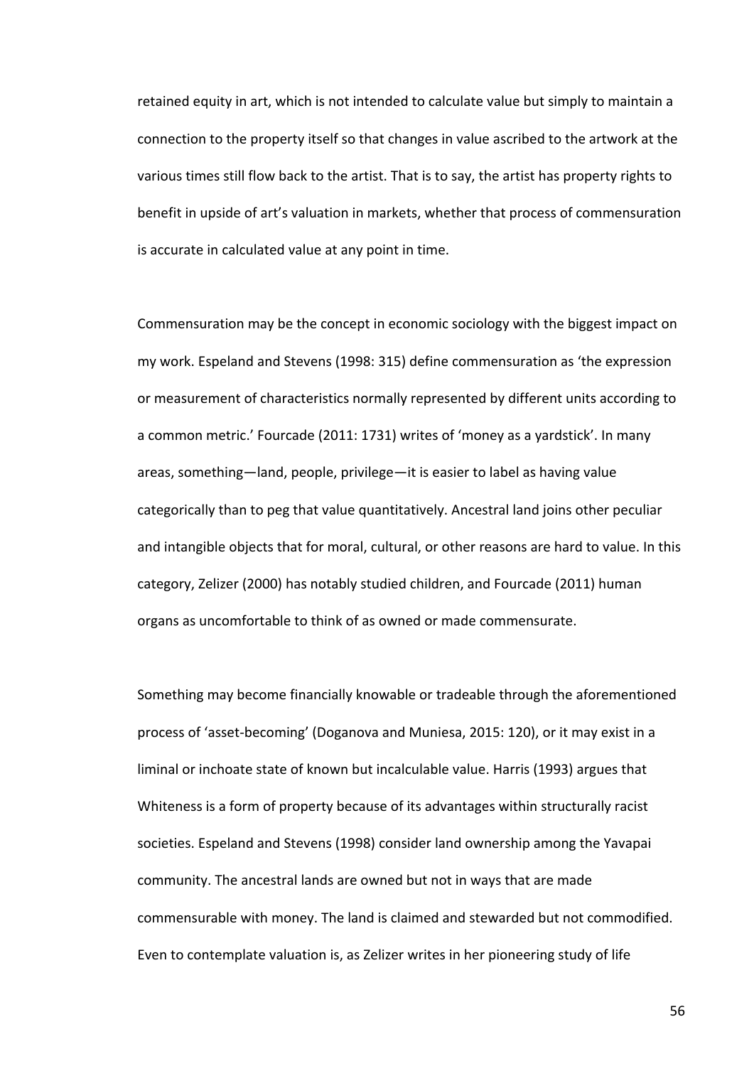retained equity in art, which is not intended to calculate value but simply to maintain a connection to the property itself so that changes in value ascribed to the artwork at the various times still flow back to the artist. That is to say, the artist has property rights to benefit in upside of art's valuation in markets, whether that process of commensuration is accurate in calculated value at any point in time.

Commensuration may be the concept in economic sociology with the biggest impact on my work. Espeland and Stevens (1998: 315) define commensuration as 'the expression or measurement of characteristics normally represented by different units according to a common metric.' Fourcade (2011: 1731) writes of 'money as a yardstick'. In many areas, something—land, people, privilege—it is easier to label as having value categorically than to peg that value quantitatively. Ancestral land joins other peculiar and intangible objects that for moral, cultural, or other reasons are hard to value. In this category, Zelizer (2000) has notably studied children, and Fourcade (2011) human organs as uncomfortable to think of as owned or made commensurate.

Something may become financially knowable or tradeable through the aforementioned process of 'asset-becoming' (Doganova and Muniesa, 2015: 120), or it may exist in a liminal or inchoate state of known but incalculable value. Harris (1993) argues that Whiteness is a form of property because of its advantages within structurally racist societies. Espeland and Stevens (1998) consider land ownership among the Yavapai community. The ancestral lands are owned but not in ways that are made commensurable with money. The land is claimed and stewarded but not commodified. Even to contemplate valuation is, as Zelizer writes in her pioneering study of life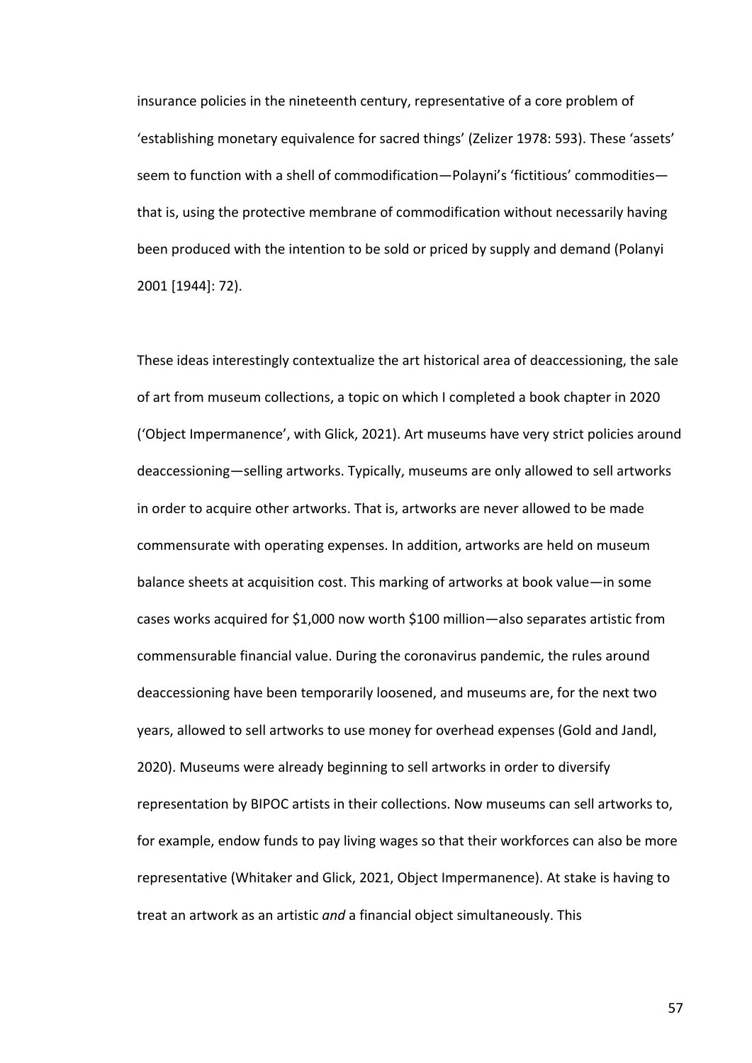insurance policies in the nineteenth century, representative of a core problem of 'establishing monetary equivalence for sacred things' (Zelizer 1978: 593). These 'assets' seem to function with a shell of commodification—Polayni's 'fictitious' commodities—that is, using the protective membrane of commodification without necessarily having been produced with the intention to be sold or priced by supply and demand (Polanyi 2001 [1944]: 72).

These ideas interestingly contextualize the art historical area of deaccessioning, the sale of art from museum collections, a topic on which I completed a book chapter in 2020 ('Object Impermanence', with Glick, 2021). Art museums have very strict policies around deaccessioning—selling artworks. Typically, museums are only allowed to sell artworks in order to acquire other artworks. That is, artworks are never allowed to be made commensurate with operating expenses. In addition, artworks are held on museum balance sheets at acquisition cost. This marking of artworks at book value—in some cases works acquired for $1,000 now worth $100 million—also separates artistic from commensurable financial value. During the coronavirus pandemic, the rules around deaccessioning have been temporarily loosened, and museums are, for the next two years, allowed to sell artworks to use money for overhead expenses (Gold and Jandl, 2020). Museums were already beginning to sell artworks in order to diversify representation by BIPOC artists in their collections. Now museums can sell artworks to, for example, endow funds to pay living wages so that their workforces can also be more representative (Whitaker and Glick, 2021, Object Impermanence). At stake is having to treat an artwork as an artistic *and* a financial object simultaneously. This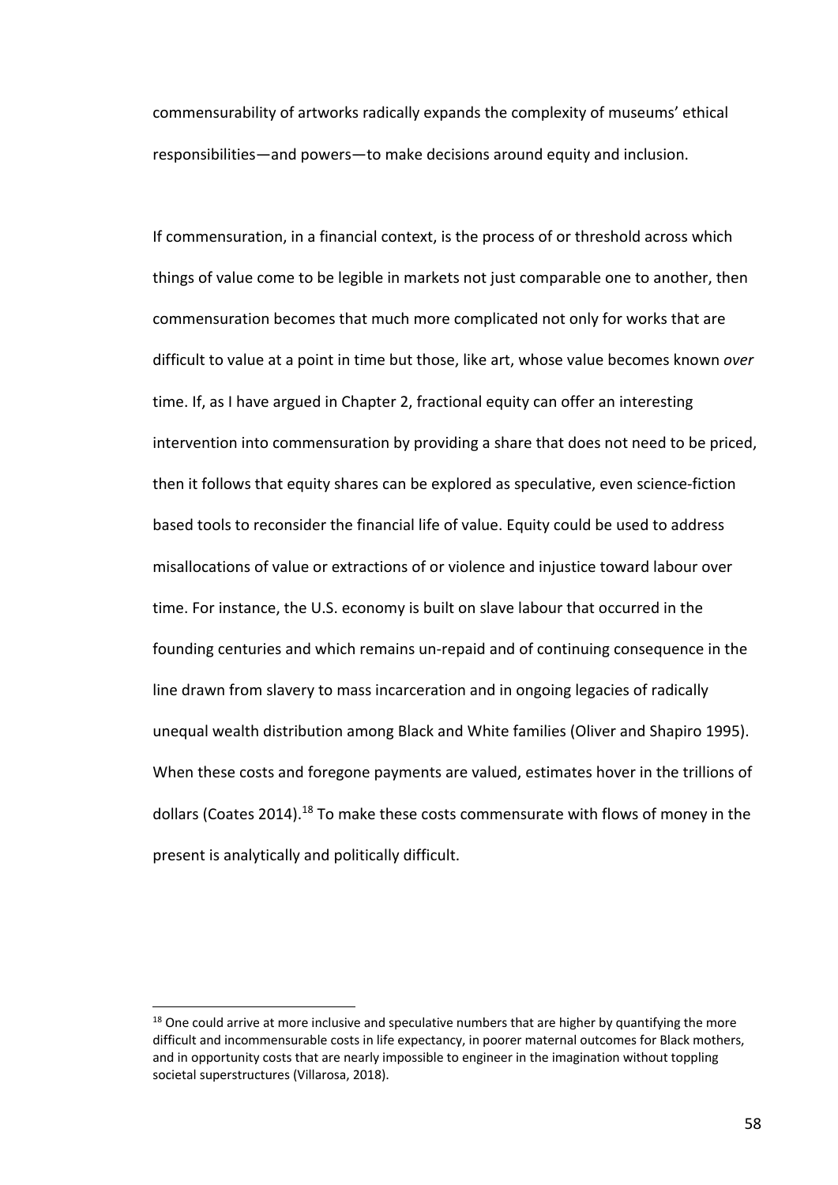commensurability of artworks radically expands the complexity of museums' ethical responsibilities—and powers—to make decisions around equity and inclusion.

If commensuration, in a financial context, is the process of or threshold across which things of value come to be legible in markets not just comparable one to another, then commensuration becomes that much more complicated not only for works that are difficult to value at a point in time but those, like art, whose value becomes known *over* time. If, as I have argued in Chapter 2, fractional equity can offer an interesting intervention into commensuration by providing a share that does not need to be priced, then it follows that equity shares can be explored as speculative, even science-fiction based tools to reconsider the financial life of value. Equity could be used to address misallocations of value or extractions of or violence and injustice toward labour over time. For instance, the U.S. economy is built on slave labour that occurred in the founding centuries and which remains un-repaid and of continuing consequence in the line drawn from slavery to mass incarceration and in ongoing legacies of radically unequal wealth distribution among Black and White families (Oliver and Shapiro 1995). When these costs and foregone payments are valued, estimates hover in the trillions of dollars (Coates 2014).[18] To make these costs commensurate with flows of money in the present is analytically and politically difficult.

[18] One could arrive at more inclusive and speculative numbers that are higher by quantifying the more difficult and incommensurable costs in life expectancy, in poorer maternal outcomes for Black mothers, and in opportunity costs that are nearly impossible to engineer in the imagination without toppling societal superstructures (Villarosa, 2018).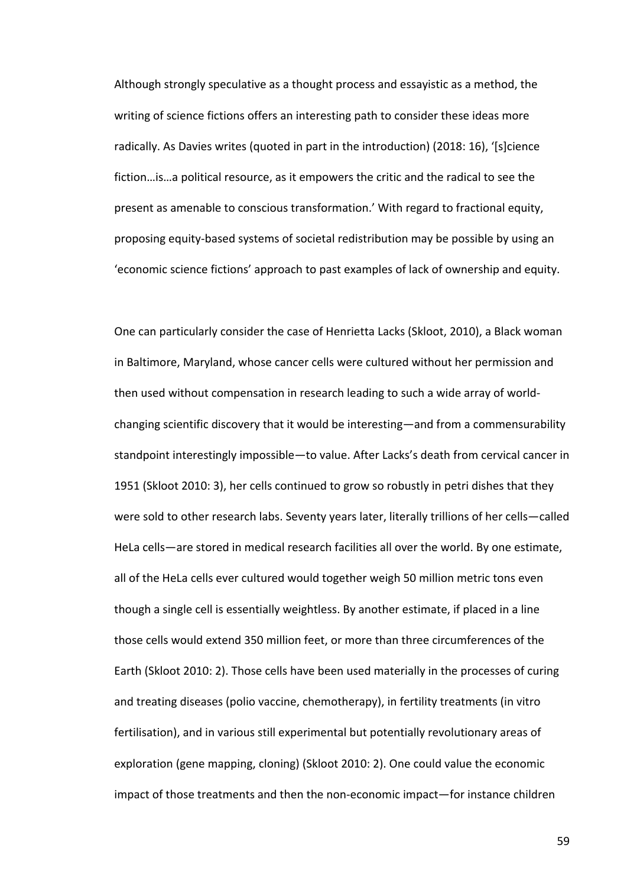Although strongly speculative as a thought process and essayistic as a method, the writing of science fictions offers an interesting path to consider these ideas more radically. As Davies writes (quoted in part in the introduction) (2018: 16), '[s]cience fiction…is…a political resource, as it empowers the critic and the radical to see the present as amenable to conscious transformation.' With regard to fractional equity, proposing equity-based systems of societal redistribution may be possible by using an 'economic science fictions' approach to past examples of lack of ownership and equity.

One can particularly consider the case of Henrietta Lacks (Skloot, 2010), a Black woman in Baltimore, Maryland, whose cancer cells were cultured without her permission and then used without compensation in research leading to such a wide array of world-changing scientific discovery that it would be interesting—and from a commensurability standpoint interestingly impossible—to value. After Lacks's death from cervical cancer in 1951 (Skloot 2010: 3), her cells continued to grow so robustly in petri dishes that they were sold to other research labs. Seventy years later, literally trillions of her cells—called HeLa cells—are stored in medical research facilities all over the world. By one estimate, all of the HeLa cells ever cultured would together weigh 50 million metric tons even though a single cell is essentially weightless. By another estimate, if placed in a line those cells would extend 350 million feet, or more than three circumferences of the Earth (Skloot 2010: 2). Those cells have been used materially in the processes of curing and treating diseases (polio vaccine, chemotherapy), in fertility treatments (in vitro fertilisation), and in various still experimental but potentially revolutionary areas of exploration (gene mapping, cloning) (Skloot 2010: 2). One could value the economic impact of those treatments and then the non-economic impact—for instance children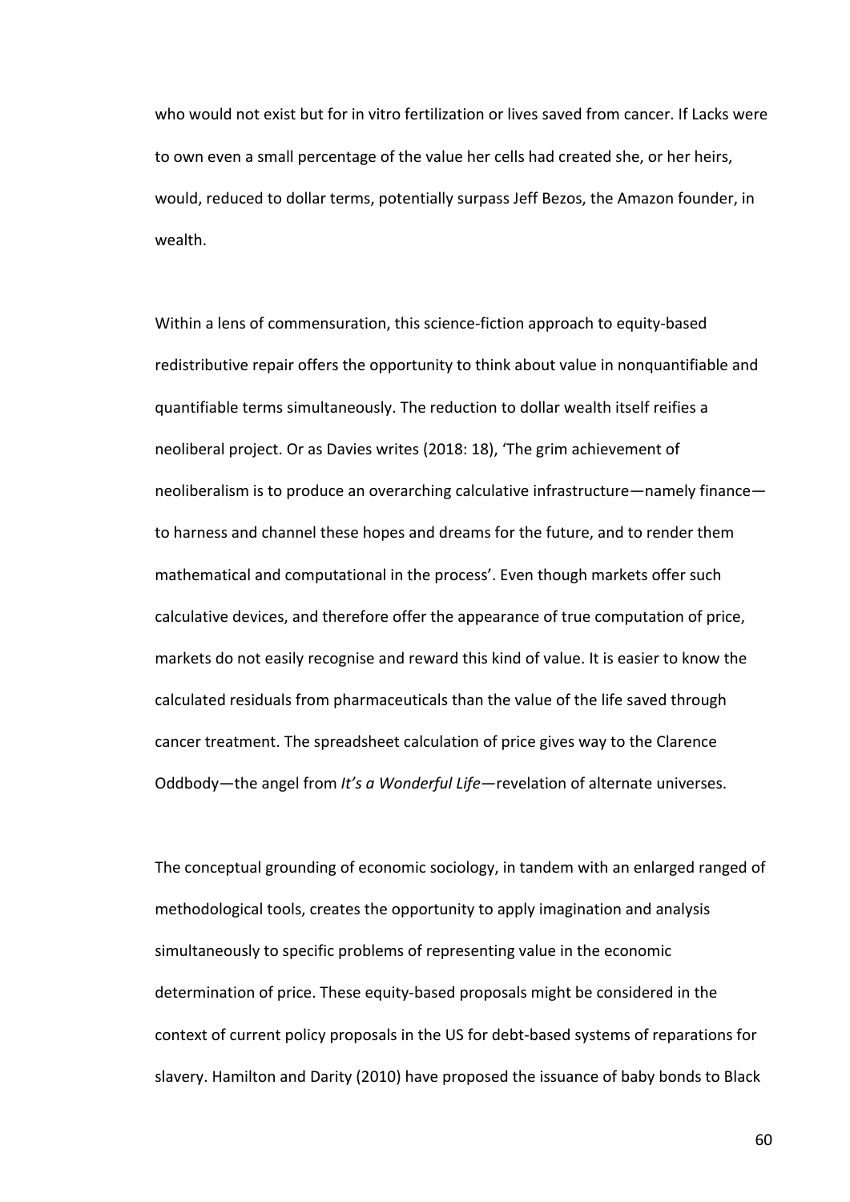who would not exist but for in vitro fertilization or lives saved from cancer. If Lacks were to own even a small percentage of the value her cells had created she, or her heirs, would, reduced to dollar terms, potentially surpass Jeff Bezos, the Amazon founder, in wealth.

Within a lens of commensuration, this science-fiction approach to equity-based redistributive repair offers the opportunity to think about value in nonquantifiable and quantifiable terms simultaneously. The reduction to dollar wealth itself reifies a neoliberal project. Or as Davies writes (2018: 18), 'The grim achievement of neoliberalism is to produce an overarching calculative infrastructure—namely finance—to harness and channel these hopes and dreams for the future, and to render them mathematical and computational in the process'. Even though markets offer such calculative devices, and therefore offer the appearance of true computation of price, markets do not easily recognise and reward this kind of value. It is easier to know the calculated residuals from pharmaceuticals than the value of the life saved through cancer treatment. The spreadsheet calculation of price gives way to the Clarence Oddbody—the angel from *It's a Wonderful Life*—revelation of alternate universes.

The conceptual grounding of economic sociology, in tandem with an enlarged ranged of methodological tools, creates the opportunity to apply imagination and analysis simultaneously to specific problems of representing value in the economic determination of price. These equity-based proposals might be considered in the context of current policy proposals in the US for debt-based systems of reparations for slavery. Hamilton and Darity (2010) have proposed the issuance of baby bonds to Black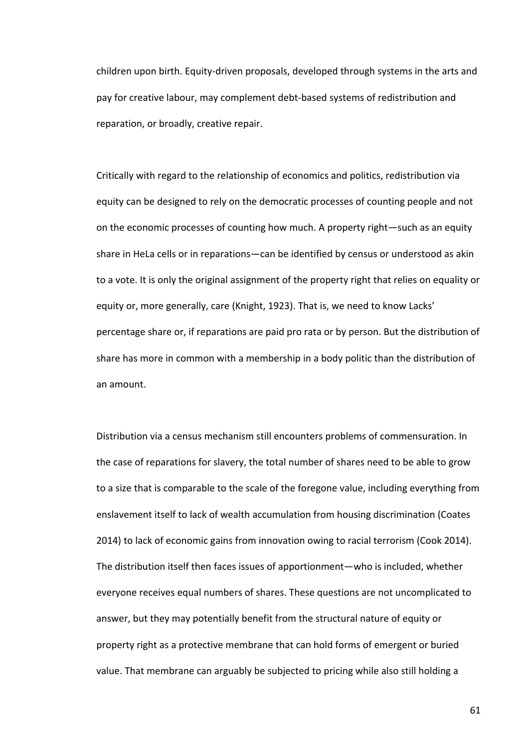children upon birth. Equity-driven proposals, developed through systems in the arts and pay for creative labour, may complement debt-based systems of redistribution and reparation, or broadly, creative repair.

Critically with regard to the relationship of economics and politics, redistribution via equity can be designed to rely on the democratic processes of counting people and not on the economic processes of counting how much. A property right—such as an equity share in HeLa cells or in reparations—can be identified by census or understood as akin to a vote. It is only the original assignment of the property right that relies on equality or equity or, more generally, care (Knight, 1923). That is, we need to know Lacks' percentage share or, if reparations are paid pro rata or by person. But the distribution of share has more in common with a membership in a body politic than the distribution of an amount.

Distribution via a census mechanism still encounters problems of commensuration. In the case of reparations for slavery, the total number of shares need to be able to grow to a size that is comparable to the scale of the foregone value, including everything from enslavement itself to lack of wealth accumulation from housing discrimination (Coates 2014) to lack of economic gains from innovation owing to racial terrorism (Cook 2014). The distribution itself then faces issues of apportionment—who is included, whether everyone receives equal numbers of shares. These questions are not uncomplicated to answer, but they may potentially benefit from the structural nature of equity or property right as a protective membrane that can hold forms of emergent or buried value. That membrane can arguably be subjected to pricing while also still holding a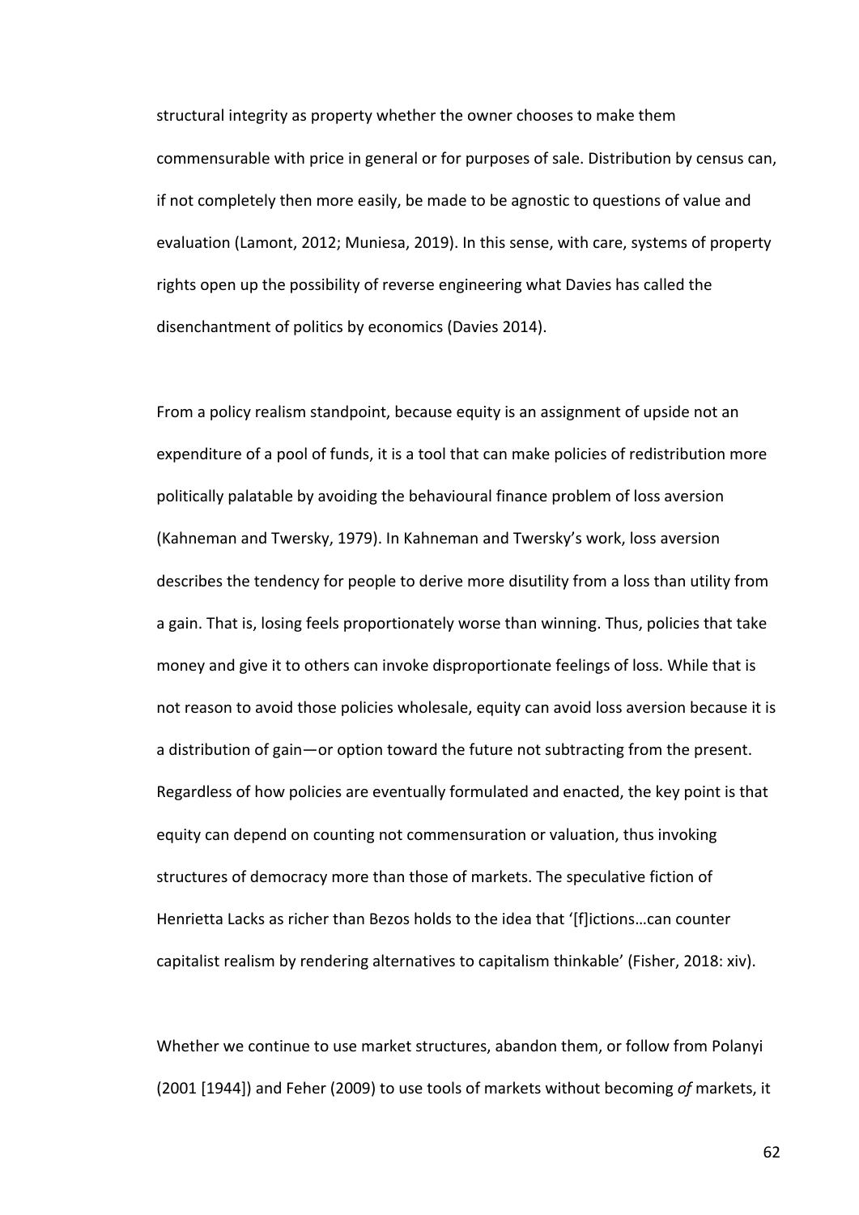structural integrity as property whether the owner chooses to make them commensurable with price in general or for purposes of sale. Distribution by census can, if not completely then more easily, be made to be agnostic to questions of value and evaluation (Lamont, 2012; Muniesa, 2019). In this sense, with care, systems of property rights open up the possibility of reverse engineering what Davies has called the disenchantment of politics by economics (Davies 2014).

From a policy realism standpoint, because equity is an assignment of upside not an expenditure of a pool of funds, it is a tool that can make policies of redistribution more politically palatable by avoiding the behavioural finance problem of loss aversion (Kahneman and Twersky, 1979). In Kahneman and Twersky's work, loss aversion describes the tendency for people to derive more disutility from a loss than utility from a gain. That is, losing feels proportionately worse than winning. Thus, policies that take money and give it to others can invoke disproportionate feelings of loss. While that is not reason to avoid those policies wholesale, equity can avoid loss aversion because it is a distribution of gain—or option toward the future not subtracting from the present. Regardless of how policies are eventually formulated and enacted, the key point is that equity can depend on counting not commensuration or valuation, thus invoking structures of democracy more than those of markets. The speculative fiction of Henrietta Lacks as richer than Bezos holds to the idea that '[f]ictions…can counter capitalist realism by rendering alternatives to capitalism thinkable' (Fisher, 2018: xiv).

Whether we continue to use market structures, abandon them, or follow from Polanyi (2001 [1944]) and Feher (2009) to use tools of markets without becoming *of* markets, it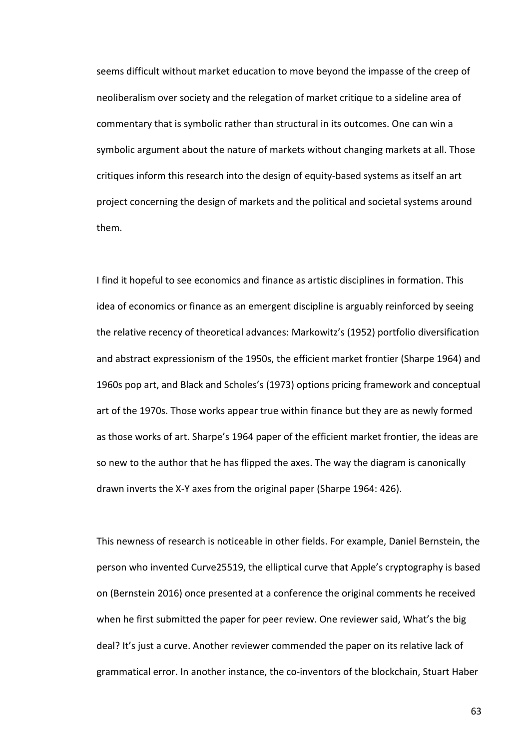seems difficult without market education to move beyond the impasse of the creep of neoliberalism over society and the relegation of market critique to a sideline area of commentary that is symbolic rather than structural in its outcomes. One can win a symbolic argument about the nature of markets without changing markets at all. Those critiques inform this research into the design of equity-based systems as itself an art project concerning the design of markets and the political and societal systems around them.

I find it hopeful to see economics and finance as artistic disciplines in formation. This idea of economics or finance as an emergent discipline is arguably reinforced by seeing the relative recency of theoretical advances: Markowitz's (1952) portfolio diversification and abstract expressionism of the 1950s, the efficient market frontier (Sharpe 1964) and 1960s pop art, and Black and Scholes's (1973) options pricing framework and conceptual art of the 1970s. Those works appear true within finance but they are as newly formed as those works of art. Sharpe's 1964 paper of the efficient market frontier, the ideas are so new to the author that he has flipped the axes. The way the diagram is canonically drawn inverts the X-Y axes from the original paper (Sharpe 1964: 426).

This newness of research is noticeable in other fields. For example, Daniel Bernstein, the person who invented Curve25519, the elliptical curve that Apple's cryptography is based on (Bernstein 2016) once presented at a conference the original comments he received when he first submitted the paper for peer review. One reviewer said, What's the big deal? It's just a curve. Another reviewer commended the paper on its relative lack of grammatical error. In another instance, the co-inventors of the blockchain, Stuart Haber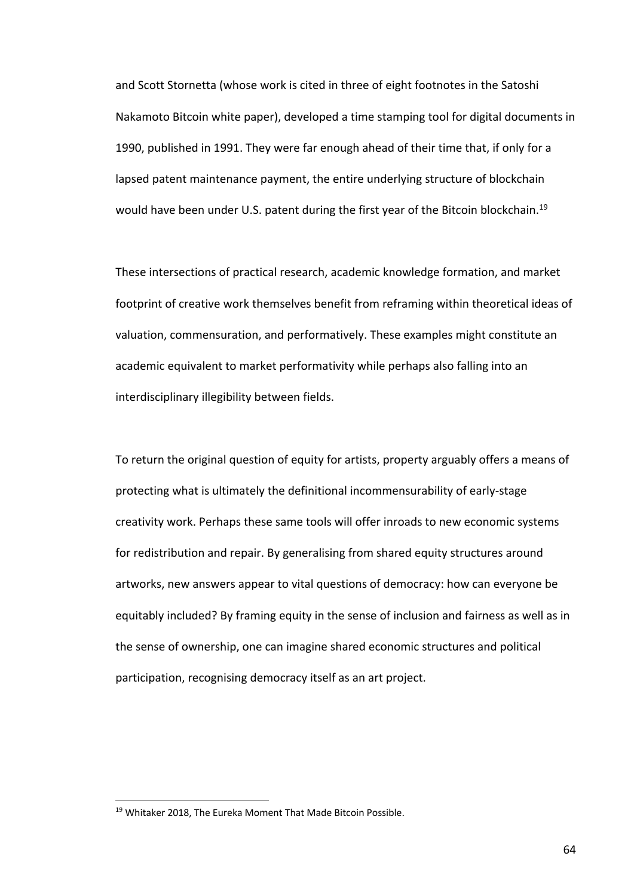and Scott Stornetta (whose work is cited in three of eight footnotes in the Satoshi Nakamoto Bitcoin white paper), developed a time stamping tool for digital documents in 1990, published in 1991. They were far enough ahead of their time that, if only for a lapsed patent maintenance payment, the entire underlying structure of blockchain would have been under U.S. patent during the first year of the Bitcoin blockchain.[19]

These intersections of practical research, academic knowledge formation, and market footprint of creative work themselves benefit from reframing within theoretical ideas of valuation, commensuration, and performatively. These examples might constitute an academic equivalent to market performativity while perhaps also falling into an interdisciplinary illegibility between fields.

To return the original question of equity for artists, property arguably offers a means of protecting what is ultimately the definitional incommensurability of early-stage creativity work. Perhaps these same tools will offer inroads to new economic systems for redistribution and repair. By generalising from shared equity structures around artworks, new answers appear to vital questions of democracy: how can everyone be equitably included? By framing equity in the sense of inclusion and fairness as well as in the sense of ownership, one can imagine shared economic structures and political participation, recognising democracy itself as an art project.

[19] Whitaker 2018, The Eureka Moment That Made Bitcoin Possible.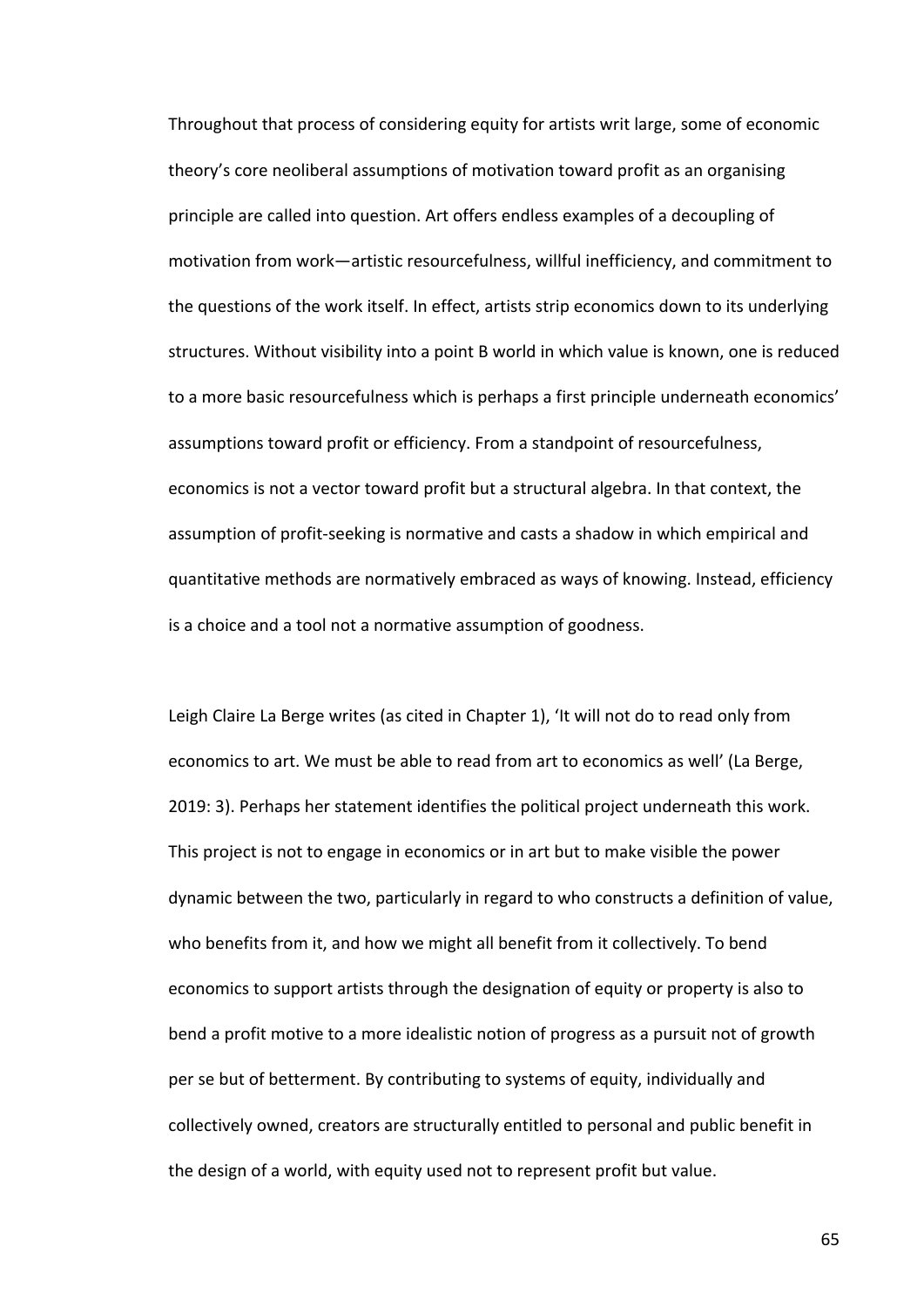Throughout that process of considering equity for artists writ large, some of economic theory's core neoliberal assumptions of motivation toward profit as an organising principle are called into question. Art offers endless examples of a decoupling of motivation from work—artistic resourcefulness, willful inefficiency, and commitment to the questions of the work itself. In effect, artists strip economics down to its underlying structures. Without visibility into a point B world in which value is known, one is reduced to a more basic resourcefulness which is perhaps a first principle underneath economics' assumptions toward profit or efficiency. From a standpoint of resourcefulness, economics is not a vector toward profit but a structural algebra. In that context, the assumption of profit-seeking is normative and casts a shadow in which empirical and quantitative methods are normatively embraced as ways of knowing. Instead, efficiency is a choice and a tool not a normative assumption of goodness.

Leigh Claire La Berge writes (as cited in Chapter 1), 'It will not do to read only from economics to art. We must be able to read from art to economics as well' (La Berge, 2019: 3). Perhaps her statement identifies the political project underneath this work. This project is not to engage in economics or in art but to make visible the power dynamic between the two, particularly in regard to who constructs a definition of value, who benefits from it, and how we might all benefit from it collectively. To bend economics to support artists through the designation of equity or property is also to bend a profit motive to a more idealistic notion of progress as a pursuit not of growth per se but of betterment. By contributing to systems of equity, individually and collectively owned, creators are structurally entitled to personal and public benefit in the design of a world, with equity used not to represent profit but value.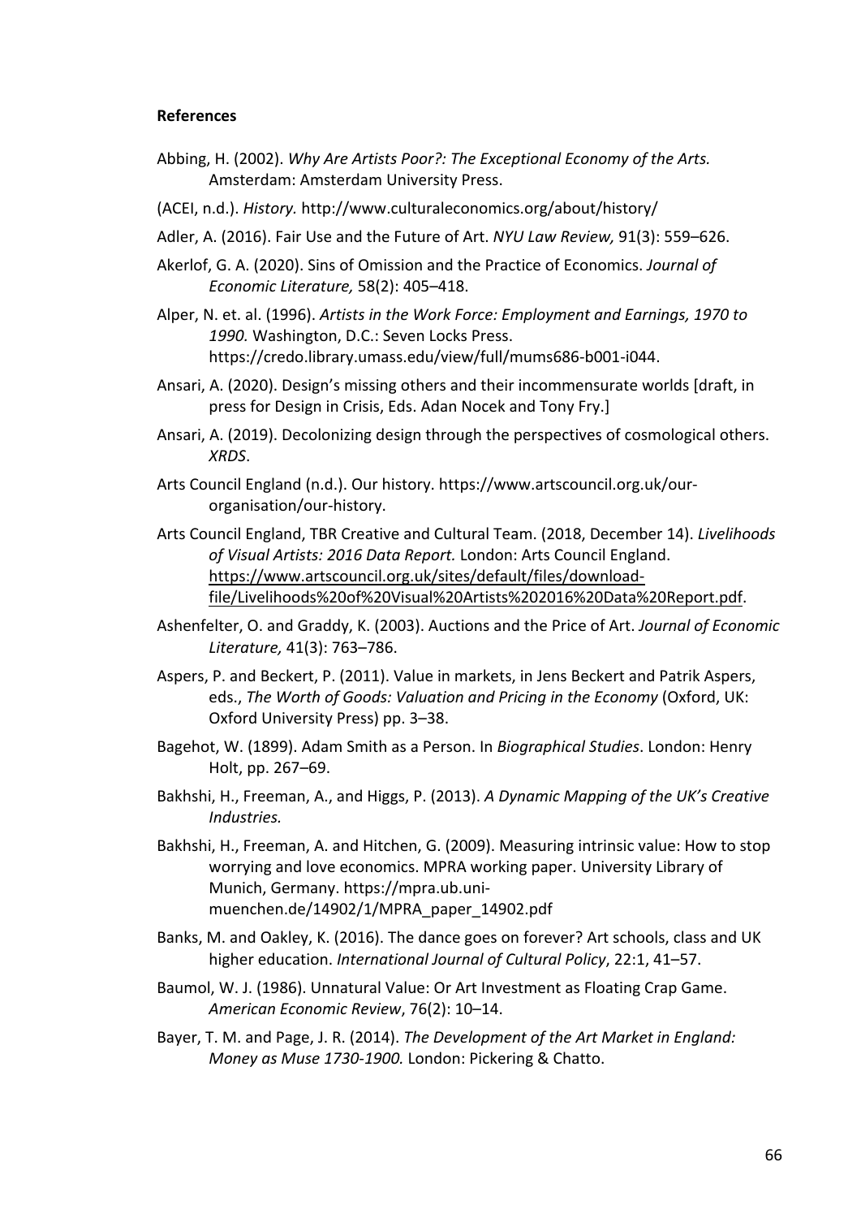**References**

Abbing, H. (2002). *Why Are Artists Poor?: The Exceptional Economy of the Arts.* Amsterdam: Amsterdam University Press.

(ACEI, n.d.). *History.* http://www.culturaleconomics.org/about/history/

Adler, A. (2016). Fair Use and the Future of Art. *NYU Law Review,* 91(3): 559–626.

Akerlof, G. A. (2020). Sins of Omission and the Practice of Economics. *Journal of Economic Literature,* 58(2): 405–418.

Alper, N. et. al. (1996). *Artists in the Work Force: Employment and Earnings, 1970 to 1990.* Washington, D.C.: Seven Locks Press. https://credo.library.umass.edu/view/full/mums686-b001-i044.

Ansari, A. (2020). Design's missing others and their incommensurate worlds [draft, in press for Design in Crisis, Eds. Adan Nocek and Tony Fry.]

Ansari, A. (2019). Decolonizing design through the perspectives of cosmological others. *XRDS*.

Arts Council England (n.d.). Our history. https://www.artscouncil.org.uk/our-organisation/our-history.

Arts Council England, TBR Creative and Cultural Team. (2018, December 14). *Livelihoods of Visual Artists: 2016 Data Report.* London: Arts Council England. https://www.artscouncil.org.uk/sites/default/files/download-file/Livelihoods%20of%20Visual%20Artists%202016%20Data%20Report.pdf.

Ashenfelter, O. and Graddy, K. (2003). Auctions and the Price of Art. *Journal of Economic Literature,* 41(3): 763–786.

Aspers, P. and Beckert, P. (2011). Value in markets, in Jens Beckert and Patrik Aspers, eds., *The Worth of Goods: Valuation and Pricing in the Economy* (Oxford, UK: Oxford University Press) pp. 3–38.

Bagehot, W. (1899). Adam Smith as a Person. In *Biographical Studies*. London: Henry Holt, pp. 267–69.

Bakhshi, H., Freeman, A., and Higgs, P. (2013). *A Dynamic Mapping of the UK's Creative Industries.*

Bakhshi, H., Freeman, A. and Hitchen, G. (2009). Measuring intrinsic value: How to stop worrying and love economics. MPRA working paper. University Library of Munich, Germany. https://mpra.ub.uni-muenchen.de/14902/1/MPRA_paper_14902.pdf

Banks, M. and Oakley, K. (2016). The dance goes on forever? Art schools, class and UK higher education. *International Journal of Cultural Policy*, 22:1, 41–57.

Baumol, W. J. (1986). Unnatural Value: Or Art Investment as Floating Crap Game. *American Economic Review*, 76(2): 10–14.

Bayer, T. M. and Page, J. R. (2014). *The Development of the Art Market in England: Money as Muse 1730-1900.* London: Pickering & Chatto.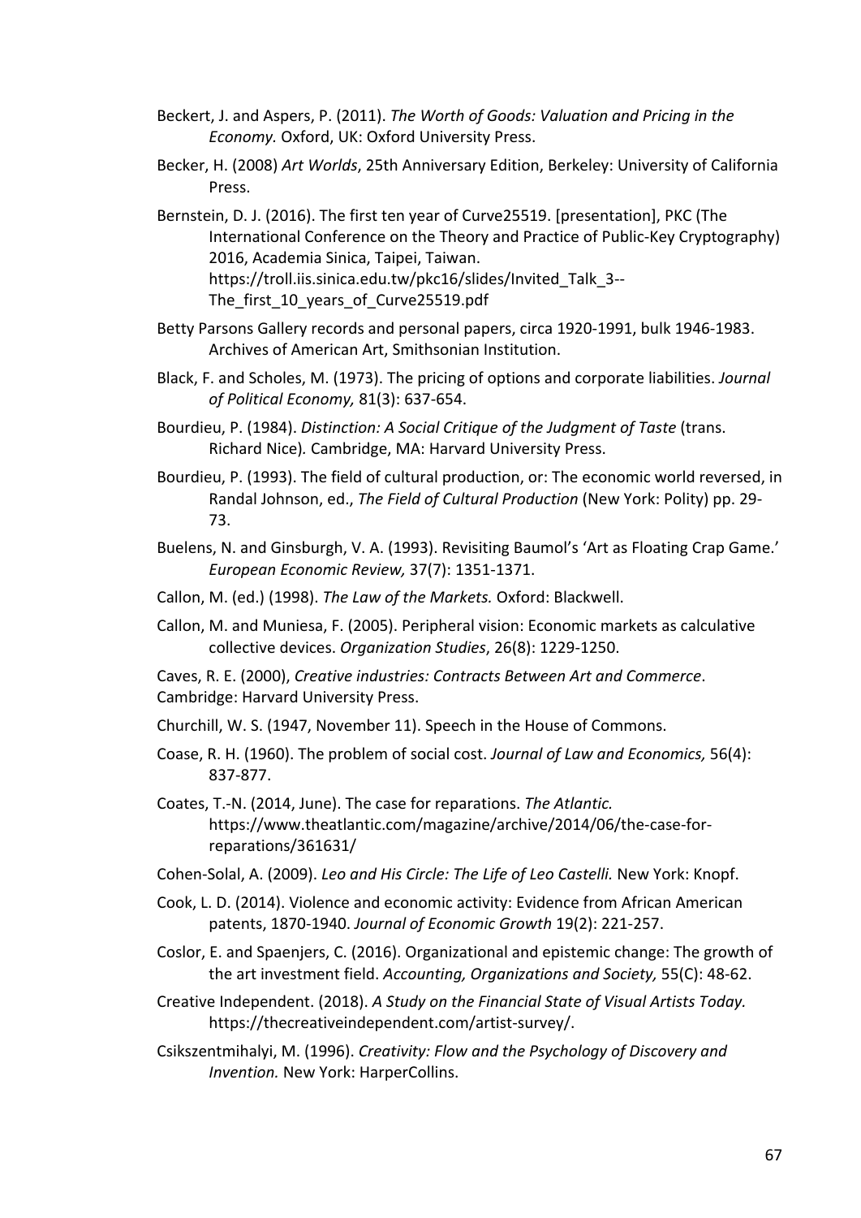Beckert, J. and Aspers, P. (2011). *The Worth of Goods: Valuation and Pricing in the Economy.* Oxford, UK: Oxford University Press.

Becker, H. (2008) *Art Worlds*, 25th Anniversary Edition, Berkeley: University of California Press.

Bernstein, D. J. (2016). The first ten year of Curve25519. [presentation], PKC (The International Conference on the Theory and Practice of Public-Key Cryptography) 2016, Academia Sinica, Taipei, Taiwan. https://troll.iis.sinica.edu.tw/pkc16/slides/Invited_Talk_3--The_first_10_years_of_Curve25519.pdf

Betty Parsons Gallery records and personal papers, circa 1920-1991, bulk 1946-1983. Archives of American Art, Smithsonian Institution.

Black, F. and Scholes, M. (1973). The pricing of options and corporate liabilities. *Journal of Political Economy,* 81(3): 637-654.

Bourdieu, P. (1984). *Distinction: A Social Critique of the Judgment of Taste* (trans. Richard Nice)*.* Cambridge, MA: Harvard University Press.

Bourdieu, P. (1993). The field of cultural production, or: The economic world reversed, in Randal Johnson, ed., *The Field of Cultural Production* (New York: Polity) pp. 29-73.

Buelens, N. and Ginsburgh, V. A. (1993). Revisiting Baumol's 'Art as Floating Crap Game.' *European Economic Review,* 37(7): 1351-1371.

Callon, M. (ed.) (1998). *The Law of the Markets.* Oxford: Blackwell.

Callon, M. and Muniesa, F. (2005). Peripheral vision: Economic markets as calculative collective devices. *Organization Studies*, 26(8): 1229-1250.

Caves, R. E. (2000), *Creative industries: Contracts Between Art and Commerce*. Cambridge: Harvard University Press.

Churchill, W. S. (1947, November 11). Speech in the House of Commons.

Coase, R. H. (1960). The problem of social cost. *Journal of Law and Economics,* 56(4): 837-877.

Coates, T.-N. (2014, June). The case for reparations. *The Atlantic.* https://www.theatlantic.com/magazine/archive/2014/06/the-case-for-reparations/361631/

Cohen-Solal, A. (2009). *Leo and His Circle: The Life of Leo Castelli.* New York: Knopf.

Cook, L. D. (2014). Violence and economic activity: Evidence from African American patents, 1870-1940. *Journal of Economic Growth* 19(2): 221-257.

Coslor, E. and Spaenjers, C. (2016). Organizational and epistemic change: The growth of the art investment field. *Accounting, Organizations and Society,* 55(C): 48-62.

Creative Independent. (2018). *A Study on the Financial State of Visual Artists Today.* https://thecreativeindependent.com/artist-survey/.

Csikszentmihalyi, M. (1996). *Creativity: Flow and the Psychology of Discovery and Invention.* New York: HarperCollins.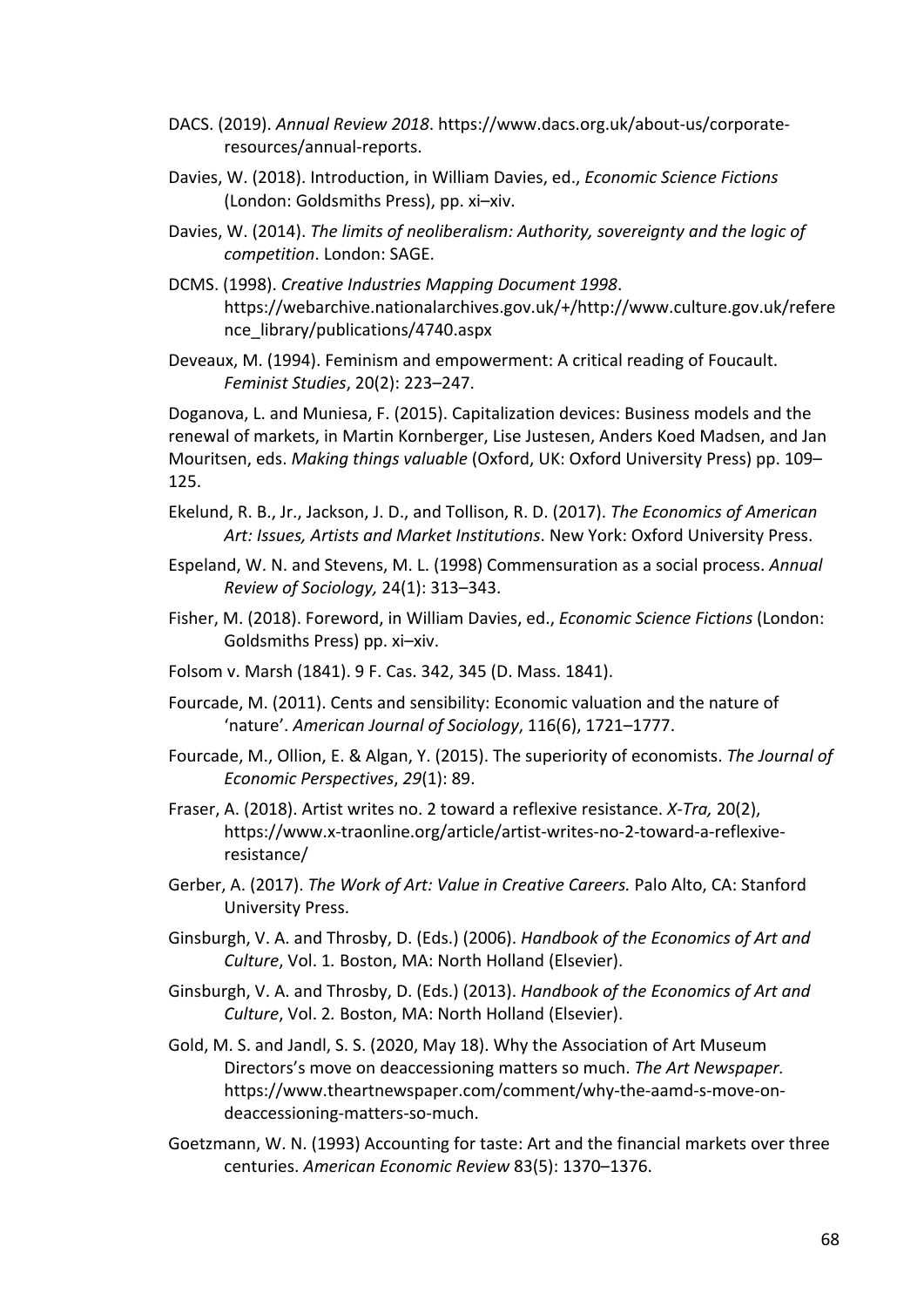DACS. (2019). *Annual Review 2018*. https://www.dacs.org.uk/about-us/corporate-resources/annual-reports.

Davies, W. (2018). Introduction, in William Davies, ed., *Economic Science Fictions* (London: Goldsmiths Press), pp. xi–xiv.

Davies, W. (2014). *The limits of neoliberalism: Authority, sovereignty and the logic of competition*. London: SAGE.

DCMS. (1998). *Creative Industries Mapping Document 1998*. https://webarchive.nationalarchives.gov.uk/+/http://www.culture.gov.uk/reference_library/publications/4740.aspx

Deveaux, M. (1994). Feminism and empowerment: A critical reading of Foucault. *Feminist Studies*, 20(2): 223–247.

Doganova, L. and Muniesa, F. (2015). Capitalization devices: Business models and the renewal of markets, in Martin Kornberger, Lise Justesen, Anders Koed Madsen, and Jan Mouritsen, eds. *Making things valuable* (Oxford, UK: Oxford University Press) pp. 109–125.

Ekelund, R. B., Jr., Jackson, J. D., and Tollison, R. D. (2017). *The Economics of American Art: Issues, Artists and Market Institutions*. New York: Oxford University Press.

Espeland, W. N. and Stevens, M. L. (1998) Commensuration as a social process. *Annual Review of Sociology,* 24(1): 313–343.

Fisher, M. (2018). Foreword, in William Davies, ed., *Economic Science Fictions* (London: Goldsmiths Press) pp. xi–xiv.

Folsom v. Marsh (1841). 9 F. Cas. 342, 345 (D. Mass. 1841).

Fourcade, M. (2011). Cents and sensibility: Economic valuation and the nature of 'nature'. *American Journal of Sociology*, 116(6), 1721–1777.

Fourcade, M., Ollion, E. & Algan, Y. (2015). The superiority of economists. *The Journal of Economic Perspectives*, *29*(1): 89.

Fraser, A. (2018). Artist writes no. 2 toward a reflexive resistance. *X-Tra,* 20(2), https://www.x-traonline.org/article/artist-writes-no-2-toward-a-reflexive-resistance/

Gerber, A. (2017). *The Work of Art: Value in Creative Careers.* Palo Alto, CA: Stanford University Press.

Ginsburgh, V. A. and Throsby, D. (Eds.) (2006). *Handbook of the Economics of Art and Culture*, Vol. 1*.* Boston, MA: North Holland (Elsevier).

Ginsburgh, V. A. and Throsby, D. (Eds.) (2013). *Handbook of the Economics of Art and Culture*, Vol. 2*.* Boston, MA: North Holland (Elsevier).

Gold, M. S. and Jandl, S. S. (2020, May 18). Why the Association of Art Museum Directors's move on deaccessioning matters so much. *The Art Newspaper.* https://www.theartnewspaper.com/comment/why-the-aamd-s-move-on-deaccessioning-matters-so-much.

Goetzmann, W. N. (1993) Accounting for taste: Art and the financial markets over three centuries. *American Economic Review* 83(5): 1370–1376.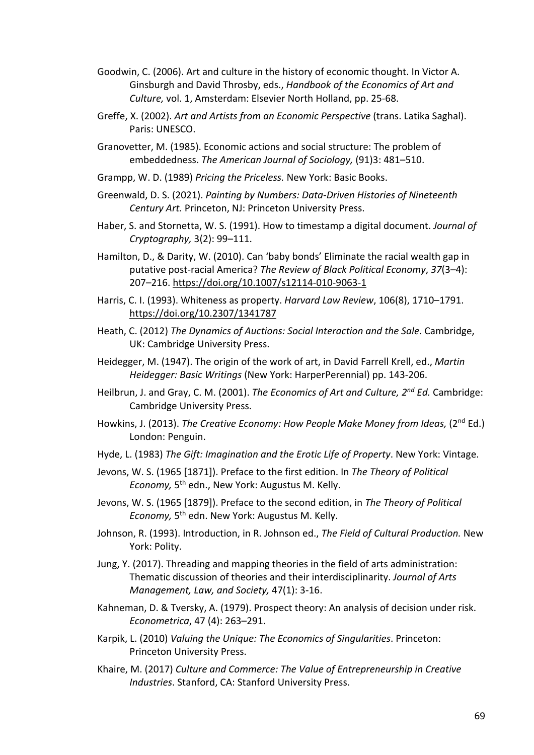Goodwin, C. (2006). Art and culture in the history of economic thought. In Victor A. Ginsburgh and David Throsby, eds., *Handbook of the Economics of Art and Culture,* vol. 1, Amsterdam: Elsevier North Holland, pp. 25-68.

Greffe, X. (2002). *Art and Artists from an Economic Perspective* (trans. Latika Saghal). Paris: UNESCO.

Granovetter, M. (1985). Economic actions and social structure: The problem of embeddedness. *The American Journal of Sociology,* (91)3: 481–510.

Grampp, W. D. (1989) *Pricing the Priceless.* New York: Basic Books.

Greenwald, D. S. (2021). *Painting by Numbers: Data-Driven Histories of Nineteenth Century Art.* Princeton, NJ: Princeton University Press.

Haber, S. and Stornetta, W. S. (1991). How to timestamp a digital document. *Journal of Cryptography,* 3(2): 99–111.

Hamilton, D., & Darity, W. (2010). Can 'baby bonds' Eliminate the racial wealth gap in putative post-racial America? *The Review of Black Political Economy*, *37*(3–4): 207–216. https://doi.org/10.1007/s12114-010-9063-1

Harris, C. I. (1993). Whiteness as property. *Harvard Law Review*, 106(8), 1710–1791. https://doi.org/10.2307/1341787

Heath, C. (2012) *The Dynamics of Auctions: Social Interaction and the Sale*. Cambridge, UK: Cambridge University Press.

Heidegger, M. (1947). The origin of the work of art, in David Farrell Krell, ed., *Martin Heidegger: Basic Writings* (New York: HarperPerennial) pp. 143-206.

Heilbrun, J. and Gray, C. M. (2001). *The Economics of Art and Culture, 2nd Ed.* Cambridge: Cambridge University Press.

Howkins, J. (2013). *The Creative Economy: How People Make Money from Ideas,* (2nd Ed.) London: Penguin.

Hyde, L. (1983) *The Gift: Imagination and the Erotic Life of Property*. New York: Vintage.

Jevons, W. S. (1965 [1871]). Preface to the first edition. In *The Theory of Political Economy,* 5th edn., New York: Augustus M. Kelly.

Jevons, W. S. (1965 [1879]). Preface to the second edition, in *The Theory of Political Economy,* 5th edn. New York: Augustus M. Kelly.

Johnson, R. (1993). Introduction, in R. Johnson ed., *The Field of Cultural Production.* New York: Polity.

Jung, Y. (2017). Threading and mapping theories in the field of arts administration: Thematic discussion of theories and their interdisciplinarity. *Journal of Arts Management, Law, and Society,* 47(1): 3-16.

Kahneman, D. & Tversky, A. (1979). Prospect theory: An analysis of decision under risk. *Econometrica*, 47 (4): 263–291.

Karpik, L. (2010) *Valuing the Unique: The Economics of Singularities*. Princeton: Princeton University Press.

Khaire, M. (2017) *Culture and Commerce: The Value of Entrepreneurship in Creative Industries*. Stanford, CA: Stanford University Press.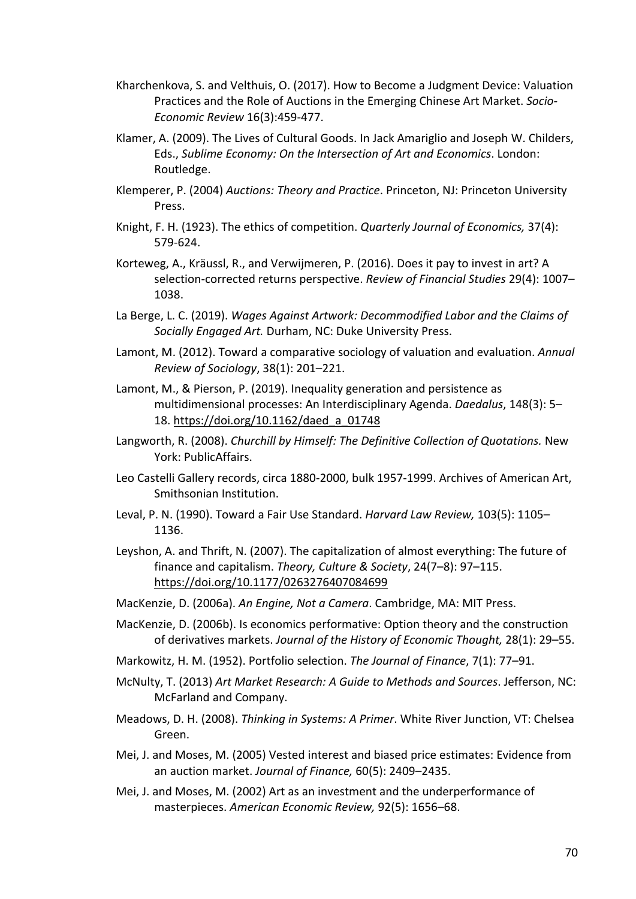Kharchenkova, S. and Velthuis, O. (2017). How to Become a Judgment Device: Valuation Practices and the Role of Auctions in the Emerging Chinese Art Market. *Socio-Economic Review* 16(3):459-477.

Klamer, A. (2009). The Lives of Cultural Goods. In Jack Amariglio and Joseph W. Childers, Eds., *Sublime Economy: On the Intersection of Art and Economics*. London: Routledge.

Klemperer, P. (2004) *Auctions: Theory and Practice*. Princeton, NJ: Princeton University Press.

Knight, F. H. (1923). The ethics of competition. *Quarterly Journal of Economics,* 37(4): 579-624.

Korteweg, A., Kräussl, R., and Verwijmeren, P. (2016). Does it pay to invest in art? A selection-corrected returns perspective. *Review of Financial Studies* 29(4): 1007–1038.

La Berge, L. C. (2019). *Wages Against Artwork: Decommodified Labor and the Claims of Socially Engaged Art.* Durham, NC: Duke University Press.

Lamont, M. (2012). Toward a comparative sociology of valuation and evaluation. *Annual Review of Sociology*, 38(1): 201–221.

Lamont, M., & Pierson, P. (2019). Inequality generation and persistence as multidimensional processes: An Interdisciplinary Agenda. *Daedalus*, 148(3): 5–18. https://doi.org/10.1162/daed_a_01748

Langworth, R. (2008). *Churchill by Himself: The Definitive Collection of Quotations.* New York: PublicAffairs.

Leo Castelli Gallery records, circa 1880-2000, bulk 1957-1999. Archives of American Art, Smithsonian Institution.

Leval, P. N. (1990). Toward a Fair Use Standard. *Harvard Law Review,* 103(5): 1105–1136.

Leyshon, A. and Thrift, N. (2007). The capitalization of almost everything: The future of finance and capitalism. *Theory, Culture & Society*, 24(7–8): 97–115. https://doi.org/10.1177/0263276407084699

MacKenzie, D. (2006a). *An Engine, Not a Camera*. Cambridge, MA: MIT Press.

MacKenzie, D. (2006b). Is economics performative: Option theory and the construction of derivatives markets. *Journal of the History of Economic Thought,* 28(1): 29–55.

Markowitz, H. M. (1952). Portfolio selection. *The Journal of Finance*, 7(1): 77–91.

McNulty, T. (2013) *Art Market Research: A Guide to Methods and Sources*. Jefferson, NC: McFarland and Company.

Meadows, D. H. (2008). *Thinking in Systems: A Primer*. White River Junction, VT: Chelsea Green.

Mei, J. and Moses, M. (2005) Vested interest and biased price estimates: Evidence from an auction market. *Journal of Finance,* 60(5): 2409–2435.

Mei, J. and Moses, M. (2002) Art as an investment and the underperformance of masterpieces. *American Economic Review,* 92(5): 1656–68.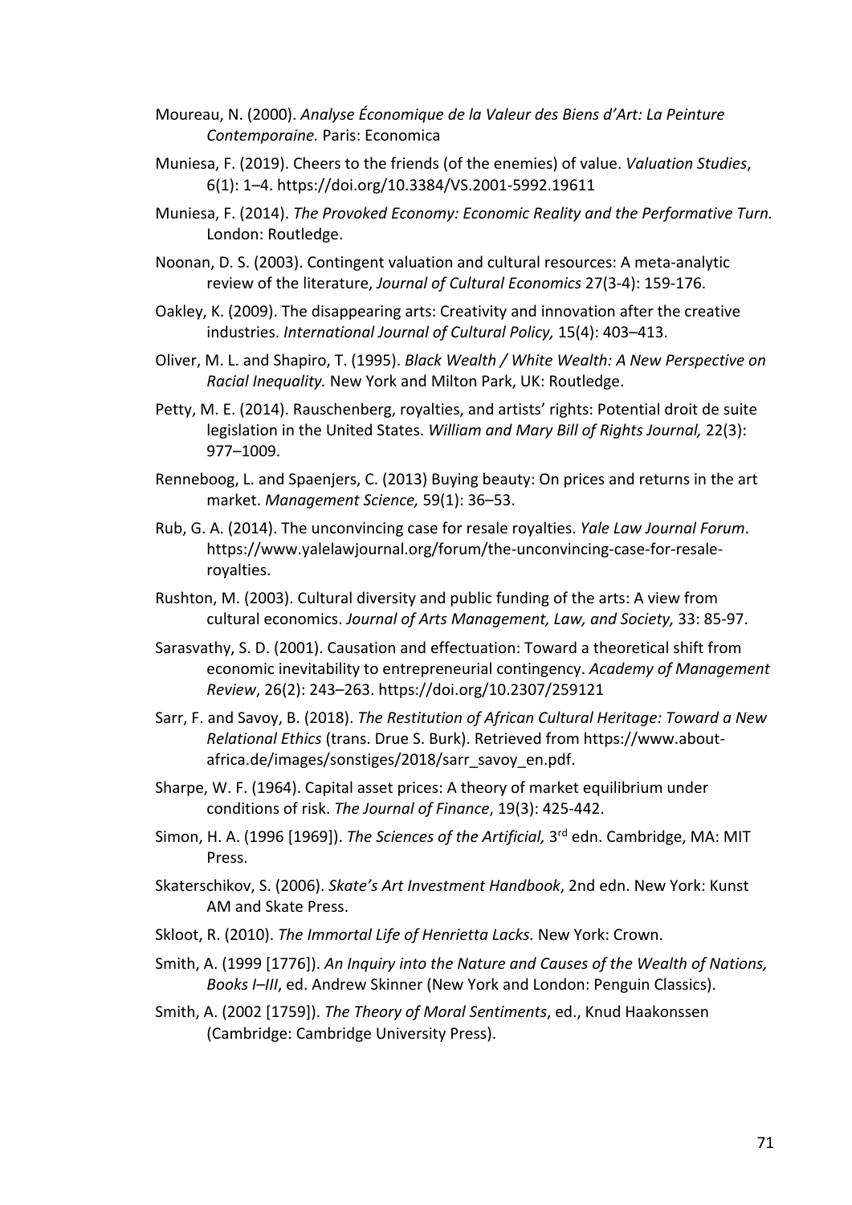Moureau, N. (2000). *Analyse Économique de la Valeur des Biens d'Art: La Peinture Contemporaine.* Paris: Economica

Muniesa, F. (2019). Cheers to the friends (of the enemies) of value. *Valuation Studies*, 6(1): 1–4. https://doi.org/10.3384/VS.2001-5992.19611

Muniesa, F. (2014). *The Provoked Economy: Economic Reality and the Performative Turn.* London: Routledge.

Noonan, D. S. (2003). Contingent valuation and cultural resources: A meta-analytic review of the literature, *Journal of Cultural Economics* 27(3-4): 159-176.

Oakley, K. (2009). The disappearing arts: Creativity and innovation after the creative industries. *International Journal of Cultural Policy,* 15(4): 403–413.

Oliver, M. L. and Shapiro, T. (1995). *Black Wealth / White Wealth: A New Perspective on Racial Inequality.* New York and Milton Park, UK: Routledge.

Petty, M. E. (2014). Rauschenberg, royalties, and artists' rights: Potential droit de suite legislation in the United States. *William and Mary Bill of Rights Journal,* 22(3): 977–1009.

Renneboog, L. and Spaenjers, C. (2013) Buying beauty: On prices and returns in the art market. *Management Science,* 59(1): 36–53.

Rub, G. A. (2014). The unconvincing case for resale royalties. *Yale Law Journal Forum*. https://www.yalelawjournal.org/forum/the-unconvincing-case-for-resale-royalties.

Rushton, M. (2003). Cultural diversity and public funding of the arts: A view from cultural economics. *Journal of Arts Management, Law, and Society,* 33: 85-97.

Sarasvathy, S. D. (2001). Causation and effectuation: Toward a theoretical shift from economic inevitability to entrepreneurial contingency. *Academy of Management Review*, 26(2): 243–263. https://doi.org/10.2307/259121

Sarr, F. and Savoy, B. (2018). *The Restitution of African Cultural Heritage: Toward a New Relational Ethics* (trans. Drue S. Burk). Retrieved from https://www.about-africa.de/images/sonstiges/2018/sarr_savoy_en.pdf.

Sharpe, W. F. (1964). Capital asset prices: A theory of market equilibrium under conditions of risk. *The Journal of Finance*, 19(3): 425-442.

Simon, H. A. (1996 [1969]). *The Sciences of the Artificial,* 3rd edn. Cambridge, MA: MIT Press.

Skaterschikov, S. (2006). *Skate's Art Investment Handbook*, 2nd edn. New York: Kunst AM and Skate Press.

Skloot, R. (2010). *The Immortal Life of Henrietta Lacks.* New York: Crown.

Smith, A. (1999 [1776]). *An Inquiry into the Nature and Causes of the Wealth of Nations, Books I–III*, ed. Andrew Skinner (New York and London: Penguin Classics).

Smith, A. (2002 [1759]). *The Theory of Moral Sentiments*, ed., Knud Haakonssen (Cambridge: Cambridge University Press).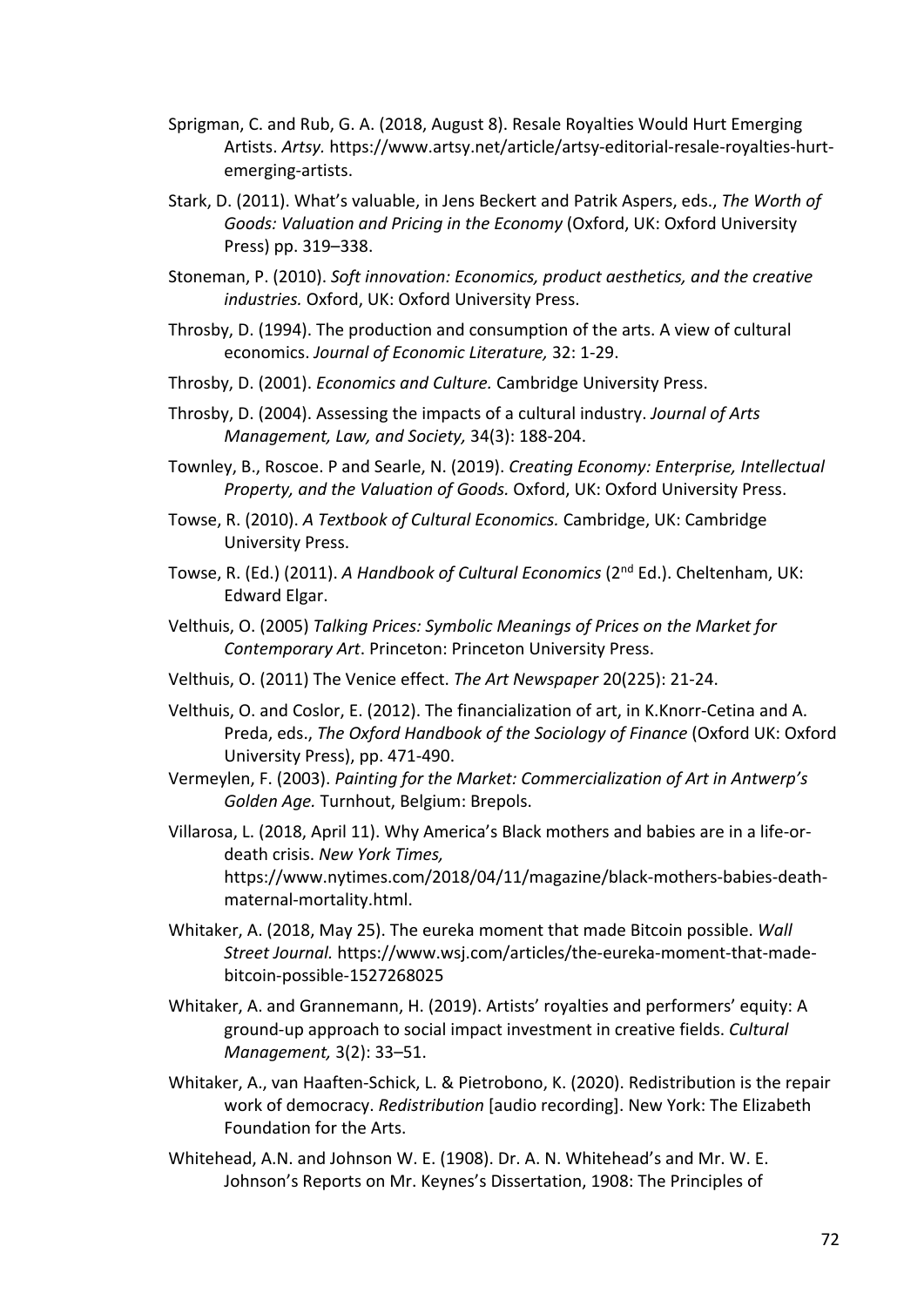Sprigman, C. and Rub, G. A. (2018, August 8). Resale Royalties Would Hurt Emerging Artists. *Artsy.* https://www.artsy.net/article/artsy-editorial-resale-royalties-hurt-emerging-artists.

Stark, D. (2011). What's valuable, in Jens Beckert and Patrik Aspers, eds., *The Worth of Goods: Valuation and Pricing in the Economy* (Oxford, UK: Oxford University Press) pp. 319–338.

Stoneman, P. (2010). *Soft innovation: Economics, product aesthetics, and the creative industries.* Oxford, UK: Oxford University Press.

Throsby, D. (1994). The production and consumption of the arts. A view of cultural economics. *Journal of Economic Literature,* 32: 1-29.

Throsby, D. (2001). *Economics and Culture.* Cambridge University Press.

Throsby, D. (2004). Assessing the impacts of a cultural industry. *Journal of Arts Management, Law, and Society,* 34(3): 188-204.

Townley, B., Roscoe. P and Searle, N. (2019). *Creating Economy: Enterprise, Intellectual Property, and the Valuation of Goods.* Oxford, UK: Oxford University Press.

Towse, R. (2010). *A Textbook of Cultural Economics.* Cambridge, UK: Cambridge University Press.

Towse, R. (Ed.) (2011). *A Handbook of Cultural Economics* (2nd Ed.). Cheltenham, UK: Edward Elgar.

Velthuis, O. (2005) *Talking Prices: Symbolic Meanings of Prices on the Market for Contemporary Art*. Princeton: Princeton University Press.

Velthuis, O. (2011) The Venice effect. *The Art Newspaper* 20(225): 21-24.

Velthuis, O. and Coslor, E. (2012). The financialization of art, in K.Knorr-Cetina and A. Preda, eds., *The Oxford Handbook of the Sociology of Finance* (Oxford UK: Oxford University Press), pp. 471-490.

Vermeylen, F. (2003). *Painting for the Market: Commercialization of Art in Antwerp's Golden Age.* Turnhout, Belgium: Brepols.

Villarosa, L. (2018, April 11). Why America's Black mothers and babies are in a life-or-death crisis. *New York Times,* https://www.nytimes.com/2018/04/11/magazine/black-mothers-babies-death-maternal-mortality.html.

Whitaker, A. (2018, May 25). The eureka moment that made Bitcoin possible. *Wall Street Journal.* https://www.wsj.com/articles/the-eureka-moment-that-made-bitcoin-possible-1527268025

Whitaker, A. and Grannemann, H. (2019). Artists' royalties and performers' equity: A ground-up approach to social impact investment in creative fields. *Cultural Management,* 3(2): 33–51.

Whitaker, A., van Haaften-Schick, L. & Pietrobono, K. (2020). Redistribution is the repair work of democracy. *Redistribution* [audio recording]. New York: The Elizabeth Foundation for the Arts.

Whitehead, A.N. and Johnson W. E. (1908). Dr. A. N. Whitehead's and Mr. W. E. Johnson's Reports on Mr. Keynes's Dissertation, 1908: The Principles of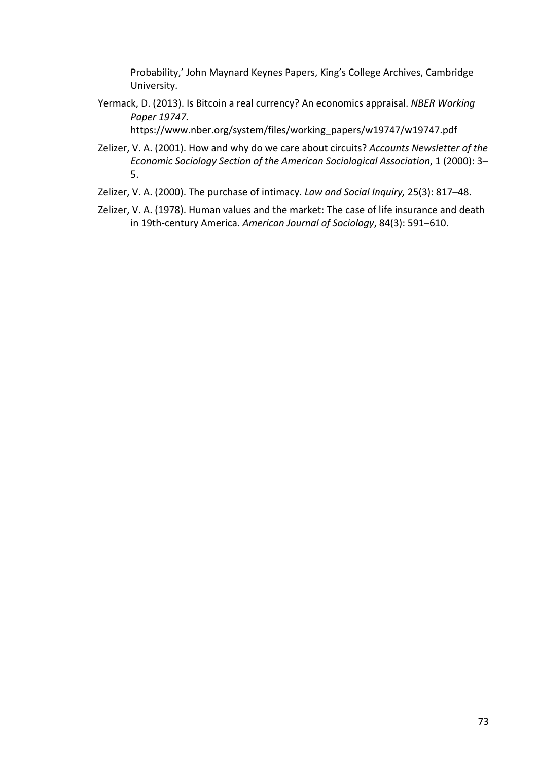Probability,' John Maynard Keynes Papers, King's College Archives, Cambridge University.

Yermack, D. (2013). Is Bitcoin a real currency? An economics appraisal. *NBER Working Paper 19747*. https://www.nber.org/system/files/working_papers/w19747/w19747.pdf

Zelizer, V. A. (2001). How and why do we care about circuits? *Accounts Newsletter of the Economic Sociology Section of the American Sociological Association*, 1 (2000): 3–5.

Zelizer, V. A. (2000). The purchase of intimacy. *Law and Social Inquiry,* 25(3): 817–48.

Zelizer, V. A. (1978). Human values and the market: The case of life insurance and death in 19th-century America. *American Journal of Sociology*, 84(3): 591–610.